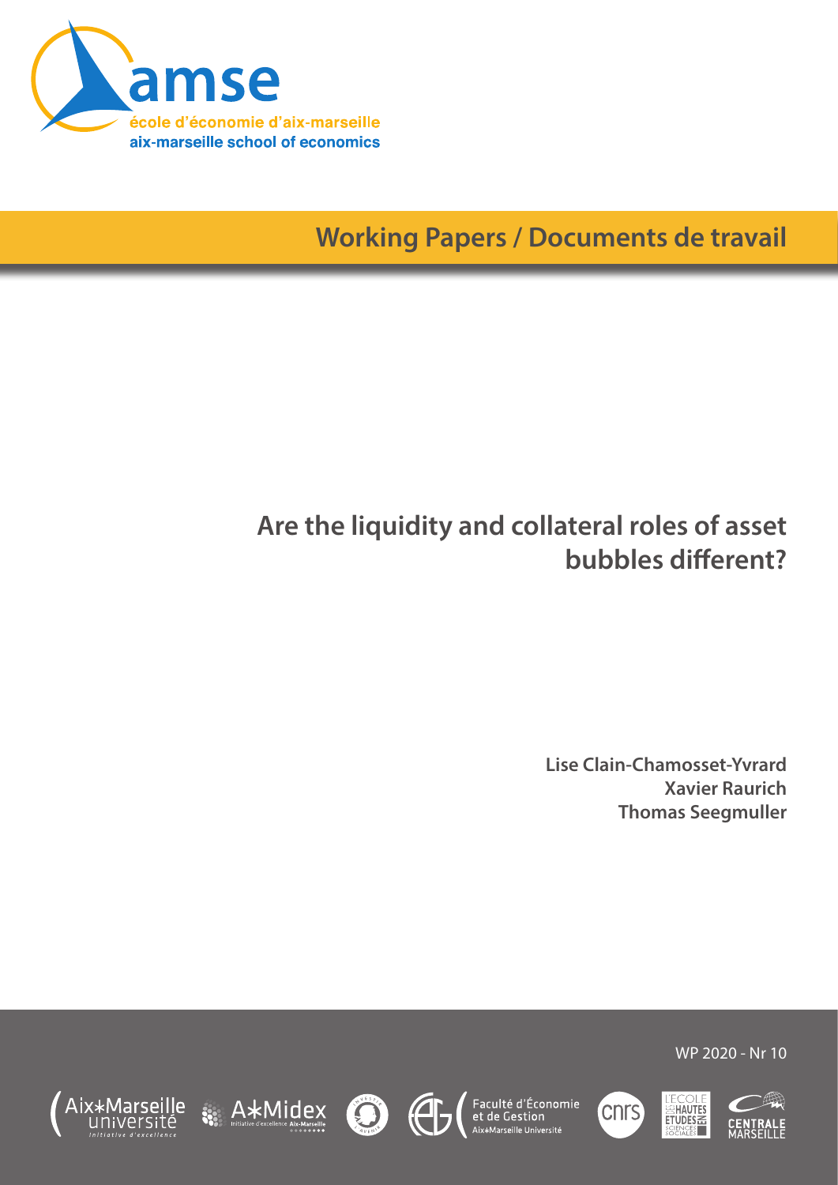amse

école d'économie d'aix-marseille

aix-marseille school of economics

**Working Papers / Documents de travail**

# Are the liquidity and collateral roles of asset bubbles different?

**Lise Clain-Chamosset-Yvrard**
**Xavier Raurich**
**Thomas Seegmuller**

WP 2020 - Nr 10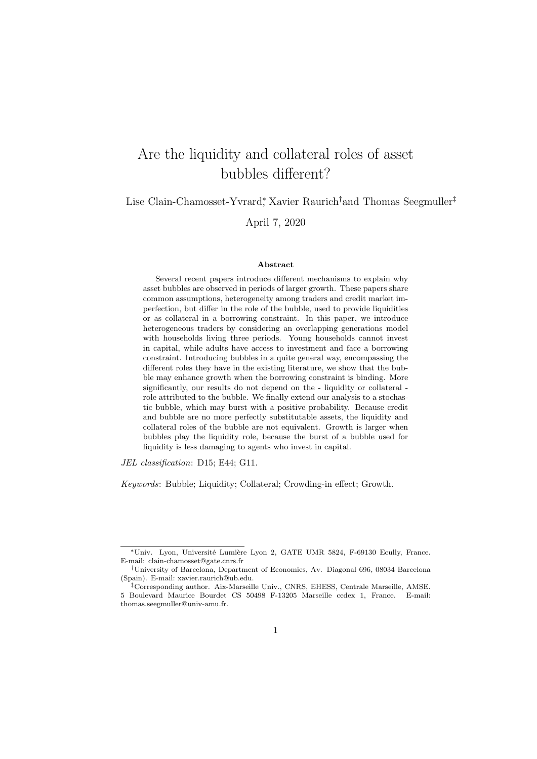# Are the liquidity and collateral roles of asset bubbles different?

Lise Clain-Chamosset-Yvrard[*], Xavier Raurich[†] and Thomas Seegmuller[‡]

April 7, 2020

### Abstract

Several recent papers introduce different mechanisms to explain why asset bubbles are observed in periods of larger growth. These papers share common assumptions, heterogeneity among traders and credit market imperfection, but differ in the role of the bubble, used to provide liquidities or as collateral in a borrowing constraint. In this paper, we introduce heterogeneous traders by considering an overlapping generations model with households living three periods. Young households cannot invest in capital, while adults have access to investment and face a borrowing constraint. Introducing bubbles in a quite general way, encompassing the different roles they have in the existing literature, we show that the bubble may enhance growth when the borrowing constraint is binding. More significantly, our results do not depend on the - liquidity or collateral - role attributed to the bubble. We finally extend our analysis to a stochastic bubble, which may burst with a positive probability. Because credit and bubble are no more perfectly substitutable assets, the liquidity and collateral roles of the bubble are not equivalent. Growth is larger when bubbles play the liquidity role, because the burst of a bubble used for liquidity is less damaging to agents who invest in capital.

*JEL classification*: D15; E44; G11.

*Keywords*: Bubble; Liquidity; Collateral; Crowding-in effect; Growth.

---

[*] Univ. Lyon, Université Lumière Lyon 2, GATE UMR 5824, F-69130 Ecully, France. E-mail: clain-chamosset@gate.cnrs.fr

[†] University of Barcelona, Department of Economics, Av. Diagonal 696, 08034 Barcelona (Spain). E-mail: xavier.raurich@ub.edu.

[‡] Corresponding author. Aix-Marseille Univ., CNRS, EHESS, Centrale Marseille, AMSE. 5 Boulevard Maurice Bourdet CS 50498 F-13205 Marseille cedex 1, France. E-mail: thomas.seegmuller@univ-amu.fr.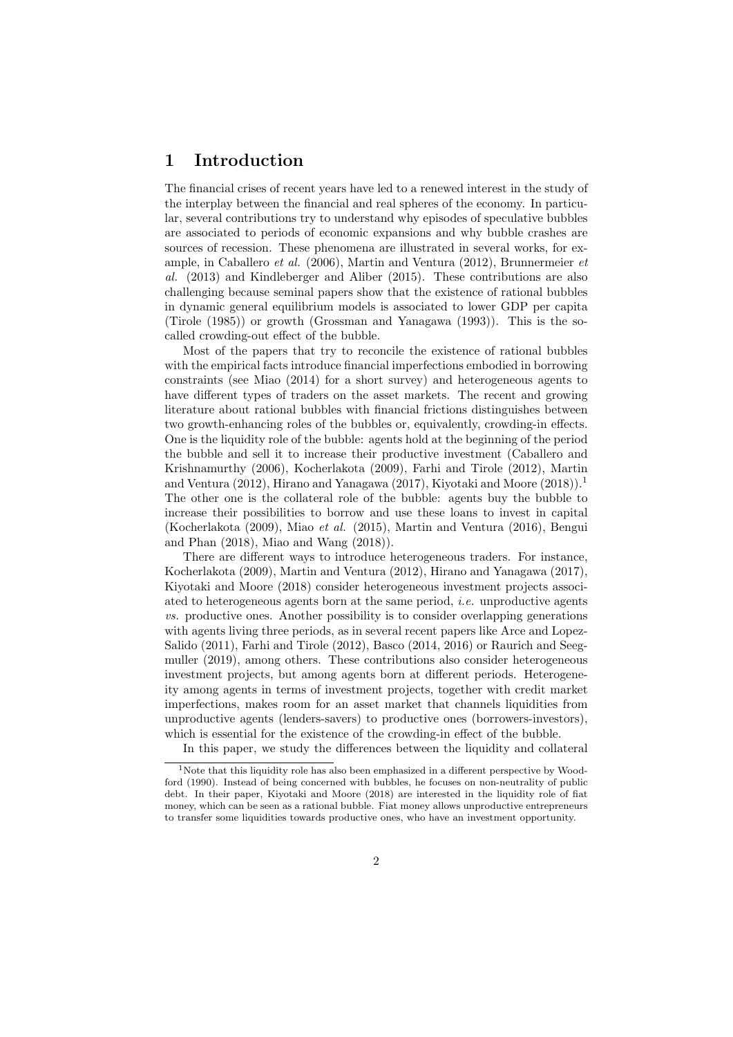# 1 Introduction

The financial crises of recent years have led to a renewed interest in the study of the interplay between the financial and real spheres of the economy. In particular, several contributions try to understand why episodes of speculative bubbles are associated to periods of economic expansions and why bubble crashes are sources of recession. These phenomena are illustrated in several works, for example, in Caballero *et al.* (2006), Martin and Ventura (2012), Brunnermeier *et al.* (2013) and Kindleberger and Aliber (2015). These contributions are also challenging because seminal papers show that the existence of rational bubbles in dynamic general equilibrium models is associated to lower GDP per capita (Tirole (1985)) or growth (Grossman and Yanagawa (1993)). This is the so-called crowding-out effect of the bubble.

Most of the papers that try to reconcile the existence of rational bubbles with the empirical facts introduce financial imperfections embodied in borrowing constraints (see Miao (2014) for a short survey) and heterogeneous agents to have different types of traders on the asset markets. The recent and growing literature about rational bubbles with financial frictions distinguishes between two growth-enhancing roles of the bubbles or, equivalently, crowding-in effects. One is the liquidity role of the bubble: agents hold at the beginning of the period the bubble and sell it to increase their productive investment (Caballero and Krishnamurthy (2006), Kocherlakota (2009), Farhi and Tirole (2012), Martin and Ventura (2012), Hirano and Yanagawa (2017), Kiyotaki and Moore (2018)).[1] The other one is the collateral role of the bubble: agents buy the bubble to increase their possibilities to borrow and use these loans to invest in capital (Kocherlakota (2009), Miao *et al.* (2015), Martin and Ventura (2016), Bengui and Phan (2018), Miao and Wang (2018)).

There are different ways to introduce heterogeneous traders. For instance, Kocherlakota (2009), Martin and Ventura (2012), Hirano and Yanagawa (2017), Kiyotaki and Moore (2018) consider heterogeneous investment projects associated to heterogeneous agents born at the same period, *i.e.* unproductive agents *vs.* productive ones. Another possibility is to consider overlapping generations with agents living three periods, as in several recent papers like Arce and Lopez-Salido (2011), Farhi and Tirole (2012), Basco (2014, 2016) or Raurich and Seegmuller (2019), among others. These contributions also consider heterogeneous investment projects, but among agents born at different periods. Heterogeneity among agents in terms of investment projects, together with credit market imperfections, makes room for an asset market that channels liquidities from unproductive agents (lenders-savers) to productive ones (borrowers-investors), which is essential for the existence of the crowding-in effect of the bubble.

In this paper, we study the differences between the liquidity and collateral

[1] Note that this liquidity role has also been emphasized in a different perspective by Woodford (1990). Instead of being concerned with bubbles, he focuses on non-neutrality of public debt. In their paper, Kiyotaki and Moore (2018) are interested in the liquidity role of fiat money, which can be seen as a rational bubble. Fiat money allows unproductive entrepreneurs to transfer some liquidities towards productive ones, who have an investment opportunity.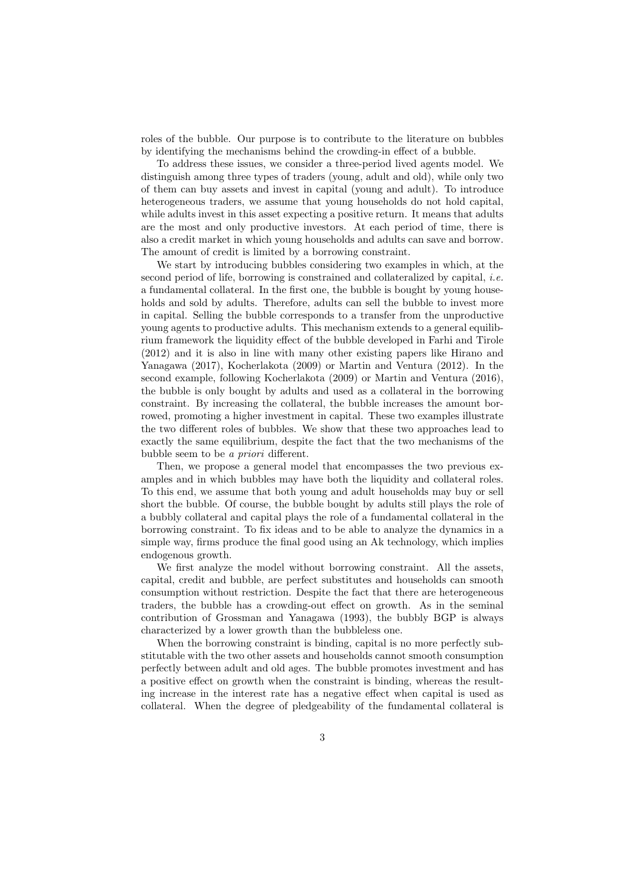roles of the bubble. Our purpose is to contribute to the literature on bubbles by identifying the mechanisms behind the crowding-in effect of a bubble.

To address these issues, we consider a three-period lived agents model. We distinguish among three types of traders (young, adult and old), while only two of them can buy assets and invest in capital (young and adult). To introduce heterogeneous traders, we assume that young households do not hold capital, while adults invest in this asset expecting a positive return. It means that adults are the most and only productive investors. At each period of time, there is also a credit market in which young households and adults can save and borrow. The amount of credit is limited by a borrowing constraint.

We start by introducing bubbles considering two examples in which, at the second period of life, borrowing is constrained and collateralized by capital, *i.e.* a fundamental collateral. In the first one, the bubble is bought by young households and sold by adults. Therefore, adults can sell the bubble to invest more in capital. Selling the bubble corresponds to a transfer from the unproductive young agents to productive adults. This mechanism extends to a general equilibrium framework the liquidity effect of the bubble developed in Farhi and Tirole (2012) and it is also in line with many other existing papers like Hirano and Yanagawa (2017), Kocherlakota (2009) or Martin and Ventura (2012). In the second example, following Kocherlakota (2009) or Martin and Ventura (2016), the bubble is only bought by adults and used as a collateral in the borrowing constraint. By increasing the collateral, the bubble increases the amount borrowed, promoting a higher investment in capital. These two examples illustrate the two different roles of bubbles. We show that these two approaches lead to exactly the same equilibrium, despite the fact that the two mechanisms of the bubble seem to be *a priori* different.

Then, we propose a general model that encompasses the two previous examples and in which bubbles may have both the liquidity and collateral roles. To this end, we assume that both young and adult households may buy or sell short the bubble. Of course, the bubble bought by adults still plays the role of a bubbly collateral and capital plays the role of a fundamental collateral in the borrowing constraint. To fix ideas and to be able to analyze the dynamics in a simple way, firms produce the final good using an Ak technology, which implies endogenous growth.

We first analyze the model without borrowing constraint. All the assets, capital, credit and bubble, are perfect substitutes and households can smooth consumption without restriction. Despite the fact that there are heterogeneous traders, the bubble has a crowding-out effect on growth. As in the seminal contribution of Grossman and Yanagawa (1993), the bubbly BGP is always characterized by a lower growth than the bubbleless one.

When the borrowing constraint is binding, capital is no more perfectly substitutable with the two other assets and households cannot smooth consumption perfectly between adult and old ages. The bubble promotes investment and has a positive effect on growth when the constraint is binding, whereas the resulting increase in the interest rate has a negative effect when capital is used as collateral. When the degree of pledgeability of the fundamental collateral is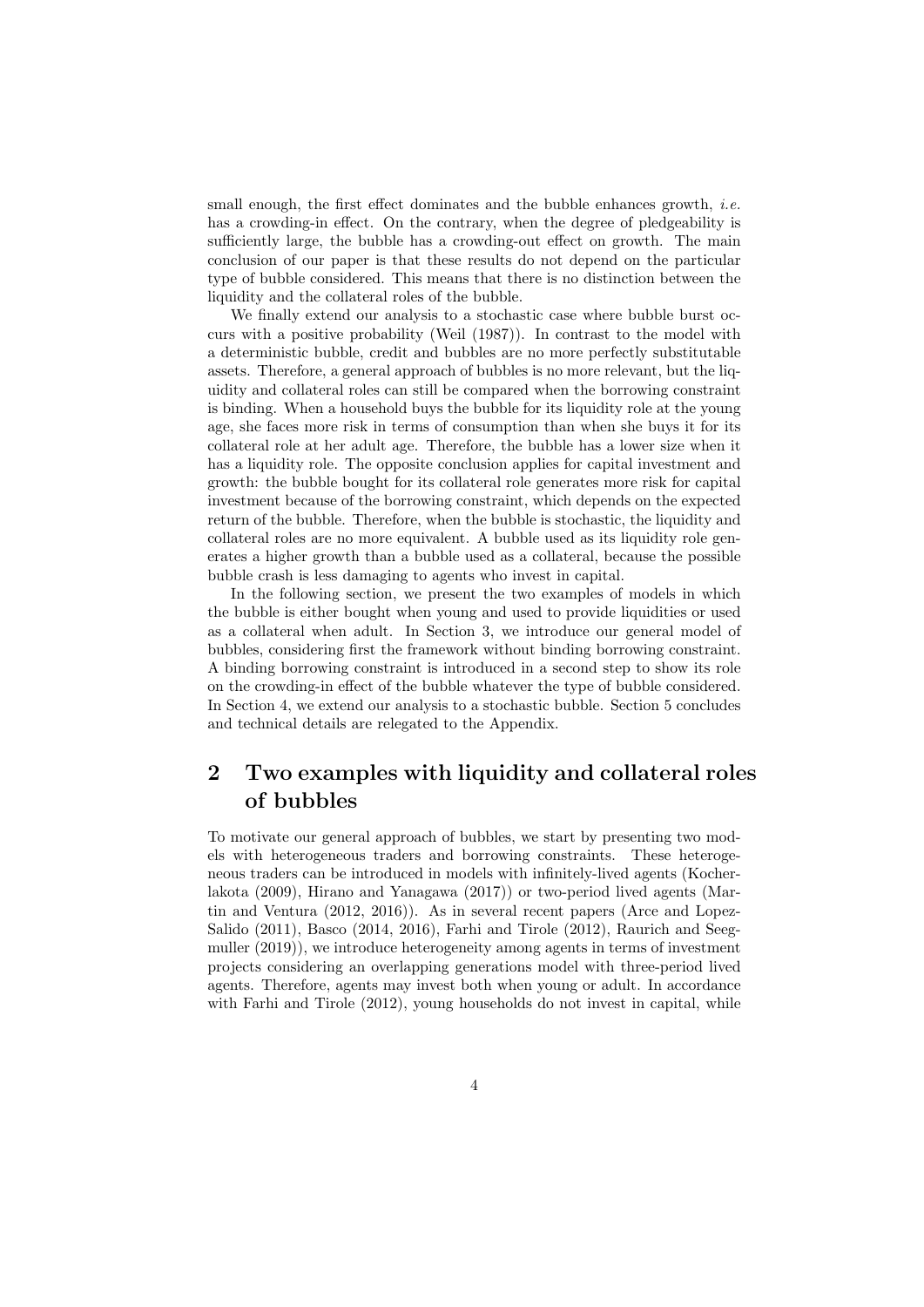small enough, the first effect dominates and the bubble enhances growth, *i.e.* has a crowding-in effect. On the contrary, when the degree of pledgeability is sufficiently large, the bubble has a crowding-out effect on growth. The main conclusion of our paper is that these results do not depend on the particular type of bubble considered. This means that there is no distinction between the liquidity and the collateral roles of the bubble.

We finally extend our analysis to a stochastic case where bubble burst occurs with a positive probability (Weil (1987)). In contrast to the model with a deterministic bubble, credit and bubbles are no more perfectly substitutable assets. Therefore, a general approach of bubbles is no more relevant, but the liquidity and collateral roles can still be compared when the borrowing constraint is binding. When a household buys the bubble for its liquidity role at the young age, she faces more risk in terms of consumption than when she buys it for its collateral role at her adult age. Therefore, the bubble has a lower size when it has a liquidity role. The opposite conclusion applies for capital investment and growth: the bubble bought for its collateral role generates more risk for capital investment because of the borrowing constraint, which depends on the expected return of the bubble. Therefore, when the bubble is stochastic, the liquidity and collateral roles are no more equivalent. A bubble used as its liquidity role generates a higher growth than a bubble used as a collateral, because the possible bubble crash is less damaging to agents who invest in capital.

In the following section, we present the two examples of models in which the bubble is either bought when young and used to provide liquidities or used as a collateral when adult. In Section 3, we introduce our general model of bubbles, considering first the framework without binding borrowing constraint. A binding borrowing constraint is introduced in a second step to show its role on the crowding-in effect of the bubble whatever the type of bubble considered. In Section 4, we extend our analysis to a stochastic bubble. Section 5 concludes and technical details are relegated to the Appendix.

## 2 Two examples with liquidity and collateral roles of bubbles

To motivate our general approach of bubbles, we start by presenting two models with heterogeneous traders and borrowing constraints. These heterogeneous traders can be introduced in models with infinitely-lived agents (Kocherlakota (2009), Hirano and Yanagawa (2017)) or two-period lived agents (Martin and Ventura (2012, 2016)). As in several recent papers (Arce and Lopez-Salido (2011), Basco (2014, 2016), Farhi and Tirole (2012), Raurich and Seegmuller (2019)), we introduce heterogeneity among agents in terms of investment projects considering an overlapping generations model with three-period lived agents. Therefore, agents may invest both when young or adult. In accordance with Farhi and Tirole (2012), young households do not invest in capital, while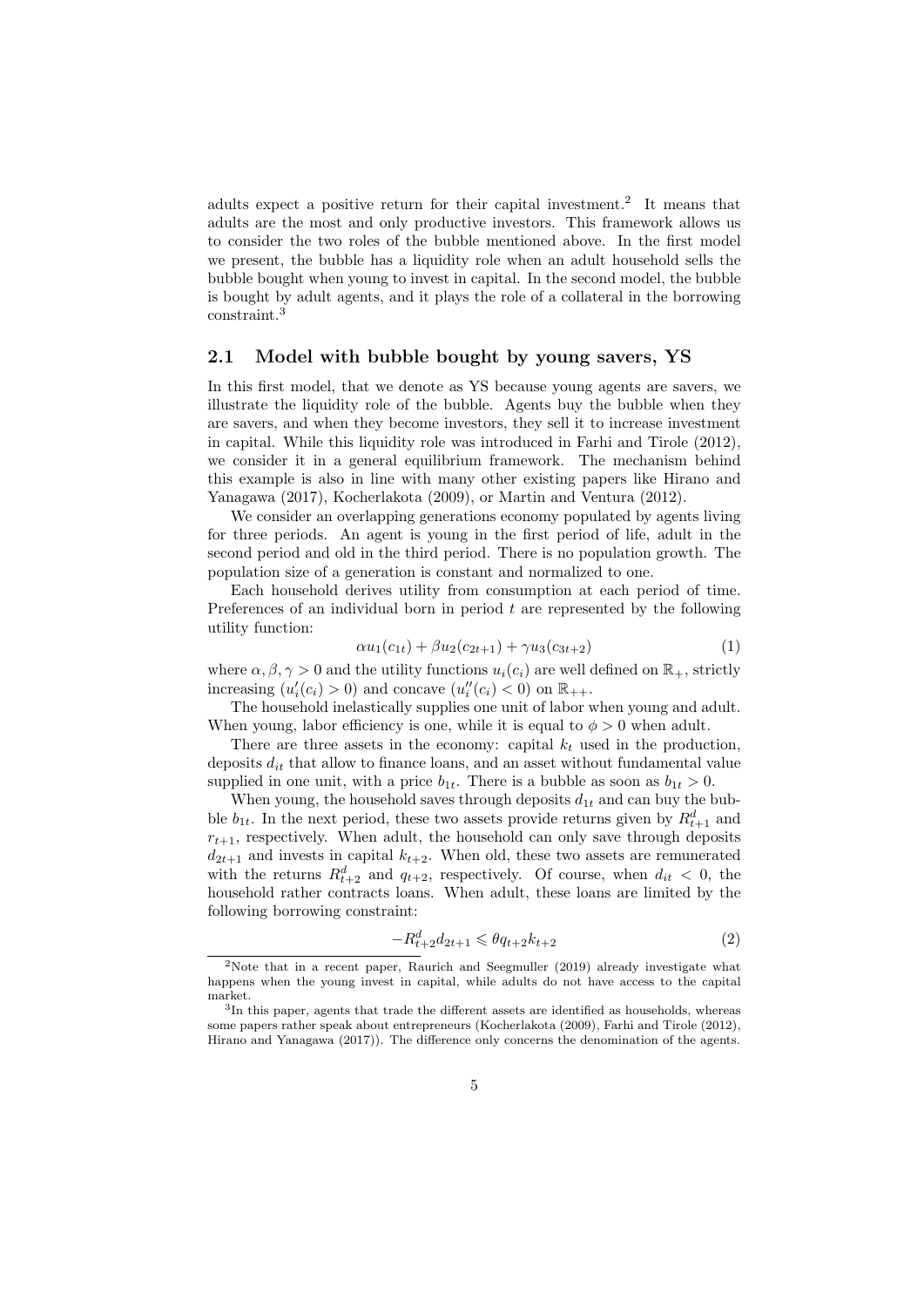adults expect a positive return for their capital investment.[2] It means that adults are the most and only productive investors. This framework allows us to consider the two roles of the bubble mentioned above. In the first model we present, the bubble has a liquidity role when an adult household sells the bubble bought when young to invest in capital. In the second model, the bubble is bought by adult agents, and it plays the role of a collateral in the borrowing constraint.[3]

## 2.1 Model with bubble bought by young savers, YS

In this first model, that we denote as YS because young agents are savers, we illustrate the liquidity role of the bubble. Agents buy the bubble when they are savers, and when they become investors, they sell it to increase investment in capital. While this liquidity role was introduced in Farhi and Tirole (2012), we consider it in a general equilibrium framework. The mechanism behind this example is also in line with many other existing papers like Hirano and Yanagawa (2017), Kocherlakota (2009), or Martin and Ventura (2012).

We consider an overlapping generations economy populated by agents living for three periods. An agent is young in the first period of life, adult in the second period and old in the third period. There is no population growth. The population size of a generation is constant and normalized to one.

Each household derives utility from consumption at each period of time. Preferences of an individual born in period $t$ are represented by the following utility function:

$$\alpha u_1(c_{1t}) + \beta u_2(c_{2t+1}) + \gamma u_3(c_{3t+2}) \tag{1}$$

where $\alpha, \beta, \gamma > 0$ and the utility functions $u_i(c_i)$ are well defined on $\mathbb{R}_+$, strictly increasing ($u_i'(c_i) > 0$) and concave ($u_i''(c_i) < 0$) on $\mathbb{R}_{++}$.

The household inelastically supplies one unit of labor when young and adult. When young, labor efficiency is one, while it is equal to $\phi > 0$ when adult.

There are three assets in the economy: capital $k_t$ used in the production, deposits $d_{it}$ that allow to finance loans, and an asset without fundamental value supplied in one unit, with a price $b_{1t}$. There is a bubble as soon as $b_{1t} > 0$.

When young, the household saves through deposits $d_{1t}$ and can buy the bubble $b_{1t}$. In the next period, these two assets provide returns given by $R^d_{t+1}$ and $r_{t+1}$, respectively. When adult, the household can only save through deposits $d_{2t+1}$ and invests in capital $k_{t+2}$. When old, these two assets are remunerated with the returns $R^d_{t+2}$ and $q_{t+2}$, respectively. Of course, when $d_{it} < 0$, the household rather contracts loans. When adult, these loans are limited by the following borrowing constraint:

$$-R^d_{t+2} d_{2t+1} \leqslant \theta q_{t+2} k_{t+2} \tag{2}$$

[2]Note that in a recent paper, Raurich and Seegmuller (2019) already investigate what happens when the young invest in capital, while adults do not have access to the capital market.

[3]In this paper, agents that trade the different assets are identified as households, whereas some papers rather speak about entrepreneurs (Kocherlakota (2009), Farhi and Tirole (2012), Hirano and Yanagawa (2017)). The difference only concerns the denomination of the agents.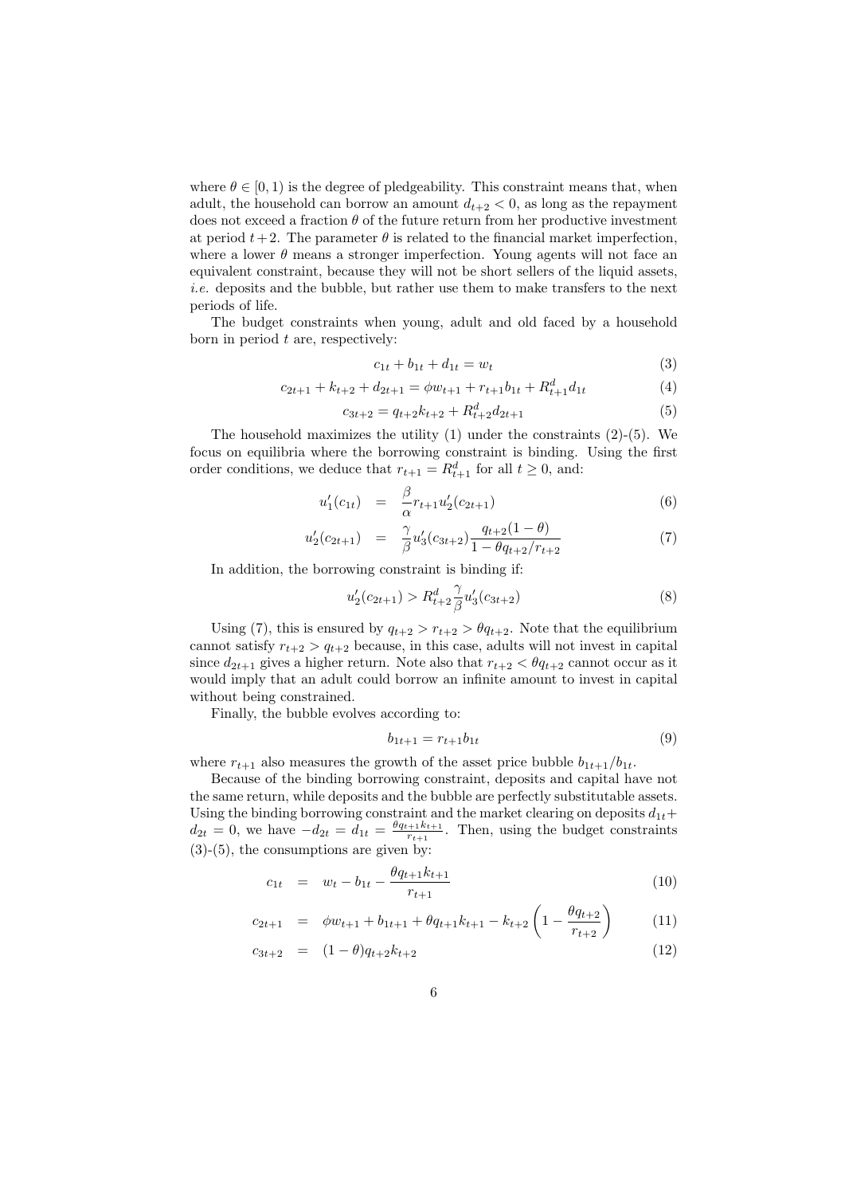where $\theta \in [0, 1)$ is the degree of pledgeability. This constraint means that, when adult, the household can borrow an amount $d_{t+2} < 0$, as long as the repayment does not exceed a fraction $\theta$ of the future return from her productive investment at period $t+2$. The parameter $\theta$ is related to the financial market imperfection, where a lower $\theta$ means a stronger imperfection. Young agents will not face an equivalent constraint, because they will not be short sellers of the liquid assets, *i.e.* deposits and the bubble, but rather use them to make transfers to the next periods of life.

The budget constraints when young, adult and old faced by a household born in period $t$ are, respectively:

$$c_{1t} + b_{1t} + d_{1t} = w_t \tag{3}$$

$$c_{2t+1} + k_{t+2} + d_{2t+1} = \phi w_{t+1} + r_{t+1} b_{1t} + R^d_{t+1} d_{1t} \tag{4}$$

$$c_{3t+2} = q_{t+2} k_{t+2} + R^d_{t+2} d_{2t+1} \tag{5}$$

The household maximizes the utility (1) under the constraints (2)-(5). We focus on equilibria where the borrowing constraint is binding. Using the first order conditions, we deduce that $r_{t+1} = R^d_{t+1}$ for all $t \geq 0$, and:

$$u_1'(c_{1t}) = \frac{\beta}{\alpha} r_{t+1} u_2'(c_{2t+1}) \tag{6}$$

$$u_2'(c_{2t+1}) = \frac{\gamma}{\beta} u_3'(c_{3t+2}) \frac{q_{t+2}(1-\theta)}{1 - \theta q_{t+2}/r_{t+2}} \tag{7}$$

In addition, the borrowing constraint is binding if:

$$u_2'(c_{2t+1}) > R^d_{t+2} \frac{\gamma}{\beta} u_3'(c_{3t+2}) \tag{8}$$

Using (7), this is ensured by $q_{t+2} > r_{t+2} > \theta q_{t+2}$. Note that the equilibrium cannot satisfy $r_{t+2} > q_{t+2}$ because, in this case, adults will not invest in capital since $d_{2t+1}$ gives a higher return. Note also that $r_{t+2} < \theta q_{t+2}$ cannot occur as it would imply that an adult could borrow an infinite amount to invest in capital without being constrained.

Finally, the bubble evolves according to:

$$b_{1t+1} = r_{t+1} b_{1t} \tag{9}$$

where $r_{t+1}$ also measures the growth of the asset price bubble $b_{1t+1}/b_{1t}$.

Because of the binding borrowing constraint, deposits and capital have not the same return, while deposits and the bubble are perfectly substitutable assets. Using the binding borrowing constraint and the market clearing on deposits $d_{1t} + d_{2t} = 0$, we have $-d_{2t} = d_{1t} = \frac{\theta q_{t+1} k_{t+1}}{r_{t+1}}$. Then, using the budget constraints (3)-(5), the consumptions are given by:

$$c_{1t} = w_t - b_{1t} - \frac{\theta q_{t+1} k_{t+1}}{r_{t+1}} \tag{10}$$

$$c_{2t+1} = \phi w_{t+1} + b_{1t+1} + \theta q_{t+1} k_{t+1} - k_{t+2} \left(1 - \frac{\theta q_{t+2}}{r_{t+2}}\right) \tag{11}$$

$$c_{3t+2} = (1-\theta) q_{t+2} k_{t+2} \tag{12}$$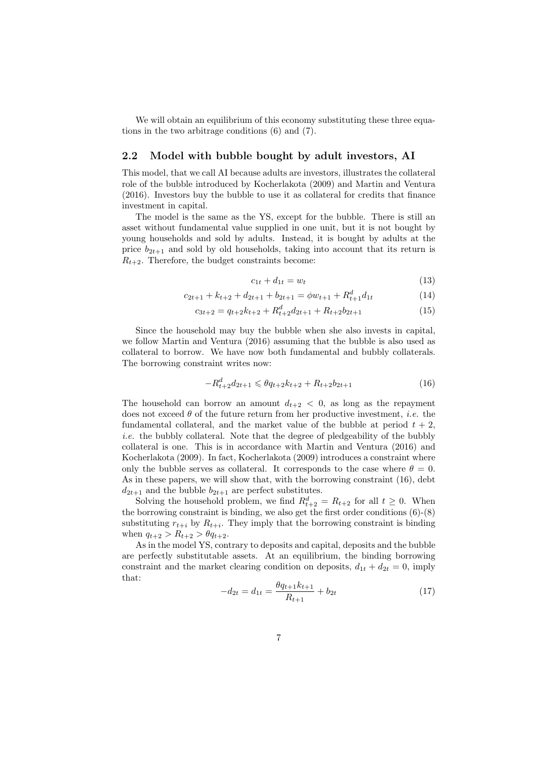We will obtain an equilibrium of this economy substituting these three equations in the two arbitrage conditions (6) and (7).

## 2.2 Model with bubble bought by adult investors, AI

This model, that we call AI because adults are investors, illustrates the collateral role of the bubble introduced by Kocherlakota (2009) and Martin and Ventura (2016). Investors buy the bubble to use it as collateral for credits that finance investment in capital.

The model is the same as the YS, except for the bubble. There is still an asset without fundamental value supplied in one unit, but it is not bought by young households and sold by adults. Instead, it is bought by adults at the price $b_{2t+1}$ and sold by old households, taking into account that its return is $R_{t+2}$. Therefore, the budget constraints become:

$$c_{1t} + d_{1t} = w_t \tag{13}$$

$$c_{2t+1} + k_{t+2} + d_{2t+1} + b_{2t+1} = \phi w_{t+1} + R^d_{t+1} d_{1t} \tag{14}$$

$$c_{3t+2} = q_{t+2} k_{t+2} + R^d_{t+2} d_{2t+1} + R_{t+2} b_{2t+1} \tag{15}$$

Since the household may buy the bubble when she also invests in capital, we follow Martin and Ventura (2016) assuming that the bubble is also used as collateral to borrow. We have now both fundamental and bubbly collaterals. The borrowing constraint writes now:

$$-R^d_{t+2} d_{2t+1} \leqslant \theta q_{t+2} k_{t+2} + R_{t+2} b_{2t+1} \tag{16}$$

The household can borrow an amount $d_{t+2} < 0$, as long as the repayment does not exceed $\theta$ of the future return from her productive investment, *i.e.* the fundamental collateral, and the market value of the bubble at period $t+2$, *i.e.* the bubbly collateral. Note that the degree of pledgeability of the bubbly collateral is one. This is in accordance with Martin and Ventura (2016) and Kocherlakota (2009). In fact, Kocherlakota (2009) introduces a constraint where only the bubble serves as collateral. It corresponds to the case where $\theta = 0$. As in these papers, we will show that, with the borrowing constraint (16), debt $d_{2t+1}$ and the bubble $b_{2t+1}$ are perfect substitutes.

Solving the household problem, we find $R^d_{t+2} = R_{t+2}$ for all $t \geq 0$. When the borrowing constraint is binding, we also get the first order conditions (6)-(8) substituting $r_{t+i}$ by $R_{t+i}$. They imply that the borrowing constraint is binding when $q_{t+2} > R_{t+2} > \theta q_{t+2}$.

As in the model YS, contrary to deposits and capital, deposits and the bubble are perfectly substitutable assets. At an equilibrium, the binding borrowing constraint and the market clearing condition on deposits, $d_{1t} + d_{2t} = 0$, imply that:

$$-d_{2t} = d_{1t} = \frac{\theta q_{t+1} k_{t+1}}{R_{t+1}} + b_{2t} \tag{17}$$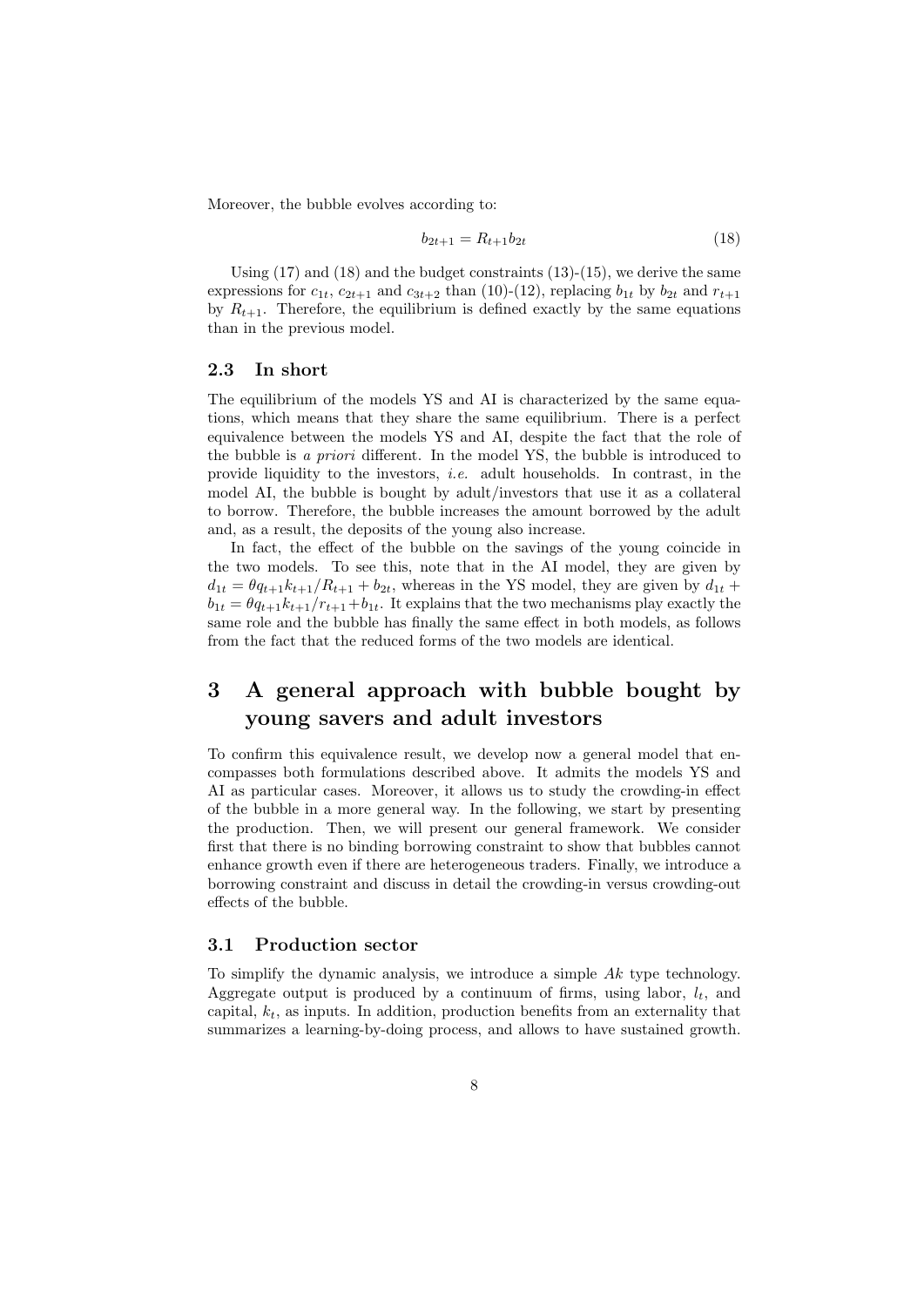Moreover, the bubble evolves according to:

$$b_{2t+1} = R_{t+1} b_{2t} \tag{18}$$

Using (17) and (18) and the budget constraints (13)-(15), we derive the same expressions for $c_{1t}$, $c_{2t+1}$ and $c_{3t+2}$ than (10)-(12), replacing $b_{1t}$ by $b_{2t}$ and $r_{t+1}$ by $R_{t+1}$. Therefore, the equilibrium is defined exactly by the same equations than in the previous model.

### 2.3 In short

The equilibrium of the models YS and AI is characterized by the same equations, which means that they share the same equilibrium. There is a perfect equivalence between the models YS and AI, despite the fact that the role of the bubble is *a priori* different. In the model YS, the bubble is introduced to provide liquidity to the investors, *i.e.* adult households. In contrast, in the model AI, the bubble is bought by adult/investors that use it as a collateral to borrow. Therefore, the bubble increases the amount borrowed by the adult and, as a result, the deposits of the young also increase.

In fact, the effect of the bubble on the savings of the young coincide in the two models. To see this, note that in the AI model, they are given by $d_{1t} = \theta q_{t+1} k_{t+1}/R_{t+1} + b_{2t}$, whereas in the YS model, they are given by $d_{1t} + b_{1t} = \theta q_{t+1} k_{t+1}/r_{t+1} + b_{1t}$. It explains that the two mechanisms play exactly the same role and the bubble has finally the same effect in both models, as follows from the fact that the reduced forms of the two models are identical.

## 3 A general approach with bubble bought by young savers and adult investors

To confirm this equivalence result, we develop now a general model that encompasses both formulations described above. It admits the models YS and AI as particular cases. Moreover, it allows us to study the crowding-in effect of the bubble in a more general way. In the following, we start by presenting the production. Then, we will present our general framework. We consider first that there is no binding borrowing constraint to show that bubbles cannot enhance growth even if there are heterogeneous traders. Finally, we introduce a borrowing constraint and discuss in detail the crowding-in versus crowding-out effects of the bubble.

### 3.1 Production sector

To simplify the dynamic analysis, we introduce a simple $Ak$ type technology. Aggregate output is produced by a continuum of firms, using labor, $l_t$, and capital, $k_t$, as inputs. In addition, production benefits from an externality that summarizes a learning-by-doing process, and allows to have sustained growth.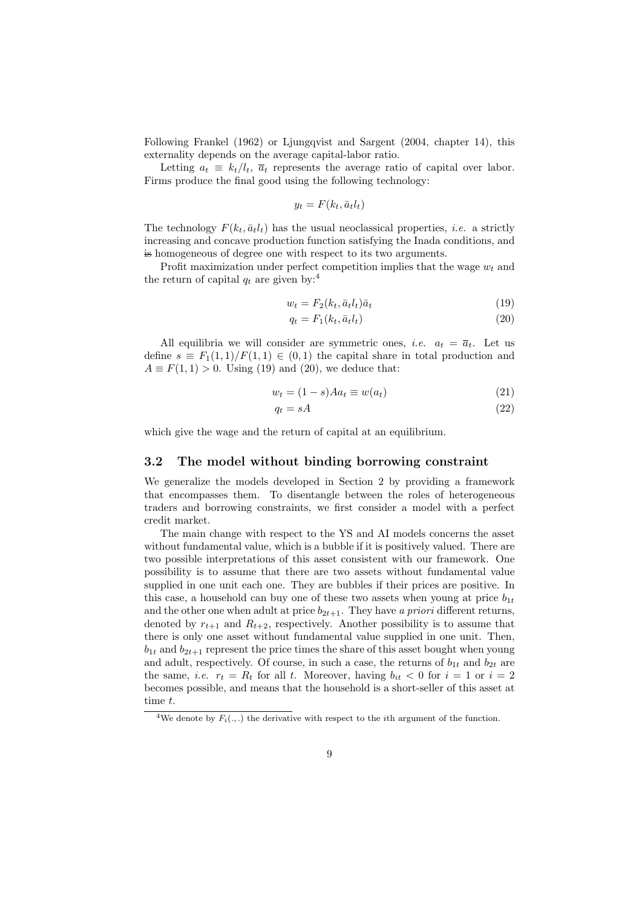Following Frankel (1962) or Ljungqvist and Sargent (2004, chapter 14), this externality depends on the average capital-labor ratio.

Letting $a_t \equiv k_t/l_t$, $\overline{a}_t$ represents the average ratio of capital over labor. Firms produce the final good using the following technology:

$$y_t = F(k_t, \bar{a}_t l_t)$$

The technology $F(k_t, \bar{a}_t l_t)$ has the usual neoclassical properties, *i.e.* a strictly increasing and concave production function satisfying the Inada conditions, and ~~is~~ homogeneous of degree one with respect to its two arguments.

Profit maximization under perfect competition implies that the wage $w_t$ and the return of capital $q_t$ are given by:[4]

$$w_t = F_2(k_t, \bar{a}_t l_t)\bar{a}_t \tag{19}$$

$$q_t = F_1(k_t, \bar{a}_t l_t) \tag{20}$$

All equilibria we will consider are symmetric ones, *i.e.* $a_t = \overline{a}_t$. Let us define $s \equiv F_1(1,1)/F(1,1) \in (0,1)$ the capital share in total production and $A \equiv F(1,1) > 0$. Using (19) and (20), we deduce that:

$$w_t = (1-s)Aa_t \equiv w(a_t) \tag{21}$$

$$q_t = sA \tag{22}$$

which give the wage and the return of capital at an equilibrium.

### 3.2 The model without binding borrowing constraint

We generalize the models developed in Section 2 by providing a framework that encompasses them. To disentangle between the roles of heterogeneous traders and borrowing constraints, we first consider a model with a perfect credit market.

The main change with respect to the YS and AI models concerns the asset without fundamental value, which is a bubble if it is positively valued. There are two possible interpretations of this asset consistent with our framework. One possibility is to assume that there are two assets without fundamental value supplied in one unit each one. They are bubbles if their prices are positive. In this case, a household can buy one of these two assets when young at price $b_{1t}$ and the other one when adult at price $b_{2t+1}$. They have *a priori* different returns, denoted by $r_{t+1}$ and $R_{t+2}$, respectively. Another possibility is to assume that there is only one asset without fundamental value supplied in one unit. Then, $b_{1t}$ and $b_{2t+1}$ represent the price times the share of this asset bought when young and adult, respectively. Of course, in such a case, the returns of $b_{1t}$ and $b_{2t}$ are the same, *i.e.* $r_t = R_t$ for all $t$. Moreover, having $b_{it} < 0$ for $i = 1$ or $i = 2$ becomes possible, and means that the household is a short-seller of this asset at time $t$.

[4] We denote by $F_i(.,.)$ the derivative with respect to the $i$th argument of the function.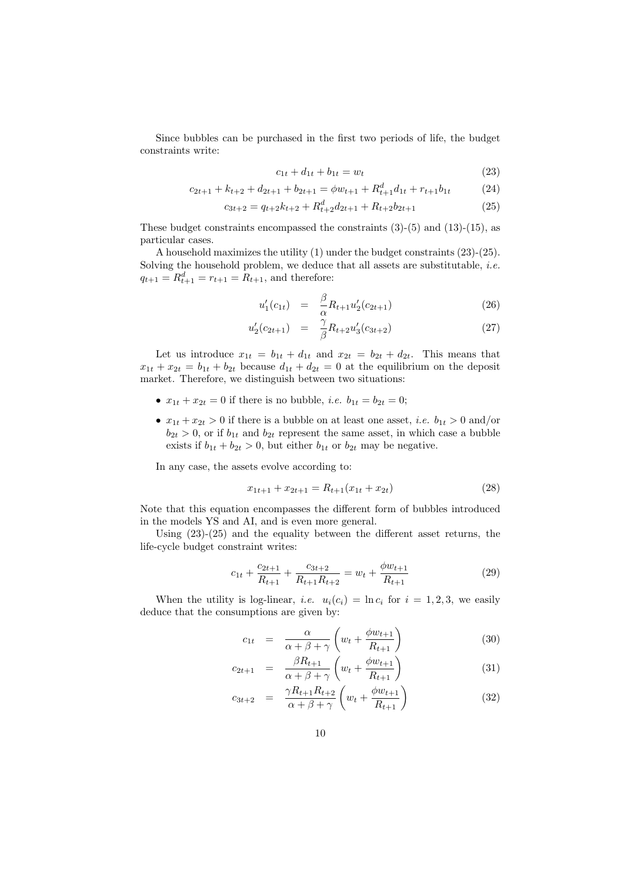Since bubbles can be purchased in the first two periods of life, the budget constraints write:

$$c_{1t} + d_{1t} + b_{1t} = w_t \tag{23}$$

$$c_{2t+1} + k_{t+2} + d_{2t+1} + b_{2t+1} = \phi w_{t+1} + R^d_{t+1} d_{1t} + r_{t+1} b_{1t} \tag{24}$$

$$c_{3t+2} = q_{t+2} k_{t+2} + R^d_{t+2} d_{2t+1} + R_{t+2} b_{2t+1} \tag{25}$$

These budget constraints encompassed the constraints (3)-(5) and (13)-(15), as particular cases.

A household maximizes the utility (1) under the budget constraints (23)-(25). Solving the household problem, we deduce that all assets are substitutable, *i.e.* $q_{t+1} = R^d_{t+1} = r_{t+1} = R_{t+1}$, and therefore:

$$u_1'(c_{1t}) = \frac{\beta}{\alpha} R_{t+1} u_2'(c_{2t+1}) \tag{26}$$

$$u_2'(c_{2t+1}) = \frac{\gamma}{\beta} R_{t+2} u_3'(c_{3t+2}) \tag{27}$$

Let us introduce $x_{1t} = b_{1t} + d_{1t}$ and $x_{2t} = b_{2t} + d_{2t}$. This means that $x_{1t} + x_{2t} = b_{1t} + b_{2t}$ because $d_{1t} + d_{2t} = 0$ at the equilibrium on the deposit market. Therefore, we distinguish between two situations:

- $x_{1t} + x_{2t} = 0$ if there is no bubble, *i.e.* $b_{1t} = b_{2t} = 0$;
- $x_{1t} + x_{2t} > 0$ if there is a bubble on at least one asset, *i.e.* $b_{1t} > 0$ and/or $b_{2t} > 0$, or if $b_{1t}$ and $b_{2t}$ represent the same asset, in which case a bubble exists if $b_{1t} + b_{2t} > 0$, but either $b_{1t}$ or $b_{2t}$ may be negative.

In any case, the assets evolve according to:

$$x_{1t+1} + x_{2t+1} = R_{t+1}(x_{1t} + x_{2t}) \tag{28}$$

Note that this equation encompasses the different form of bubbles introduced in the models YS and AI, and is even more general.

Using (23)-(25) and the equality between the different asset returns, the life-cycle budget constraint writes:

$$c_{1t} + \frac{c_{2t+1}}{R_{t+1}} + \frac{c_{3t+2}}{R_{t+1} R_{t+2}} = w_t + \frac{\phi w_{t+1}}{R_{t+1}} \tag{29}$$

When the utility is log-linear, *i.e.* $u_i(c_i) = \ln c_i$ for $i = 1, 2, 3$, we easily deduce that the consumptions are given by:

$$c_{1t} = \frac{\alpha}{\alpha + \beta + \gamma} \left( w_t + \frac{\phi w_{t+1}}{R_{t+1}} \right) \tag{30}$$

$$c_{2t+1} = \frac{\beta R_{t+1}}{\alpha + \beta + \gamma} \left( w_t + \frac{\phi w_{t+1}}{R_{t+1}} \right) \tag{31}$$

$$c_{3t+2} = \frac{\gamma R_{t+1} R_{t+2}}{\alpha + \beta + \gamma} \left( w_t + \frac{\phi w_{t+1}}{R_{t+1}} \right) \tag{32}$$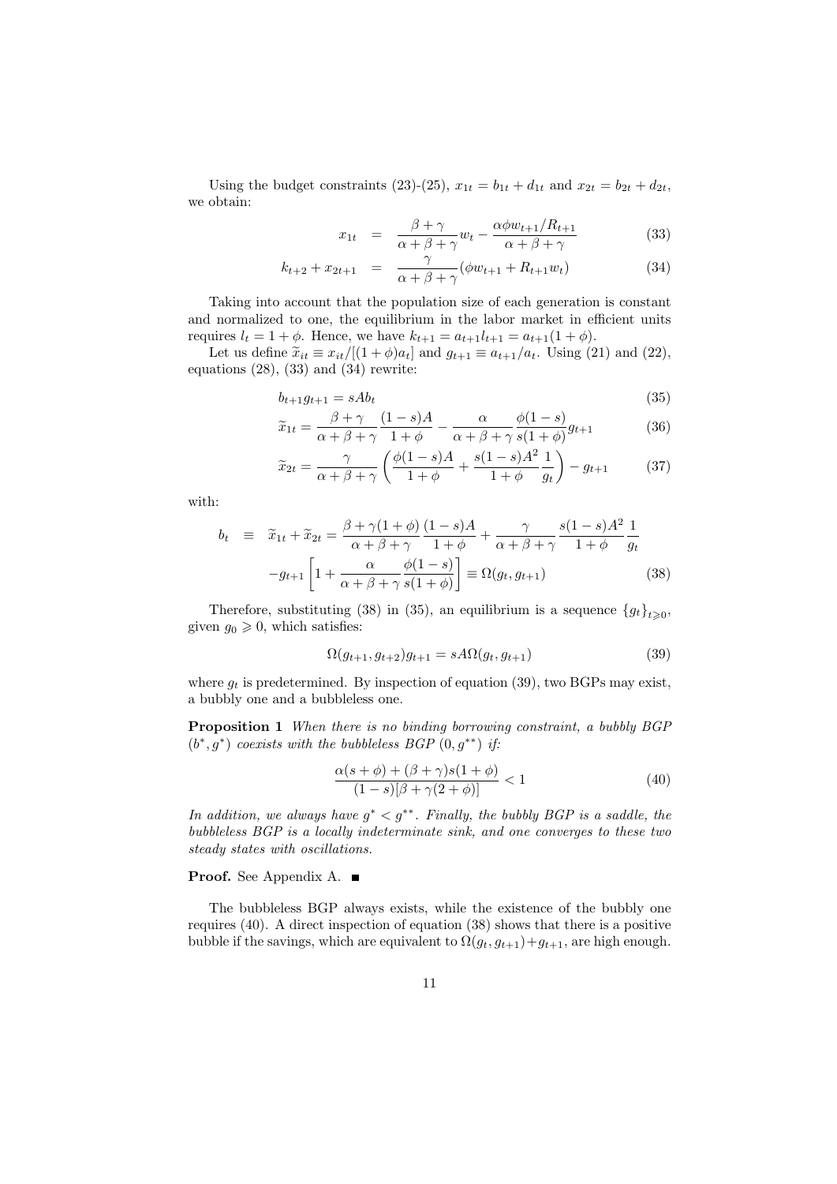Using the budget constraints (23)-(25), $x_{1t} = b_{1t} + d_{1t}$ and $x_{2t} = b_{2t} + d_{2t}$, we obtain:

$$
\begin{aligned}
x_{1t} &= \frac{\beta+\gamma}{\alpha+\beta+\gamma} w_t - \frac{\alpha \phi w_{t+1}/R_{t+1}}{\alpha+\beta+\gamma} && (33) \\
k_{t+2} + x_{2t+1} &= \frac{\gamma}{\alpha+\beta+\gamma}(\phi w_{t+1} + R_{t+1} w_t) && (34)
\end{aligned}
$$

Taking into account that the population size of each generation is constant and normalized to one, the equilibrium in the labor market in efficient units requires $l_t = 1+\phi$. Hence, we have $k_{t+1} = a_{t+1} l_{t+1} = a_{t+1}(1+\phi)$.

Let us define $\widetilde{x}_{it} \equiv x_{it}/[(1+\phi)a_t]$ and $g_{t+1} \equiv a_{t+1}/a_t$. Using (21) and (22), equations (28), (33) and (34) rewrite:

$$
b_{t+1} g_{t+1} = sAb_t \tag{35}
$$

$$
\widetilde{x}_{1t} = \frac{\beta+\gamma}{\alpha+\beta+\gamma} \frac{(1-s)A}{1+\phi} - \frac{\alpha}{\alpha+\beta+\gamma} \frac{\phi(1-s)}{s(1+\phi)} g_{t+1} \tag{36}
$$

$$
\widetilde{x}_{2t} = \frac{\gamma}{\alpha+\beta+\gamma} \left( \frac{\phi(1-s)A}{1+\phi} + \frac{s(1-s)A^2}{1+\phi} \frac{1}{g_t} \right) - g_{t+1} \tag{37}
$$

with:

$$
\begin{aligned}
b_t \equiv \widetilde{x}_{1t} + \widetilde{x}_{2t} &= \frac{\beta+\gamma(1+\phi)}{\alpha+\beta+\gamma} \frac{(1-s)A}{1+\phi} + \frac{\gamma}{\alpha+\beta+\gamma} \frac{s(1-s)A^2}{1+\phi} \frac{1}{g_t} \\
&\quad - g_{t+1} \left[ 1 + \frac{\alpha}{\alpha+\beta+\gamma} \frac{\phi(1-s)}{s(1+\phi)} \right] \equiv \Omega(g_t, g_{t+1}) && (38)
\end{aligned}
$$

Therefore, substituting (38) in (35), an equilibrium is a sequence $\{g_t\}_{t \geqslant 0}$, given $g_0 \geqslant 0$, which satisfies:

$$
\Omega(g_{t+1}, g_{t+2}) g_{t+1} = sA\Omega(g_t, g_{t+1}) \tag{39}
$$

where $g_t$ is predetermined. By inspection of equation (39), two BGPs may exist, a bubbly one and a bubbleless one.

**Proposition 1** *When there is no binding borrowing constraint, a bubbly BGP $(b^*, g^*)$ coexists with the bubbleless BGP $(0, g^{**})$ if:*

$$
\frac{\alpha(s+\phi) + (\beta+\gamma)s(1+\phi)}{(1-s)[\beta+\gamma(2+\phi)]} < 1 \tag{40}
$$

*In addition, we always have $g^* < g^{**}$. Finally, the bubbly BGP is a saddle, the bubbleless BGP is a locally indeterminate sink, and one converges to these two steady states with oscillations.*

**Proof.** See Appendix A. ∎

The bubbleless BGP always exists, while the existence of the bubbly one requires (40). A direct inspection of equation (38) shows that there is a positive bubble if the savings, which are equivalent to $\Omega(g_t, g_{t+1}) + g_{t+1}$, are high enough.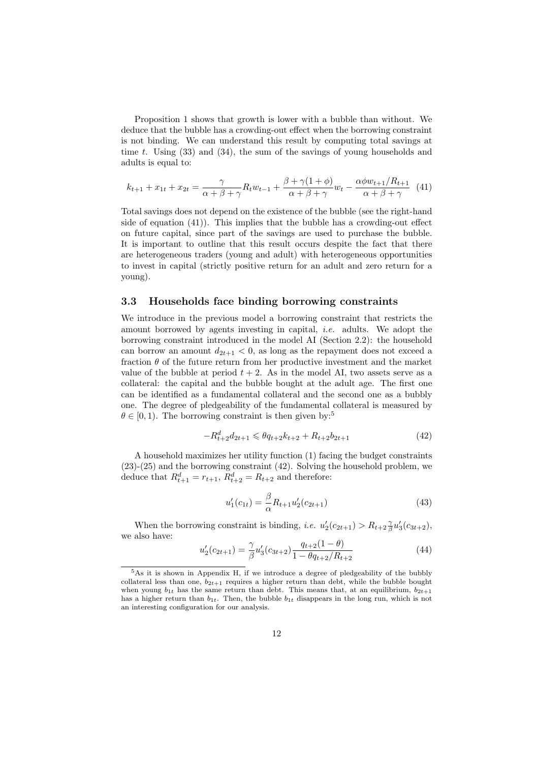Proposition 1 shows that growth is lower with a bubble than without. We deduce that the bubble has a crowding-out effect when the borrowing constraint is not binding. We can understand this result by computing total savings at time $t$. Using (33) and (34), the sum of the savings of young households and adults is equal to:

$$k_{t+1} + x_{1t} + x_{2t} = \frac{\gamma}{\alpha+\beta+\gamma} R_t w_{t-1} + \frac{\beta + \gamma(1+\phi)}{\alpha+\beta+\gamma} w_t - \frac{\alpha \phi w_{t+1}/R_{t+1}}{\alpha+\beta+\gamma} \quad (41)$$

Total savings does not depend on the existence of the bubble (see the right-hand side of equation (41)). This implies that the bubble has a crowding-out effect on future capital, since part of the savings are used to purchase the bubble. It is important to outline that this result occurs despite the fact that there are heterogeneous traders (young and adult) with heterogeneous opportunities to invest in capital (strictly positive return for an adult and zero return for a young).

### 3.3 Households face binding borrowing constraints

We introduce in the previous model a borrowing constraint that restricts the amount borrowed by agents investing in capital, *i.e.* adults. We adopt the borrowing constraint introduced in the model AI (Section 2.2): the household can borrow an amount $d_{2t+1} < 0$, as long as the repayment does not exceed a fraction $\theta$ of the future return from her productive investment and the market value of the bubble at period $t+2$. As in the model AI, two assets serve as a collateral: the capital and the bubble bought at the adult age. The first one can be identified as a fundamental collateral and the second one as a bubbly one. The degree of pledgeability of the fundamental collateral is measured by $\theta \in [0, 1)$. The borrowing constraint is then given by:[5]

$$-R^d_{t+2} d_{2t+1} \leqslant \theta q_{t+2} k_{t+2} + R_{t+2} b_{2t+1} \quad (42)$$

A household maximizes her utility function (1) facing the budget constraints (23)-(25) and the borrowing constraint (42). Solving the household problem, we deduce that $R^d_{t+1} = r_{t+1}$, $R^d_{t+2} = R_{t+2}$ and therefore:

$$u_1'(c_{1t}) = \frac{\beta}{\alpha} R_{t+1} u_2'(c_{2t+1}) \quad (43)$$

When the borrowing constraint is binding, *i.e.* $u_2'(c_{2t+1}) > R_{t+2}\frac{\gamma}{\beta} u_3'(c_{3t+2})$, we also have:

$$u_2'(c_{2t+1}) = \frac{\gamma}{\beta} u_3'(c_{3t+2}) \frac{q_{t+2}(1-\theta)}{1 - \theta q_{t+2}/R_{t+2}} \quad (44)$$

[5] As it is shown in Appendix H, if we introduce a degree of pledgeability of the bubbly collateral less than one, $b_{2t+1}$ requires a higher return than debt, while the bubble bought when young $b_{1t}$ has the same return than debt. This means that, at an equilibrium, $b_{2t+1}$ has a higher return than $b_{1t}$. Then, the bubble $b_{1t}$ disappears in the long run, which is not an interesting configuration for our analysis.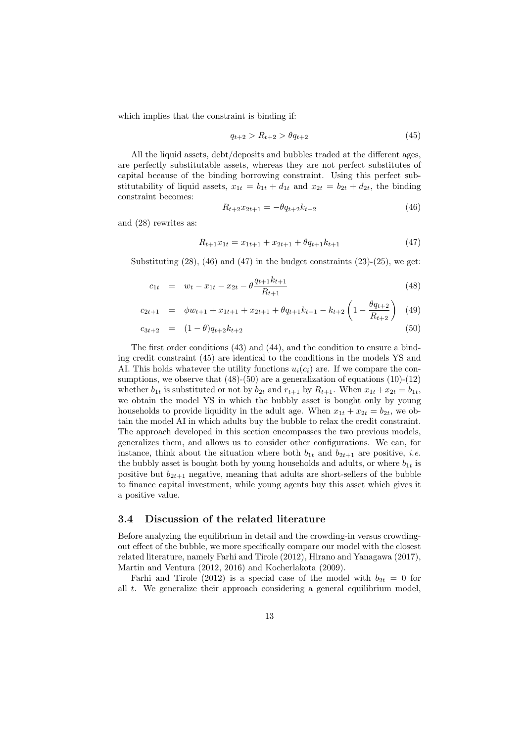which implies that the constraint is binding if:

$$q_{t+2} > R_{t+2} > \theta q_{t+2} \tag{45}$$

All the liquid assets, debt/deposits and bubbles traded at the different ages, are perfectly substitutable assets, whereas they are not perfect substitutes of capital because of the binding borrowing constraint. Using this perfect substitutability of liquid assets, $x_{1t} = b_{1t} + d_{1t}$ and $x_{2t} = b_{2t} + d_{2t}$, the binding constraint becomes:

$$R_{t+2} x_{2t+1} = -\theta q_{t+2} k_{t+2} \tag{46}$$

and (28) rewrites as:

$$R_{t+1} x_{1t} = x_{1t+1} + x_{2t+1} + \theta q_{t+1} k_{t+1} \tag{47}$$

Substituting (28), (46) and (47) in the budget constraints (23)-(25), we get:

$$c_{1t} = w_t - x_{1t} - x_{2t} - \theta \frac{q_{t+1} k_{t+1}}{R_{t+1}} \tag{48}$$

$$c_{2t+1} = \phi w_{t+1} + x_{1t+1} + x_{2t+1} + \theta q_{t+1} k_{t+1} - k_{t+2} \left( 1 - \frac{\theta q_{t+2}}{R_{t+2}} \right) \tag{49}$$

$$c_{3t+2} = (1-\theta) q_{t+2} k_{t+2} \tag{50}$$

The first order conditions (43) and (44), and the condition to ensure a binding credit constraint (45) are identical to the conditions in the models YS and AI. This holds whatever the utility functions $u_i(c_i)$ are. If we compare the consumptions, we observe that (48)-(50) are a generalization of equations (10)-(12) whether $b_{1t}$ is substituted or not by $b_{2t}$ and $r_{t+1}$ by $R_{t+1}$. When $x_{1t} + x_{2t} = b_{1t}$, we obtain the model YS in which the bubbly asset is bought only by young households to provide liquidity in the adult age. When $x_{1t} + x_{2t} = b_{2t}$, we obtain the model AI in which adults buy the bubble to relax the credit constraint. The approach developed in this section encompasses the two previous models, generalizes them, and allows us to consider other configurations. We can, for instance, think about the situation where both $b_{1t}$ and $b_{2t+1}$ are positive, *i.e.* the bubbly asset is bought both by young households and adults, or where $b_{1t}$ is positive but $b_{2t+1}$ negative, meaning that adults are short-sellers of the bubble to finance capital investment, while young agents buy this asset which gives it a positive value.

### 3.4 Discussion of the related literature

Before analyzing the equilibrium in detail and the crowding-in versus crowding-out effect of the bubble, we more specifically compare our model with the closest related literature, namely Farhi and Tirole (2012), Hirano and Yanagawa (2017), Martin and Ventura (2012, 2016) and Kocherlakota (2009).

Farhi and Tirole (2012) is a special case of the model with $b_{2t} = 0$ for all $t$. We generalize their approach considering a general equilibrium model,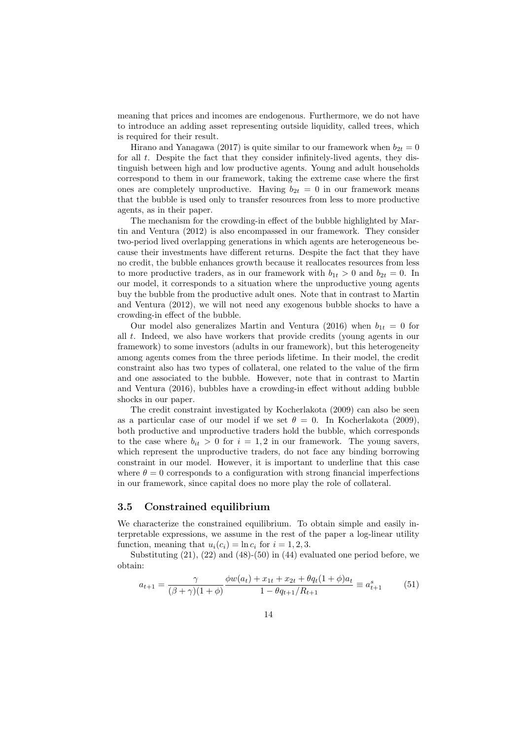meaning that prices and incomes are endogenous. Furthermore, we do not have to introduce an adding asset representing outside liquidity, called trees, which is required for their result.

Hirano and Yanagawa (2017) is quite similar to our framework when $b_{2t} = 0$ for all $t$. Despite the fact that they consider infinitely-lived agents, they distinguish between high and low productive agents. Young and adult households correspond to them in our framework, taking the extreme case where the first ones are completely unproductive. Having $b_{2t} = 0$ in our framework means that the bubble is used only to transfer resources from less to more productive agents, as in their paper.

The mechanism for the crowding-in effect of the bubble highlighted by Martin and Ventura (2012) is also encompassed in our framework. They consider two-period lived overlapping generations in which agents are heterogeneous because their investments have different returns. Despite the fact that they have no credit, the bubble enhances growth because it reallocates resources from less to more productive traders, as in our framework with $b_{1t} > 0$ and $b_{2t} = 0$. In our model, it corresponds to a situation where the unproductive young agents buy the bubble from the productive adult ones. Note that in contrast to Martin and Ventura (2012), we will not need any exogenous bubble shocks to have a crowding-in effect of the bubble.

Our model also generalizes Martin and Ventura (2016) when $b_{1t} = 0$ for all $t$. Indeed, we also have workers that provide credits (young agents in our framework) to some investors (adults in our framework), but this heterogeneity among agents comes from the three periods lifetime. In their model, the credit constraint also has two types of collateral, one related to the value of the firm and one associated to the bubble. However, note that in contrast to Martin and Ventura (2016), bubbles have a crowding-in effect without adding bubble shocks in our paper.

The credit constraint investigated by Kocherlakota (2009) can also be seen as a particular case of our model if we set $\theta = 0$. In Kocherlakota (2009), both productive and unproductive traders hold the bubble, which corresponds to the case where $b_{it} > 0$ for $i = 1, 2$ in our framework. The young savers, which represent the unproductive traders, do not face any binding borrowing constraint in our model. However, it is important to underline that this case where $\theta = 0$ corresponds to a configuration with strong financial imperfections in our framework, since capital does no more play the role of collateral.

### 3.5 Constrained equilibrium

We characterize the constrained equilibrium. To obtain simple and easily interpretable expressions, we assume in the rest of the paper a log-linear utility function, meaning that $u_i(c_i) = \ln c_i$ for $i = 1, 2, 3$.

Substituting (21), (22) and (48)-(50) in (44) evaluated one period before, we obtain:

$$a_{t+1} = \frac{\gamma}{(\beta+\gamma)(1+\phi)} \frac{\phi w(a_t) + x_{1t} + x_{2t} + \theta q_t (1+\phi) a_t}{1 - \theta q_{t+1}/R_{t+1}} \equiv a^s_{t+1} \tag{51}$$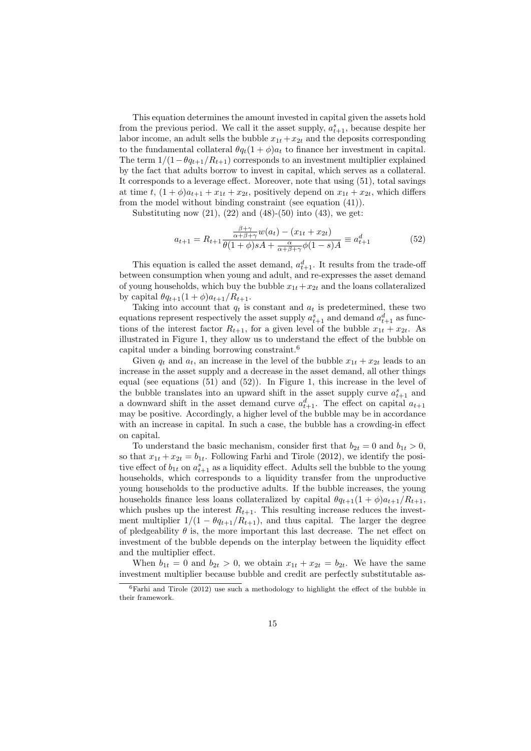This equation determines the amount invested in capital given the assets hold from the previous period. We call it the asset supply, $a^s_{t+1}$, because despite her labor income, an adult sells the bubble $x_{1t} + x_{2t}$ and the deposits corresponding to the fundamental collateral $\theta q_t(1+\phi)a_t$ to finance her investment in capital. The term $1/(1 - \theta q_{t+1}/R_{t+1})$ corresponds to an investment multiplier explained by the fact that adults borrow to invest in capital, which serves as a collateral. It corresponds to a leverage effect. Moreover, note that using (51), total savings at time $t$, $(1+\phi)a_{t+1} + x_{1t} + x_{2t}$, positively depend on $x_{1t} + x_{2t}$, which differs from the model without binding constraint (see equation (41)).

Substituting now (21), (22) and (48)-(50) into (43), we get:

$$a_{t+1} = R_{t+1} \frac{\frac{\beta+\gamma}{\alpha+\beta+\gamma} w(a_t) - (x_{1t} + x_{2t})}{\theta(1+\phi)sA + \frac{\alpha}{\alpha+\beta+\gamma}\phi(1-s)A} \equiv a^d_{t+1} \tag{52}$$

This equation is called the asset demand, $a^d_{t+1}$. It results from the trade-off between consumption when young and adult, and re-expresses the asset demand of young households, which buy the bubble $x_{1t} + x_{2t}$ and the loans collateralized by capital $\theta q_{t+1}(1+\phi)a_{t+1}/R_{t+1}$.

Taking into account that $q_t$ is constant and $a_t$ is predetermined, these two equations represent respectively the asset supply $a^s_{t+1}$ and demand $a^d_{t+1}$ as functions of the interest factor $R_{t+1}$, for a given level of the bubble $x_{1t} + x_{2t}$. As illustrated in Figure 1, they allow us to understand the effect of the bubble on capital under a binding borrowing constraint.[6]

Given $q_t$ and $a_t$, an increase in the level of the bubble $x_{1t} + x_{2t}$ leads to an increase in the asset supply and a decrease in the asset demand, all other things equal (see equations (51) and (52)). In Figure 1, this increase in the level of the bubble translates into an upward shift in the asset supply curve $a^s_{t+1}$ and a downward shift in the asset demand curve $a^d_{t+1}$. The effect on capital $a_{t+1}$ may be positive. Accordingly, a higher level of the bubble may be in accordance with an increase in capital. In such a case, the bubble has a crowding-in effect on capital.

To understand the basic mechanism, consider first that $b_{2t} = 0$ and $b_{1t} > 0$, so that $x_{1t} + x_{2t} = b_{1t}$. Following Farhi and Tirole (2012), we identify the positive effect of $b_{1t}$ on $a^s_{t+1}$ as a liquidity effect. Adults sell the bubble to the young households, which corresponds to a liquidity transfer from the unproductive young households to the productive adults. If the bubble increases, the young households finance less loans collateralized by capital $\theta q_{t+1}(1+\phi)a_{t+1}/R_{t+1}$, which pushes up the interest $R_{t+1}$. This resulting increase reduces the investment multiplier $1/(1 - \theta q_{t+1}/R_{t+1})$, and thus capital. The larger the degree of pledgeability $\theta$ is, the more important this last decrease. The net effect on investment of the bubble depends on the interplay between the liquidity effect and the multiplier effect.

When $b_{1t} = 0$ and $b_{2t} > 0$, we obtain $x_{1t} + x_{2t} = b_{2t}$. We have the same investment multiplier because bubble and credit are perfectly substitutable as-

[6] Farhi and Tirole (2012) use such a methodology to highlight the effect of the bubble in their framework.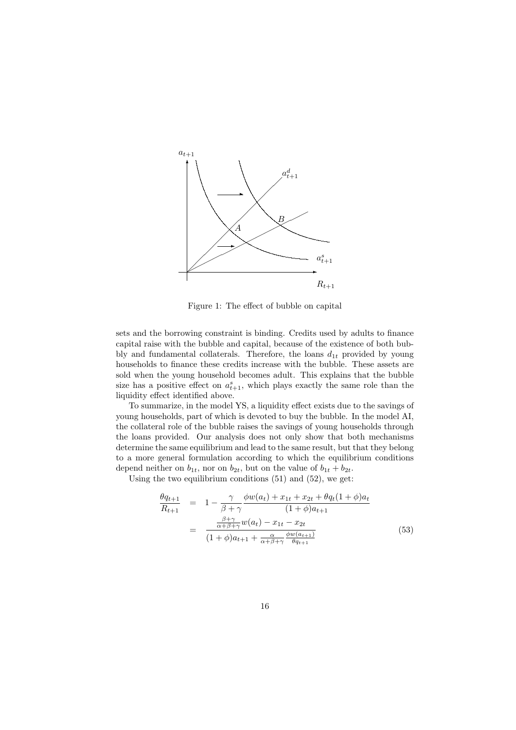Figure 1: The effect of bubble on capital

sets and the borrowing constraint is binding. Credits used by adults to finance capital raise with the bubble and capital, because of the existence of both bubbly and fundamental collaterals. Therefore, the loans $d_{1t}$ provided by young households to finance these credits increase with the bubble. These assets are sold when the young household becomes adult. This explains that the bubble size has a positive effect on $a^s_{t+1}$, which plays exactly the same role than the liquidity effect identified above.

To summarize, in the model YS, a liquidity effect exists due to the savings of young households, part of which is devoted to buy the bubble. In the model AI, the collateral role of the bubble raises the savings of young households through the loans provided. Our analysis does not only show that both mechanisms determine the same equilibrium and lead to the same result, but that they belong to a more general formulation according to which the equilibrium conditions depend neither on $b_{1t}$, nor on $b_{2t}$, but on the value of $b_{1t} + b_{2t}$.

Using the two equilibrium conditions (51) and (52), we get:

$$
\begin{aligned}
\frac{\theta q_{t+1}}{R_{t+1}} &= 1 - \frac{\gamma}{\beta+\gamma}\frac{\phi w(a_t) + x_{1t} + x_{2t} + \theta q_t(1+\phi)a_t}{(1+\phi)a_{t+1}} \\
&= \frac{\frac{\beta+\gamma}{\alpha+\beta+\gamma}w(a_t) - x_{1t} - x_{2t}}{(1+\phi)a_{t+1} + \frac{\alpha}{\alpha+\beta+\gamma}\frac{\phi w(a_{t+1})}{\theta q_{t+1}}}
\end{aligned}
\tag{53}
$$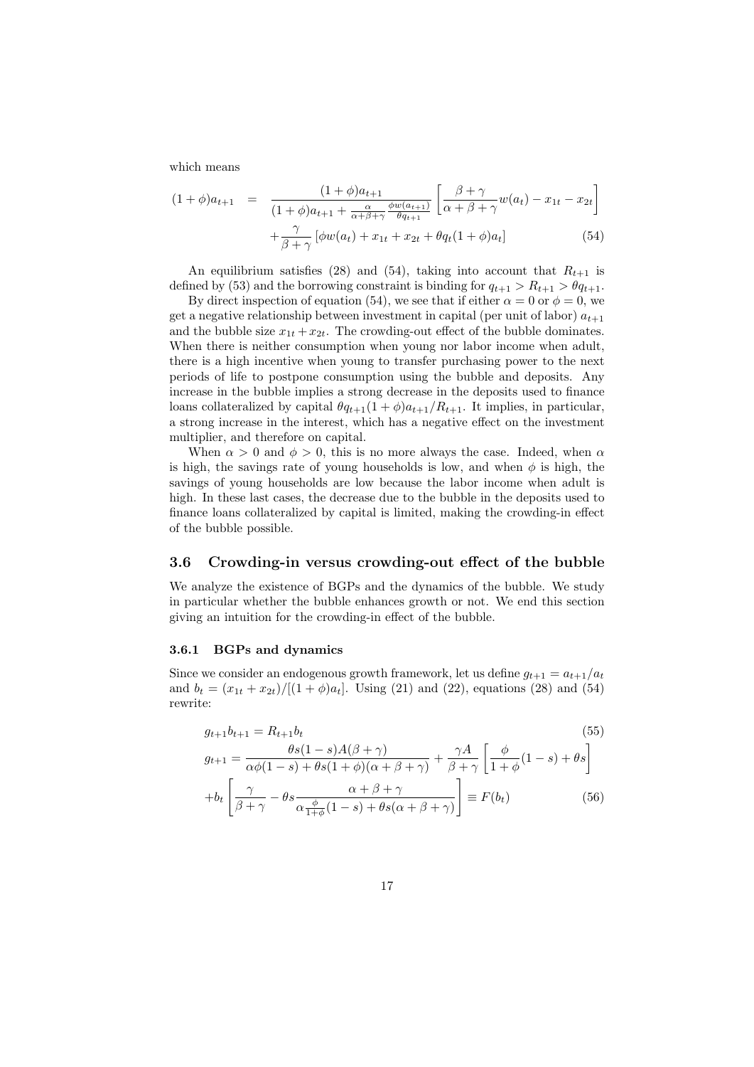which means

$$
\begin{aligned}
(1+\phi)a_{t+1} &= \frac{(1+\phi)a_{t+1}}{(1+\phi)a_{t+1} + \frac{\alpha}{\alpha+\beta+\gamma}\frac{\phi w(a_{t+1})}{\theta q_{t+1}}}\left[\frac{\beta+\gamma}{\alpha+\beta+\gamma}w(a_t) - x_{1t} - x_{2t}\right] \\
&\quad + \frac{\gamma}{\beta+\gamma}\left[\phi w(a_t) + x_{1t} + x_{2t} + \theta q_t (1+\phi) a_t\right] \qquad (54)
\end{aligned}
$$

An equilibrium satisfies (28) and (54), taking into account that $R_{t+1}$ is defined by (53) and the borrowing constraint is binding for $q_{t+1} > R_{t+1} > \theta q_{t+1}$.

By direct inspection of equation (54), we see that if either $\alpha = 0$ or $\phi = 0$, we get a negative relationship between investment in capital (per unit of labor) $a_{t+1}$ and the bubble size $x_{1t} + x_{2t}$. The crowding-out effect of the bubble dominates. When there is neither consumption when young nor labor income when adult, there is a high incentive when young to transfer purchasing power to the next periods of life to postpone consumption using the bubble and deposits. Any increase in the bubble implies a strong decrease in the deposits used to finance loans collateralized by capital $\theta q_{t+1}(1+\phi)a_{t+1}/R_{t+1}$. It implies, in particular, a strong increase in the interest, which has a negative effect on the investment multiplier, and therefore on capital.

When $\alpha > 0$ and $\phi > 0$, this is no more always the case. Indeed, when $\alpha$ is high, the savings rate of young households is low, and when $\phi$ is high, the savings of young households are low because the labor income when adult is high. In these last cases, the decrease due to the bubble in the deposits used to finance loans collateralized by capital is limited, making the crowding-in effect of the bubble possible.

## 3.6 Crowding-in versus crowding-out effect of the bubble

We analyze the existence of BGPs and the dynamics of the bubble. We study in particular whether the bubble enhances growth or not. We end this section giving an intuition for the crowding-in effect of the bubble.

### 3.6.1 BGPs and dynamics

Since we consider an endogenous growth framework, let us define $g_{t+1} = a_{t+1}/a_t$ and $b_t = (x_{1t} + x_{2t})/[(1+\phi)a_t]$. Using (21) and (22), equations (28) and (54) rewrite:

$$
g_{t+1} b_{t+1} = R_{t+1} b_t \qquad (55)
$$

$$
\begin{aligned}
g_{t+1} &= \frac{\theta s(1-s)A(\beta+\gamma)}{\alpha\phi(1-s) + \theta s(1+\phi)(\alpha+\beta+\gamma)} + \frac{\gamma A}{\beta+\gamma}\left[\frac{\phi}{1+\phi}(1-s) + \theta s\right] \\
&\quad + b_t\left[\frac{\gamma}{\beta+\gamma} - \theta s \frac{\alpha+\beta+\gamma}{\alpha\frac{\phi}{1+\phi}(1-s) + \theta s(\alpha+\beta+\gamma)}\right] \equiv F(b_t) \qquad (56)
\end{aligned}
$$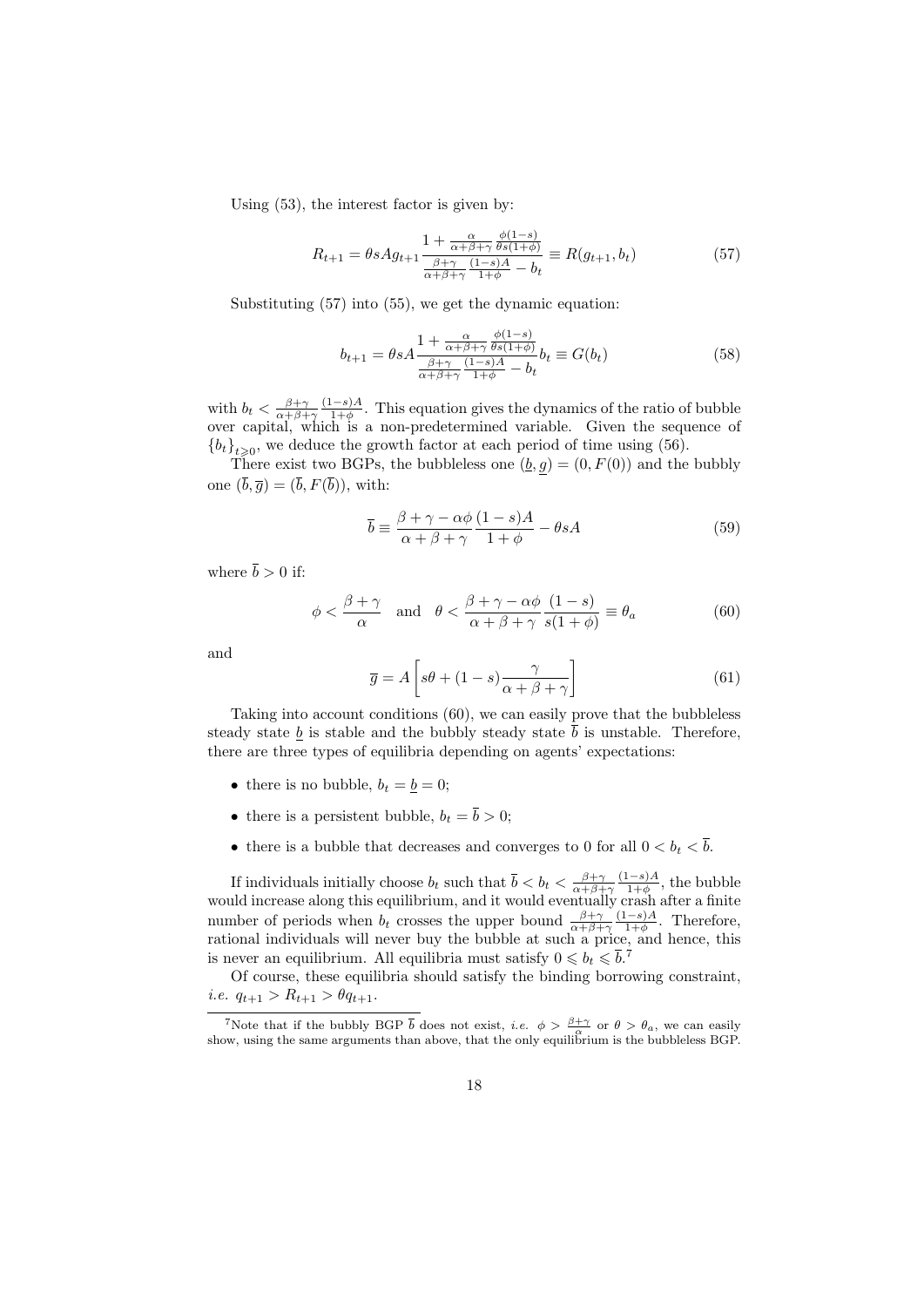Using (53), the interest factor is given by:

$$R_{t+1} = \theta s A g_{t+1} \frac{1 + \frac{\alpha}{\alpha+\beta+\gamma} \frac{\phi(1-s)}{\theta s(1+\phi)}}{\frac{\beta+\gamma}{\alpha+\beta+\gamma} \frac{(1-s)A}{1+\phi} - b_t} \equiv R(g_{t+1}, b_t) \tag{57}$$

Substituting (57) into (55), we get the dynamic equation:

$$b_{t+1} = \theta s A \frac{1 + \frac{\alpha}{\alpha+\beta+\gamma} \frac{\phi(1-s)}{\theta s(1+\phi)}}{\frac{\beta+\gamma}{\alpha+\beta+\gamma} \frac{(1-s)A}{1+\phi} - b_t} b_t \equiv G(b_t) \tag{58}$$

with $b_t < \frac{\beta+\gamma}{\alpha+\beta+\gamma} \frac{(1-s)A}{1+\phi}$. This equation gives the dynamics of the ratio of bubble over capital, which is a non-predetermined variable. Given the sequence of $\{b_t\}_{t \geqslant 0}$, we deduce the growth factor at each period of time using (56).

There exist two BGPs, the bubbleless one $(\underline{b}, \underline{g}) = (0, F(0))$ and the bubbly one $(\overline{b}, \overline{g}) = (\overline{b}, F(\overline{b}))$, with:

$$\overline{b} \equiv \frac{\beta+\gamma-\alpha\phi}{\alpha+\beta+\gamma} \frac{(1-s)A}{1+\phi} - \theta s A \tag{59}$$

where $\overline{b} > 0$ if:

$$\phi < \frac{\beta+\gamma}{\alpha} \quad \text{and} \quad \theta < \frac{\beta+\gamma-\alpha\phi}{\alpha+\beta+\gamma} \frac{(1-s)}{s(1+\phi)} \equiv \theta_a \tag{60}$$

and

$$\overline{g} = A\left[s\theta + (1-s)\frac{\gamma}{\alpha+\beta+\gamma}\right] \tag{61}$$

Taking into account conditions (60), we can easily prove that the bubbleless steady state $\underline{b}$ is stable and the bubbly steady state $\overline{b}$ is unstable. Therefore, there are three types of equilibria depending on agents' expectations:

- there is no bubble, $b_t = \underline{b} = 0$;
- there is a persistent bubble, $b_t = \overline{b} > 0$;
- there is a bubble that decreases and converges to 0 for all $0 < b_t < \overline{b}$.

If individuals initially choose $b_t$ such that $\overline{b} < b_t < \frac{\beta+\gamma}{\alpha+\beta+\gamma} \frac{(1-s)A}{1+\phi}$, the bubble would increase along this equilibrium, and it would eventually crash after a finite number of periods when $b_t$ crosses the upper bound $\frac{\beta+\gamma}{\alpha+\beta+\gamma} \frac{(1-s)A}{1+\phi}$. Therefore, rational individuals will never buy the bubble at such a price, and hence, this is never an equilibrium. All equilibria must satisfy $0 \leqslant b_t \leqslant \overline{b}$.[7]

Of course, these equilibria should satisfy the binding borrowing constraint, *i.e.* $q_{t+1} > R_{t+1} > \theta q_{t+1}$.

[7] Note that if the bubbly BGP $\overline{b}$ does not exist, *i.e.* $\phi > \frac{\beta+\gamma}{\alpha}$ or $\theta > \theta_a$, we can easily show, using the same arguments than above, that the only equilibrium is the bubbleless BGP.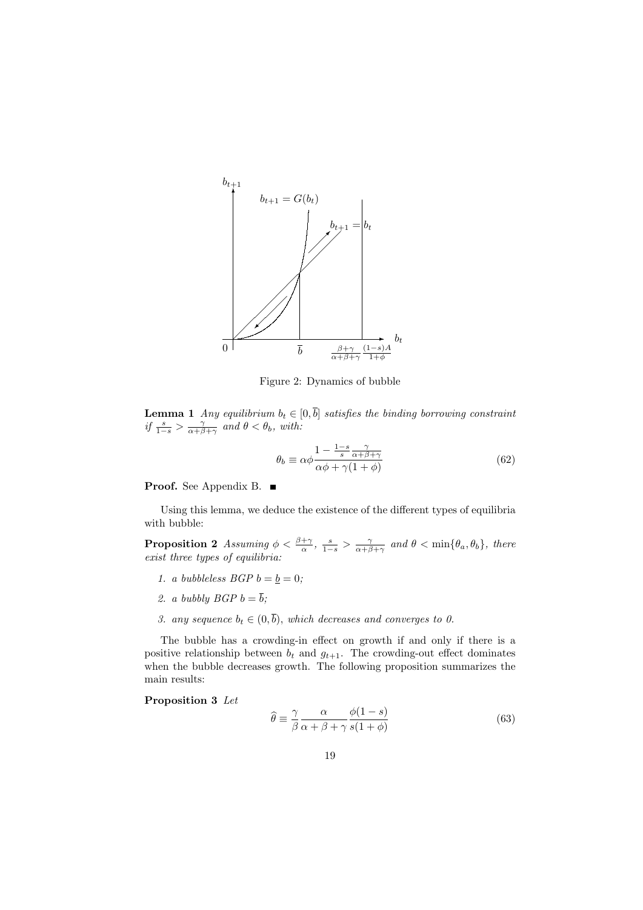Figure 2: Dynamics of bubble

**Lemma 1** *Any equilibrium $b_t \in [0, \overline{b}]$ satisfies the binding borrowing constraint if $\frac{s}{1-s} > \frac{\gamma}{\alpha+\beta+\gamma}$ and $\theta < \theta_b$, with:*

$$\theta_b \equiv \alpha\phi \frac{1 - \frac{1-s}{s}\frac{\gamma}{\alpha+\beta+\gamma}}{\alpha\phi + \gamma(1+\phi)} \tag{62}$$

**Proof.** See Appendix B. ■

Using this lemma, we deduce the existence of the different types of equilibria with bubble:

**Proposition 2** *Assuming $\phi < \frac{\beta+\gamma}{\alpha}$, $\frac{s}{1-s} > \frac{\gamma}{\alpha+\beta+\gamma}$ and $\theta < \min\{\theta_a, \theta_b\}$, there exist three types of equilibria:*

1. *a bubbleless BGP $b = \underline{b} = 0$;*
2. *a bubbly BGP $b = \overline{b}$;*
3. *any sequence $b_t \in (0, \overline{b})$, which decreases and converges to 0.*

The bubble has a crowding-in effect on growth if and only if there is a positive relationship between $b_t$ and $g_{t+1}$. The crowding-out effect dominates when the bubble decreases growth. The following proposition summarizes the main results:

**Proposition 3** *Let*

$$\widehat{\theta} \equiv \frac{\gamma}{\beta}\frac{\alpha}{\alpha+\beta+\gamma}\frac{\phi(1-s)}{s(1+\phi)} \tag{63}$$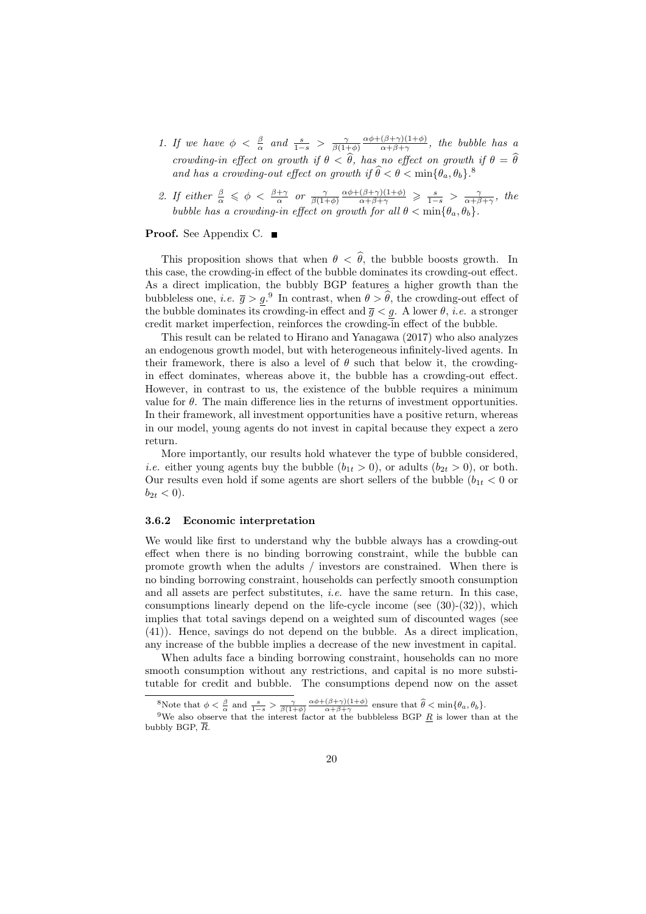1. *If we have* $\phi < \frac{\beta}{\alpha}$ *and* $\frac{s}{1-s} > \frac{\gamma}{\beta(1+\phi)} \frac{\alpha\phi+(\beta+\gamma)(1+\phi)}{\alpha+\beta+\gamma}$*, the bubble has a crowding-in effect on growth if* $\theta < \widehat{\theta}$*, has no effect on growth if* $\theta = \widehat{\theta}$ *and has a crowding-out effect on growth if* $\widehat{\theta} < \theta < \min\{\theta_a, \theta_b\}$*.*[8]

2. *If either* $\frac{\beta}{\alpha} \leqslant \phi < \frac{\beta+\gamma}{\alpha}$ *or* $\frac{\gamma}{\beta(1+\phi)} \frac{\alpha\phi+(\beta+\gamma)(1+\phi)}{\alpha+\beta+\gamma} \geqslant \frac{s}{1-s} > \frac{\gamma}{\alpha+\beta+\gamma}$*, the bubble has a crowding-in effect on growth for all* $\theta < \min\{\theta_a, \theta_b\}$*.*

**Proof.** See Appendix C. ■

This proposition shows that when $\theta < \widehat{\theta}$, the bubble boosts growth. In this case, the crowding-in effect of the bubble dominates its crowding-out effect. As a direct implication, the bubbly BGP features a higher growth than the bubbleless one, *i.e.* $\overline{g} > \underline{g}$.[9] In contrast, when $\theta > \widehat{\theta}$, the crowding-out effect of the bubble dominates its crowding-in effect and $\overline{g} < \underline{g}$. A lower $\theta$, *i.e.* a stronger credit market imperfection, reinforces the crowding-in effect of the bubble.

This result can be related to Hirano and Yanagawa (2017) who also analyzes an endogenous growth model, but with heterogeneous infinitely-lived agents. In their framework, there is also a level of $\theta$ such that below it, the crowding-in effect dominates, whereas above it, the bubble has a crowding-out effect. However, in contrast to us, the existence of the bubble requires a minimum value for $\theta$. The main difference lies in the returns of investment opportunities. In their framework, all investment opportunities have a positive return, whereas in our model, young agents do not invest in capital because they expect a zero return.

More importantly, our results hold whatever the type of bubble considered, *i.e.* either young agents buy the bubble ($b_{1t} > 0$), or adults ($b_{2t} > 0$), or both. Our results even hold if some agents are short sellers of the bubble ($b_{1t} < 0$ or $b_{2t} < 0$).

### 3.6.2 Economic interpretation

We would like first to understand why the bubble always has a crowding-out effect when there is no binding borrowing constraint, while the bubble can promote growth when the adults / investors are constrained. When there is no binding borrowing constraint, households can perfectly smooth consumption and all assets are perfect substitutes, *i.e.* have the same return. In this case, consumptions linearly depend on the life-cycle income (see (30)-(32)), which implies that total savings depend on a weighted sum of discounted wages (see (41)). Hence, savings do not depend on the bubble. As a direct implication, any increase of the bubble implies a decrease of the new investment in capital.

When adults face a binding borrowing constraint, households can no more smooth consumption without any restrictions, and capital is no more substitutable for credit and bubble. The consumptions depend now on the asset

[8] Note that $\phi < \frac{\beta}{\alpha}$ and $\frac{s}{1-s} > \frac{\gamma}{\beta(1+\phi)} \frac{\alpha\phi+(\beta+\gamma)(1+\phi)}{\alpha+\beta+\gamma}$ ensure that $\widehat{\theta} < \min\{\theta_a, \theta_b\}$.

[9] We also observe that the interest factor at the bubbleless BGP $\underline{R}$ is lower than at the bubbly BGP, $\overline{R}$.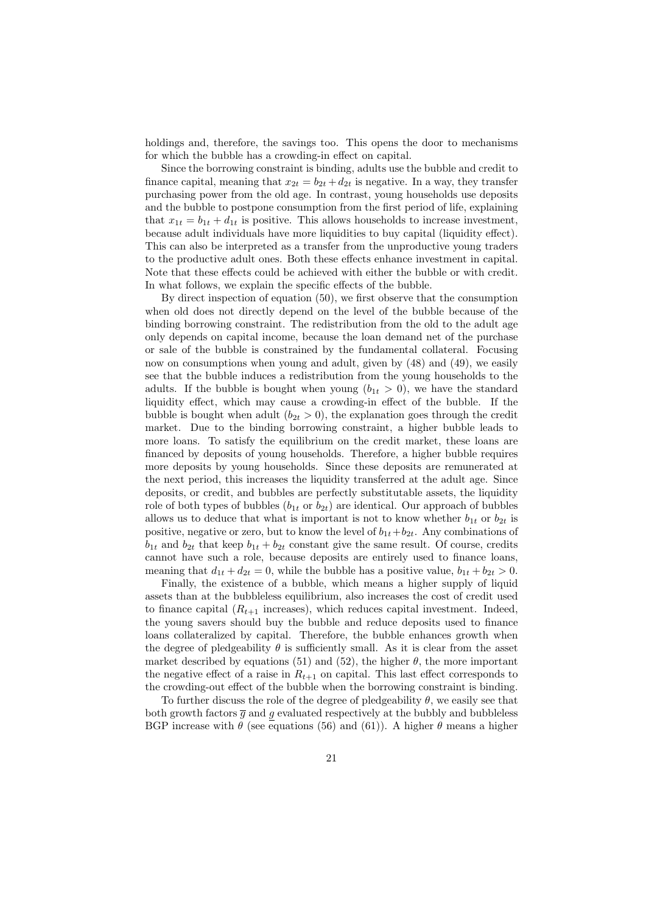holdings and, therefore, the savings too. This opens the door to mechanisms for which the bubble has a crowding-in effect on capital.

Since the borrowing constraint is binding, adults use the bubble and credit to finance capital, meaning that $x_{2t} = b_{2t} + d_{2t}$ is negative. In a way, they transfer purchasing power from the old age. In contrast, young households use deposits and the bubble to postpone consumption from the first period of life, explaining that $x_{1t} = b_{1t} + d_{1t}$ is positive. This allows households to increase investment, because adult individuals have more liquidities to buy capital (liquidity effect). This can also be interpreted as a transfer from the unproductive young traders to the productive adult ones. Both these effects enhance investment in capital. Note that these effects could be achieved with either the bubble or with credit. In what follows, we explain the specific effects of the bubble.

By direct inspection of equation (50), we first observe that the consumption when old does not directly depend on the level of the bubble because of the binding borrowing constraint. The redistribution from the old to the adult age only depends on capital income, because the loan demand net of the purchase or sale of the bubble is constrained by the fundamental collateral. Focusing now on consumptions when young and adult, given by (48) and (49), we easily see that the bubble induces a redistribution from the young households to the adults. If the bubble is bought when young ($b_{1t} > 0$), we have the standard liquidity effect, which may cause a crowding-in effect of the bubble. If the bubble is bought when adult ($b_{2t} > 0$), the explanation goes through the credit market. Due to the binding borrowing constraint, a higher bubble leads to more loans. To satisfy the equilibrium on the credit market, these loans are financed by deposits of young households. Therefore, a higher bubble requires more deposits by young households. Since these deposits are remunerated at the next period, this increases the liquidity transferred at the adult age. Since deposits, or credit, and bubbles are perfectly substitutable assets, the liquidity role of both types of bubbles ($b_{1t}$ or $b_{2t}$) are identical. Our approach of bubbles allows us to deduce that what is important is not to know whether $b_{1t}$ or $b_{2t}$ is positive, negative or zero, but to know the level of $b_{1t}+b_{2t}$. Any combinations of $b_{1t}$ and $b_{2t}$ that keep $b_{1t} + b_{2t}$ constant give the same result. Of course, credits cannot have such a role, because deposits are entirely used to finance loans, meaning that $d_{1t} + d_{2t} = 0$, while the bubble has a positive value, $b_{1t} + b_{2t} > 0$.

Finally, the existence of a bubble, which means a higher supply of liquid assets than at the bubbleless equilibrium, also increases the cost of credit used to finance capital ($R_{t+1}$ increases), which reduces capital investment. Indeed, the young savers should buy the bubble and reduce deposits used to finance loans collateralized by capital. Therefore, the bubble enhances growth when the degree of pledgeability $\theta$ is sufficiently small. As it is clear from the asset market described by equations (51) and (52), the higher $\theta$, the more important the negative effect of a raise in $R_{t+1}$ on capital. This last effect corresponds to the crowding-out effect of the bubble when the borrowing constraint is binding.

To further discuss the role of the degree of pledgeability $\theta$, we easily see that both growth factors $\overline{g}$ and $\underline{g}$ evaluated respectively at the bubbly and bubbleless BGP increase with $\theta$ (see equations (56) and (61)). A higher $\theta$ means a higher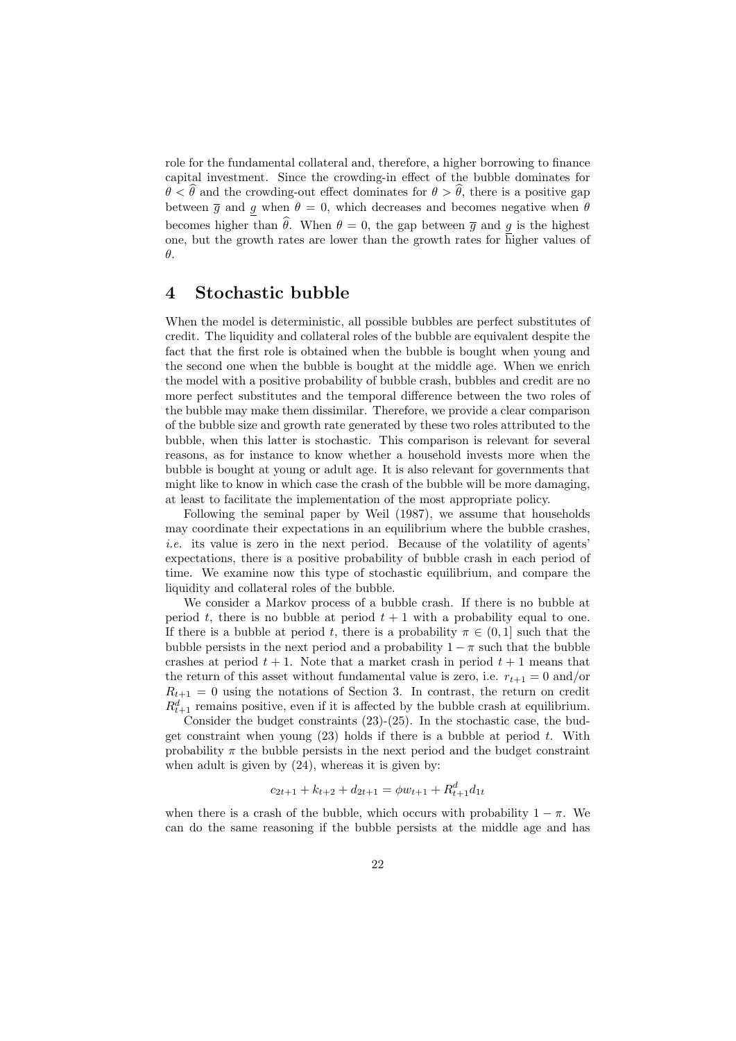role for the fundamental collateral and, therefore, a higher borrowing to finance capital investment. Since the crowding-in effect of the bubble dominates for $\theta < \widehat{\theta}$ and the crowding-out effect dominates for $\theta > \widehat{\theta}$, there is a positive gap between $\overline{g}$ and $\underline{g}$ when $\theta = 0$, which decreases and becomes negative when $\theta$ becomes higher than $\widehat{\theta}$. When $\theta = 0$, the gap between $\overline{g}$ and $\underline{g}$ is the highest one, but the growth rates are lower than the growth rates for higher values of $\theta$.

# 4 Stochastic bubble

When the model is deterministic, all possible bubbles are perfect substitutes of credit. The liquidity and collateral roles of the bubble are equivalent despite the fact that the first role is obtained when the bubble is bought when young and the second one when the bubble is bought at the middle age. When we enrich the model with a positive probability of bubble crash, bubbles and credit are no more perfect substitutes and the temporal difference between the two roles of the bubble may make them dissimilar. Therefore, we provide a clear comparison of the bubble size and growth rate generated by these two roles attributed to the bubble, when this latter is stochastic. This comparison is relevant for several reasons, as for instance to know whether a household invests more when the bubble is bought at young or adult age. It is also relevant for governments that might like to know in which case the crash of the bubble will be more damaging, at least to facilitate the implementation of the most appropriate policy.

Following the seminal paper by Weil (1987), we assume that households may coordinate their expectations in an equilibrium where the bubble crashes, *i.e.* its value is zero in the next period. Because of the volatility of agents' expectations, there is a positive probability of bubble crash in each period of time. We examine now this type of stochastic equilibrium, and compare the liquidity and collateral roles of the bubble.

We consider a Markov process of a bubble crash. If there is no bubble at period $t$, there is no bubble at period $t+1$ with a probability equal to one. If there is a bubble at period $t$, there is a probability $\pi \in (0, 1]$ such that the bubble persists in the next period and a probability $1 - \pi$ such that the bubble crashes at period $t + 1$. Note that a market crash in period $t + 1$ means that the return of this asset without fundamental value is zero, i.e. $r_{t+1} = 0$ and/or $R_{t+1} = 0$ using the notations of Section 3. In contrast, the return on credit $R^d_{t+1}$ remains positive, even if it is affected by the bubble crash at equilibrium.

Consider the budget constraints (23)-(25). In the stochastic case, the budget constraint when young (23) holds if there is a bubble at period $t$. With probability $\pi$ the bubble persists in the next period and the budget constraint when adult is given by (24), whereas it is given by:

$$c_{2t+1} + k_{t+2} + d_{2t+1} = \phi w_{t+1} + R^d_{t+1} d_{1t}$$

when there is a crash of the bubble, which occurs with probability $1 - \pi$. We can do the same reasoning if the bubble persists at the middle age and has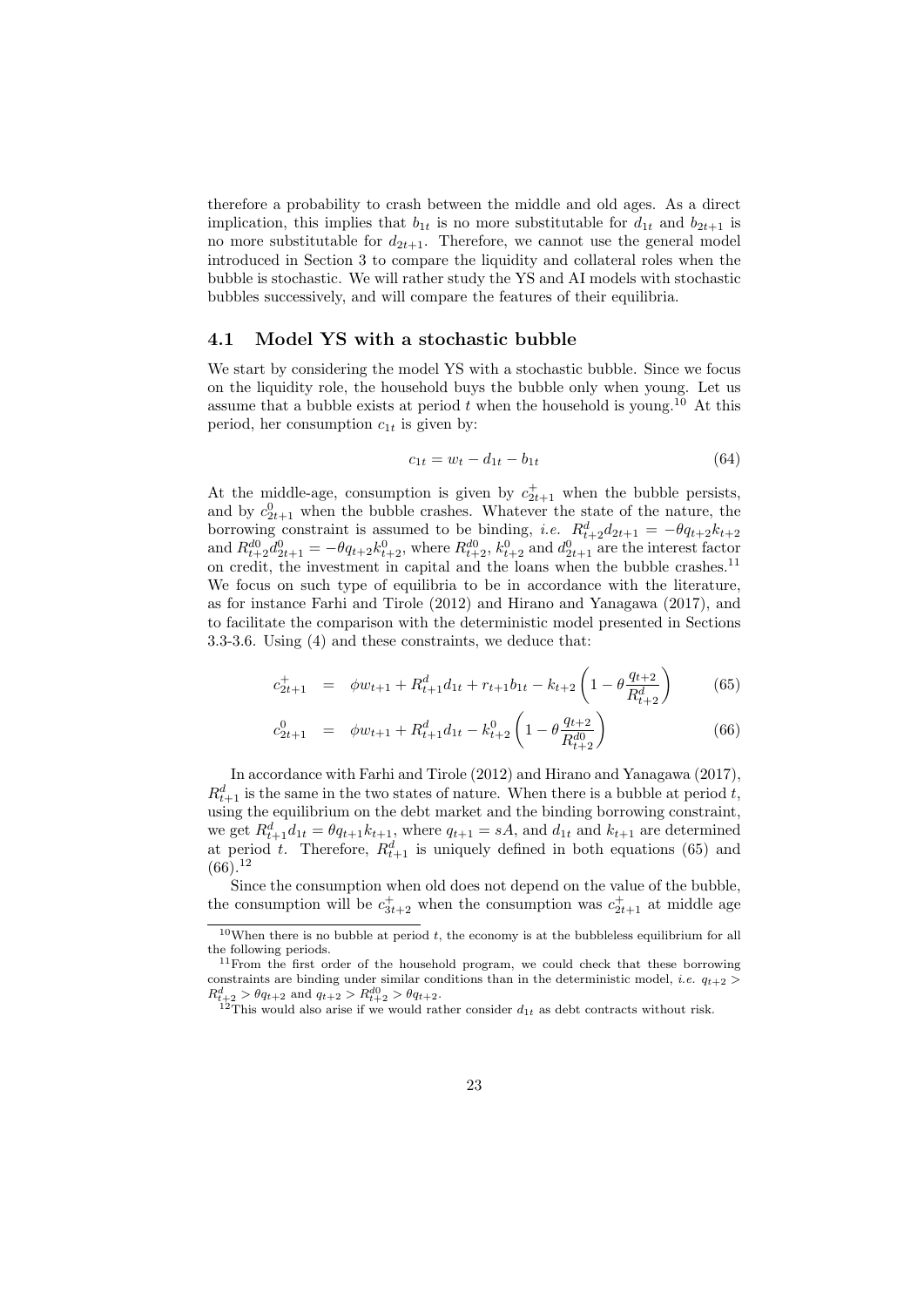therefore a probability to crash between the middle and old ages. As a direct implication, this implies that $b_{1t}$ is no more substitutable for $d_{1t}$ and $b_{2t+1}$ is no more substitutable for $d_{2t+1}$. Therefore, we cannot use the general model introduced in Section 3 to compare the liquidity and collateral roles when the bubble is stochastic. We will rather study the YS and AI models with stochastic bubbles successively, and will compare the features of their equilibria.

## 4.1 Model YS with a stochastic bubble

We start by considering the model YS with a stochastic bubble. Since we focus on the liquidity role, the household buys the bubble only when young. Let us assume that a bubble exists at period $t$ when the household is young.[10] At this period, her consumption $c_{1t}$ is given by:

$$c_{1t} = w_t - d_{1t} - b_{1t} \tag{64}$$

At the middle-age, consumption is given by $c^+_{2t+1}$ when the bubble persists, and by $c^0_{2t+1}$ when the bubble crashes. Whatever the state of the nature, the borrowing constraint is assumed to be binding, *i.e.* $R^d_{t+2}d_{2t+1} = -\theta q_{t+2}k_{t+2}$ and $R^{d0}_{t+2}d^0_{2t+1} = -\theta q_{t+2}k^0_{t+2}$, where $R^{d0}_{t+2}$, $k^0_{t+2}$ and $d^0_{2t+1}$ are the interest factor on credit, the investment in capital and the loans when the bubble crashes.[11] We focus on such type of equilibria to be in accordance with the literature, as for instance Farhi and Tirole (2012) and Hirano and Yanagawa (2017), and to facilitate the comparison with the deterministic model presented in Sections 3.3-3.6. Using (4) and these constraints, we deduce that:

$$c^+_{2t+1} = \phi w_{t+1} + R^d_{t+1}d_{1t} + r_{t+1}b_{1t} - k_{t+2}\left(1 - \theta\frac{q_{t+2}}{R^d_{t+2}}\right) \tag{65}$$

$$c^0_{2t+1} = \phi w_{t+1} + R^d_{t+1}d_{1t} - k^0_{t+2}\left(1 - \theta\frac{q_{t+2}}{R^{d0}_{t+2}}\right) \tag{66}$$

In accordance with Farhi and Tirole (2012) and Hirano and Yanagawa (2017), $R^d_{t+1}$ is the same in the two states of nature. When there is a bubble at period $t$, using the equilibrium on the debt market and the binding borrowing constraint, we get $R^d_{t+1}d_{1t} = \theta q_{t+1}k_{t+1}$, where $q_{t+1} = sA$, and $d_{1t}$ and $k_{t+1}$ are determined at period $t$. Therefore, $R^d_{t+1}$ is uniquely defined in both equations (65) and (66).[12]

Since the consumption when old does not depend on the value of the bubble, the consumption will be $c^+_{3t+2}$ when the consumption was $c^+_{2t+1}$ at middle age

[10] When there is no bubble at period $t$, the economy is at the bubbleless equilibrium for all the following periods.

[11] From the first order of the household program, we could check that these borrowing constraints are binding under similar conditions than in the deterministic model, *i.e.* $q_{t+2} > R^d_{t+2} > \theta q_{t+2}$ and $q_{t+2} > R^{d0}_{t+2} > \theta q_{t+2}$.

[12] This would also arise if we would rather consider $d_{1t}$ as debt contracts without risk.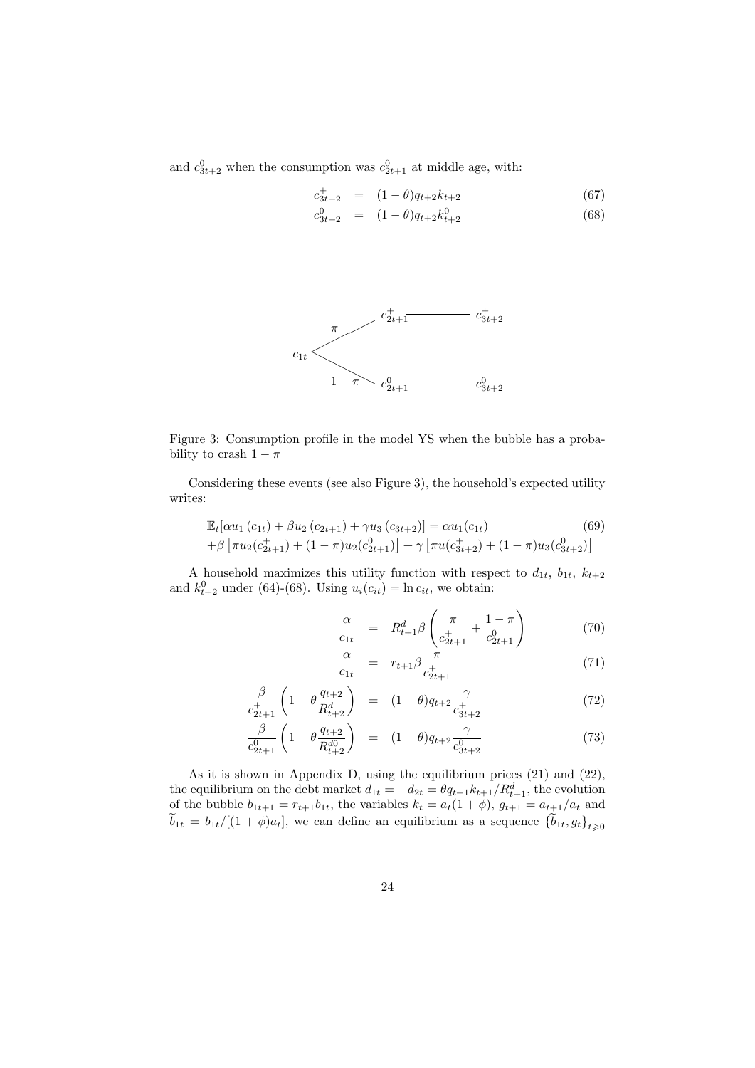and $c^0_{3t+2}$ when the consumption was $c^0_{2t+1}$ at middle age, with:

$$c^+_{3t+2} = (1-\theta)q_{t+2}k_{t+2} \tag{67}$$

$$c^0_{3t+2} = (1-\theta)q_{t+2}k^0_{t+2} \tag{68}$$

Figure 3: Consumption profile in the model YS when the bubble has a probability to crash $1-\pi$

Considering these events (see also Figure 3), the household's expected utility writes:

$$\mathbb{E}_t[\alpha u_1(c_{1t}) + \beta u_2(c_{2t+1}) + \gamma u_3(c_{3t+2})] = \alpha u_1(c_{1t}) \tag{69}$$

$$+\beta\left[\pi u_2(c^+_{2t+1}) + (1-\pi)u_2(c^0_{2t+1})\right] + \gamma\left[\pi u(c^+_{3t+2}) + (1-\pi)u_3(c^0_{3t+2})\right]$$

A household maximizes this utility function with respect to $d_{1t}$, $b_{1t}$, $k_{t+2}$ and $k^0_{t+2}$ under (64)-(68). Using $u_i(c_{it}) = \ln c_{it}$, we obtain:

$$\frac{\alpha}{c_{1t}} = R^d_{t+1}\beta\left(\frac{\pi}{c^+_{2t+1}} + \frac{1-\pi}{c^0_{2t+1}}\right) \tag{70}$$

$$\frac{\alpha}{c_{1t}} = r_{t+1}\beta\frac{\pi}{c^+_{2t+1}} \tag{71}$$

$$\frac{\beta}{c^+_{2t+1}}\left(1-\theta\frac{q_{t+2}}{R^d_{t+2}}\right) = (1-\theta)q_{t+2}\frac{\gamma}{c^+_{3t+2}} \tag{72}$$

$$\frac{\beta}{c^0_{2t+1}}\left(1-\theta\frac{q_{t+2}}{R^{d0}_{t+2}}\right) = (1-\theta)q_{t+2}\frac{\gamma}{c^0_{3t+2}} \tag{73}$$

As it is shown in Appendix D, using the equilibrium prices (21) and (22), the equilibrium on the debt market $d_{1t} = -d_{2t} = \theta q_{t+1}k_{t+1}/R^d_{t+1}$, the evolution of the bubble $b_{1t+1} = r_{t+1}b_{1t}$, the variables $k_t = a_t(1+\phi)$, $g_{t+1} = a_{t+1}/a_t$ and $\widetilde{b}_{1t} = b_{1t}/[(1+\phi)a_t]$, we can define an equilibrium as a sequence $\{\widetilde{b}_{1t}, g_t\}_{t\geqslant 0}$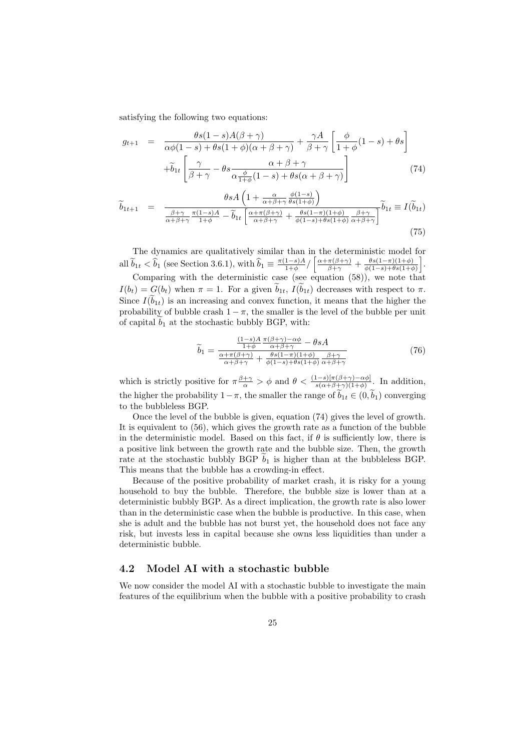satisfying the following two equations:

$$
\begin{aligned}
g_{t+1} &= \frac{\theta s(1-s)A(\beta+\gamma)}{\alpha\phi(1-s)+\theta s(1+\phi)(\alpha+\beta+\gamma)} + \frac{\gamma A}{\beta+\gamma}\left[\frac{\phi}{1+\phi}(1-s)+\theta s\right] \\
&\quad + \widetilde{b}_{1t}\left[\frac{\gamma}{\beta+\gamma} - \theta s \frac{\alpha+\beta+\gamma}{\alpha\frac{\phi}{1+\phi}(1-s)+\theta s(\alpha+\beta+\gamma)}\right]
\end{aligned} \tag{74}
$$

$$
\widetilde{b}_{1t+1} = \frac{\theta s A\left(1+\frac{\alpha}{\alpha+\beta+\gamma}\frac{\phi(1-s)}{\theta s(1+\phi)}\right)}{\frac{\beta+\gamma}{\alpha+\beta+\gamma}\frac{\pi(1-s)A}{1+\phi} - \widetilde{b}_{1t}\left[\frac{\alpha+\pi(\beta+\gamma)}{\alpha+\beta+\gamma}+\frac{\theta s(1-\pi)(1+\phi)}{\phi(1-s)+\theta s(1+\phi)}\frac{\beta+\gamma}{\alpha+\beta+\gamma}\right]}\widetilde{b}_{1t} \equiv I(\widetilde{b}_{1t}) \tag{75}
$$

The dynamics are qualitatively similar than in the deterministic model for all $\widetilde{b}_{1t} < \widehat{b}_1$ (see Section 3.6.1), with $\widehat{b}_1 \equiv \frac{\pi(1-s)A}{1+\phi} / \left[\frac{\alpha+\pi(\beta+\gamma)}{\beta+\gamma} + \frac{\theta s(1-\pi)(1+\phi)}{\phi(1-s)+\theta s(1+\phi)}\right]$.

Comparing with the deterministic case (see equation (58)), we note that $I(b_t) = G(b_t)$ when $\pi = 1$. For a given $\widetilde{b}_{1t}$, $I(\widetilde{b}_{1t})$ decreases with respect to $\pi$. Since $I(\widetilde{b}_{1t})$ is an increasing and convex function, it means that the higher the probability of bubble crash $1-\pi$, the smaller is the level of the bubble per unit of capital $\widetilde{b}_1$ at the stochastic bubbly BGP, with:

$$
\widetilde{b}_1 = \frac{\frac{(1-s)A}{1+\phi}\frac{\pi(\beta+\gamma)-\alpha\phi}{\alpha+\beta+\gamma} - \theta s A}{\frac{\alpha+\pi(\beta+\gamma)}{\alpha+\beta+\gamma} + \frac{\theta s(1-\pi)(1+\phi)}{\phi(1-s)+\theta s(1+\phi)}\frac{\beta+\gamma}{\alpha+\beta+\gamma}} \tag{76}
$$

which is strictly positive for $\pi\frac{\beta+\gamma}{\alpha} > \phi$ and $\theta < \frac{(1-s)[\pi(\beta+\gamma)-\alpha\phi]}{s(\alpha+\beta+\gamma)(1+\phi)}$. In addition, the higher the probability $1-\pi$, the smaller the range of $\widetilde{b}_{1t} \in (0, \widetilde{b}_1)$ converging to the bubbleless BGP.

Once the level of the bubble is given, equation (74) gives the level of growth. It is equivalent to (56), which gives the growth rate as a function of the bubble in the deterministic model. Based on this fact, if $\theta$ is sufficiently low, there is a positive link between the growth rate and the bubble size. Then, the growth rate at the stochastic bubbly BGP $\widetilde{b}_1$ is higher than at the bubbleless BGP. This means that the bubble has a crowding-in effect.

Because of the positive probability of market crash, it is risky for a young household to buy the bubble. Therefore, the bubble size is lower than at a deterministic bubbly BGP. As a direct implication, the growth rate is also lower than in the deterministic case when the bubble is productive. In this case, when she is adult and the bubble has not burst yet, the household does not face any risk, but invests less in capital because she owns less liquidities than under a deterministic bubble.

## 4.2 Model AI with a stochastic bubble

We now consider the model AI with a stochastic bubble to investigate the main features of the equilibrium when the bubble with a positive probability to crash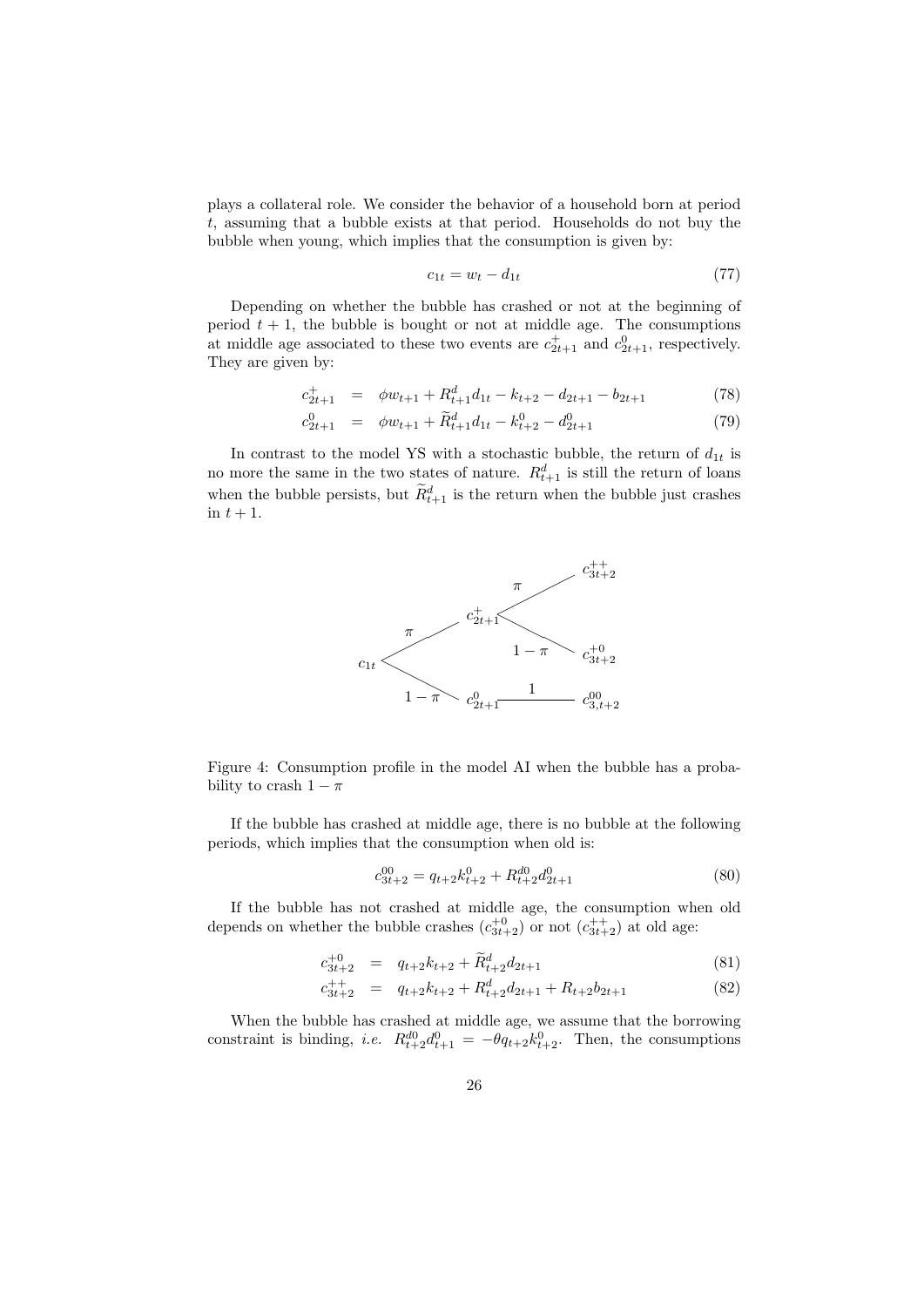plays a collateral role. We consider the behavior of a household born at period $t$, assuming that a bubble exists at that period. Households do not buy the bubble when young, which implies that the consumption is given by:

$$c_{1t} = w_t - d_{1t} \tag{77}$$

Depending on whether the bubble has crashed or not at the beginning of period $t+1$, the bubble is bought or not at middle age. The consumptions at middle age associated to these two events are $c^{+}_{2t+1}$ and $c^{0}_{2t+1}$, respectively. They are given by:

$$c^{+}_{2t+1} = \phi w_{t+1} + R^d_{t+1} d_{1t} - k_{t+2} - d_{2t+1} - b_{2t+1} \tag{78}$$

$$c^{0}_{2t+1} = \phi w_{t+1} + \widetilde{R}^d_{t+1} d_{1t} - k^0_{t+2} - d^0_{2t+1} \tag{79}$$

In contrast to the model YS with a stochastic bubble, the return of $d_{1t}$ is no more the same in the two states of nature. $R^d_{t+1}$ is still the return of loans when the bubble persists, but $\widetilde{R}^d_{t+1}$ is the return when the bubble just crashes in $t+1$.

Figure 4: Consumption profile in the model AI when the bubble has a probability to crash $1-\pi$

If the bubble has crashed at middle age, there is no bubble at the following periods, which implies that the consumption when old is:

$$c^{00}_{3t+2} = q_{t+2} k^0_{t+2} + R^{d0}_{t+2} d^0_{2t+1} \tag{80}$$

If the bubble has not crashed at middle age, the consumption when old depends on whether the bubble crashes ($c^{+0}_{3t+2}$) or not ($c^{++}_{3t+2}$) at old age:

$$c^{+0}_{3t+2} = q_{t+2} k_{t+2} + \widetilde{R}^d_{t+2} d_{2t+1} \tag{81}$$

$$c^{++}_{3t+2} = q_{t+2} k_{t+2} + R^d_{t+2} d_{2t+1} + R_{t+2} b_{2t+1} \tag{82}$$

When the bubble has crashed at middle age, we assume that the borrowing constraint is binding, *i.e.* $R^{d0}_{t+2} d^0_{t+1} = -\theta q_{t+2} k^0_{t+2}$. Then, the consumptions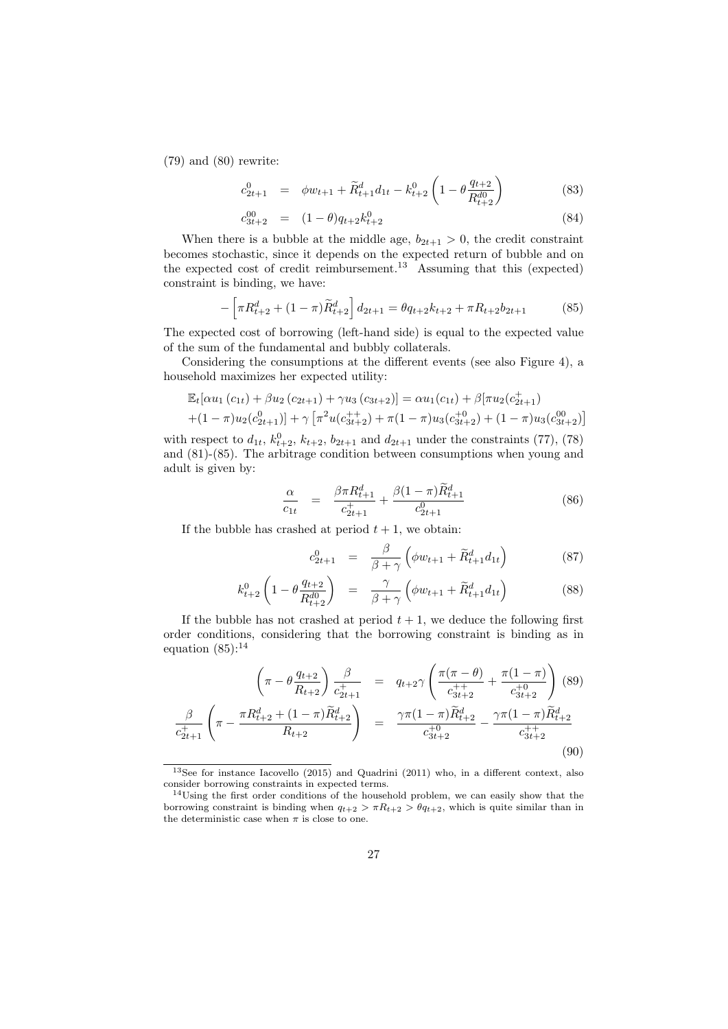(79) and (80) rewrite:

$$c^0_{2t+1} = \phi w_{t+1} + \widetilde{R}^d_{t+1} d_{1t} - k^0_{t+2}\left(1 - \theta \frac{q_{t+2}}{R^{d0}_{t+2}}\right) \tag{83}$$

$$c^{00}_{3t+2} = (1-\theta) q_{t+2} k^0_{t+2} \tag{84}$$

When there is a bubble at the middle age, $b_{2t+1} > 0$, the credit constraint becomes stochastic, since it depends on the expected return of bubble and on the expected cost of credit reimbursement.[13] Assuming that this (expected) constraint is binding, we have:

$$-\left[\pi R^d_{t+2} + (1-\pi)\widetilde{R}^d_{t+2}\right] d_{2t+1} = \theta q_{t+2} k_{t+2} + \pi R_{t+2} b_{2t+1} \tag{85}$$

The expected cost of borrowing (left-hand side) is equal to the expected value of the sum of the fundamental and bubbly collaterals.

Considering the consumptions at the different events (see also Figure 4), a household maximizes her expected utility:

$$\begin{aligned}
&\mathbb{E}_t[\alpha u_1(c_{1t}) + \beta u_2(c_{2t+1}) + \gamma u_3(c_{3t+2})] = \alpha u_1(c_{1t}) + \beta[\pi u_2(c^+_{2t+1}) \\
&+ (1-\pi) u_2(c^0_{2t+1})] + \gamma\left[\pi^2 u(c^{++}_{3t+2}) + \pi(1-\pi) u_3(c^{+0}_{3t+2}) + (1-\pi) u_3(c^{00}_{3t+2})\right]
\end{aligned}$$

with respect to $d_{1t}$, $k^0_{t+2}$, $k_{t+2}$, $b_{2t+1}$ and $d_{2t+1}$ under the constraints (77), (78) and (81)-(85). The arbitrage condition between consumptions when young and adult is given by:

$$\frac{\alpha}{c_{1t}} = \frac{\beta \pi R^d_{t+1}}{c^+_{2t+1}} + \frac{\beta(1-\pi)\widetilde{R}^d_{t+1}}{c^0_{2t+1}} \tag{86}$$

If the bubble has crashed at period $t+1$, we obtain:

$$c^0_{2t+1} = \frac{\beta}{\beta+\gamma}\left(\phi w_{t+1} + \widetilde{R}^d_{t+1} d_{1t}\right) \tag{87}$$

$$k^0_{t+2}\left(1 - \theta\frac{q_{t+2}}{R^{d0}_{t+2}}\right) = \frac{\gamma}{\beta+\gamma}\left(\phi w_{t+1} + \widetilde{R}^d_{t+1} d_{1t}\right) \tag{88}$$

If the bubble has not crashed at period $t+1$, we deduce the following first order conditions, considering that the borrowing constraint is binding as in equation (85):[14]

$$\left(\pi - \theta\frac{q_{t+2}}{R_{t+2}}\right)\frac{\beta}{c^+_{2t+1}} = q_{t+2}\gamma\left(\frac{\pi(\pi-\theta)}{c^{++}_{3t+2}} + \frac{\pi(1-\pi)}{c^{+0}_{3t+2}}\right) \tag{89}$$

$$\frac{\beta}{c^+_{2t+1}}\left(\pi - \frac{\pi R^d_{t+2} + (1-\pi)\widetilde{R}^d_{t+2}}{R_{t+2}}\right) = \frac{\gamma\pi(1-\pi)\widetilde{R}^d_{t+2}}{c^{+0}_{3t+2}} - \frac{\gamma\pi(1-\pi)\widetilde{R}^d_{t+2}}{c^{++}_{3t+2}} \tag{90}$$

[13] See for instance Iacovello (2015) and Quadrini (2011) who, in a different context, also consider borrowing constraints in expected terms.

[14] Using the first order conditions of the household problem, we can easily show that the borrowing constraint is binding when $q_{t+2} > \pi R_{t+2} > \theta q_{t+2}$, which is quite similar than in the deterministic case when $\pi$ is close to one.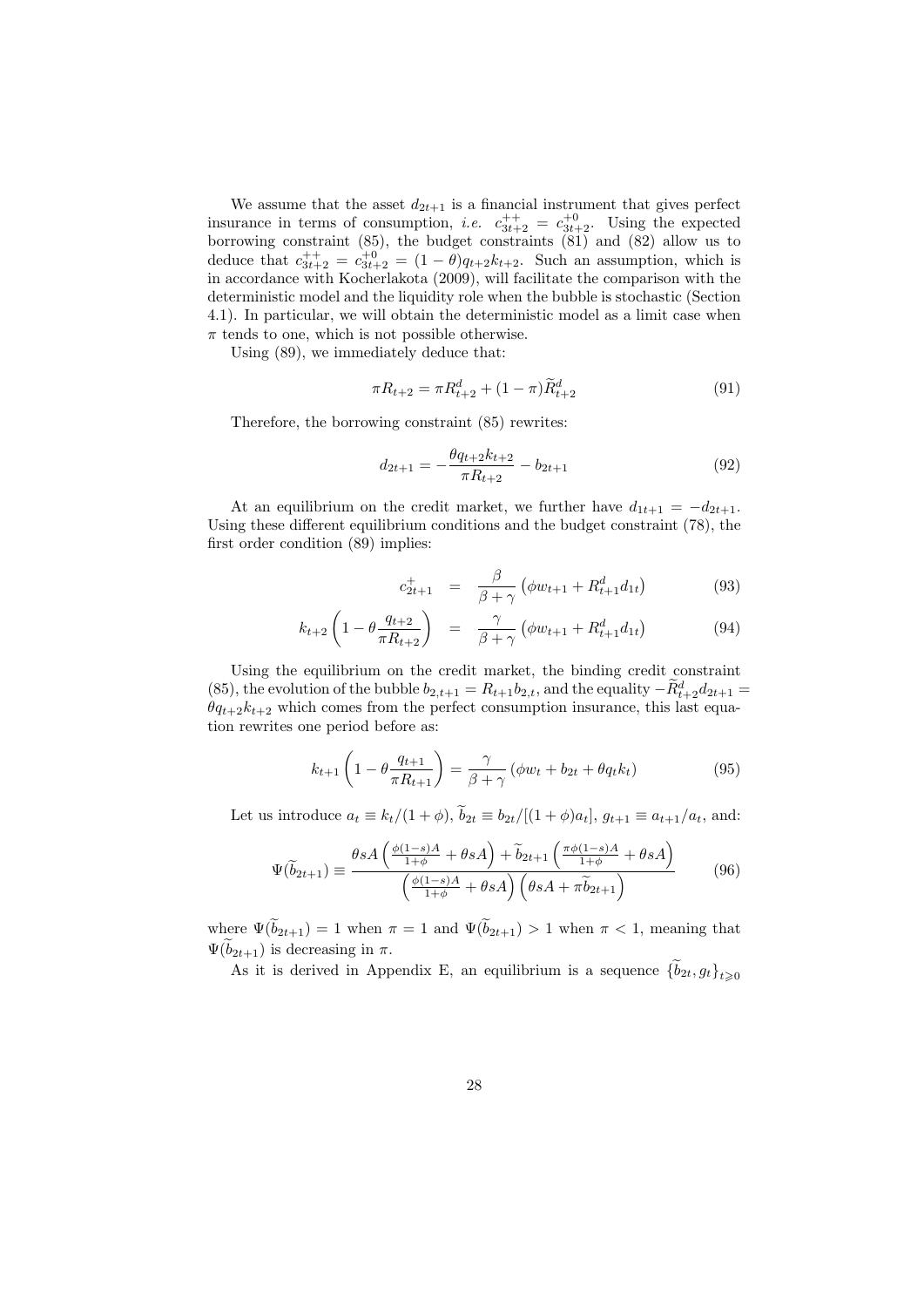We assume that the asset $d_{2t+1}$ is a financial instrument that gives perfect insurance in terms of consumption, *i.e.* $c_{3t+2}^{++} = c_{3t+2}^{+0}$. Using the expected borrowing constraint (85), the budget constraints (81) and (82) allow us to deduce that $c_{3t+2}^{++} = c_{3t+2}^{+0} = (1-\theta)q_{t+2}k_{t+2}$. Such an assumption, which is in accordance with Kocherlakota (2009), will facilitate the comparison with the deterministic model and the liquidity role when the bubble is stochastic (Section 4.1). In particular, we will obtain the deterministic model as a limit case when $\pi$ tends to one, which is not possible otherwise.

Using (89), we immediately deduce that:

$$\pi R_{t+2} = \pi R_{t+2}^d + (1-\pi)\widetilde{R}_{t+2}^d \tag{91}$$

Therefore, the borrowing constraint (85) rewrites:

$$d_{2t+1} = -\frac{\theta q_{t+2}k_{t+2}}{\pi R_{t+2}} - b_{2t+1} \tag{92}$$

At an equilibrium on the credit market, we further have $d_{1t+1} = -d_{2t+1}$. Using these different equilibrium conditions and the budget constraint (78), the first order condition (89) implies:

$$c_{2t+1}^{+} = \frac{\beta}{\beta+\gamma}\left(\phi w_{t+1} + R_{t+1}^d d_{1t}\right) \tag{93}$$

$$k_{t+2}\left(1-\theta\frac{q_{t+2}}{\pi R_{t+2}}\right) = \frac{\gamma}{\beta+\gamma}\left(\phi w_{t+1} + R_{t+1}^d d_{1t}\right) \tag{94}$$

Using the equilibrium on the credit market, the binding credit constraint (85), the evolution of the bubble $b_{2,t+1} = R_{t+1}b_{2,t}$, and the equality $-\widetilde{R}_{t+2}^d d_{2t+1} = \theta q_{t+2}k_{t+2}$ which comes from the perfect consumption insurance, this last equation rewrites one period before as:

$$k_{t+1}\left(1-\theta\frac{q_{t+1}}{\pi R_{t+1}}\right) = \frac{\gamma}{\beta+\gamma}\left(\phi w_t + b_{2t} + \theta q_t k_t\right) \tag{95}$$

Let us introduce $a_t \equiv k_t/(1+\phi)$, $\widetilde{b}_{2t} \equiv b_{2t}/[(1+\phi)a_t]$, $g_{t+1} \equiv a_{t+1}/a_t$, and:

$$\Psi(\widetilde{b}_{2t+1}) \equiv \frac{\theta sA\left(\frac{\phi(1-s)A}{1+\phi} + \theta sA\right) + \widetilde{b}_{2t+1}\left(\frac{\pi\phi(1-s)A}{1+\phi} + \theta sA\right)}{\left(\frac{\phi(1-s)A}{1+\phi} + \theta sA\right)\left(\theta sA + \pi\widetilde{b}_{2t+1}\right)} \tag{96}$$

where $\Psi(\widetilde{b}_{2t+1}) = 1$ when $\pi = 1$ and $\Psi(\widetilde{b}_{2t+1}) > 1$ when $\pi < 1$, meaning that $\Psi(\widetilde{b}_{2t+1})$ is decreasing in $\pi$.

As it is derived in Appendix E, an equilibrium is a sequence $\{\widetilde{b}_{2t}, g_t\}_{t\geqslant 0}$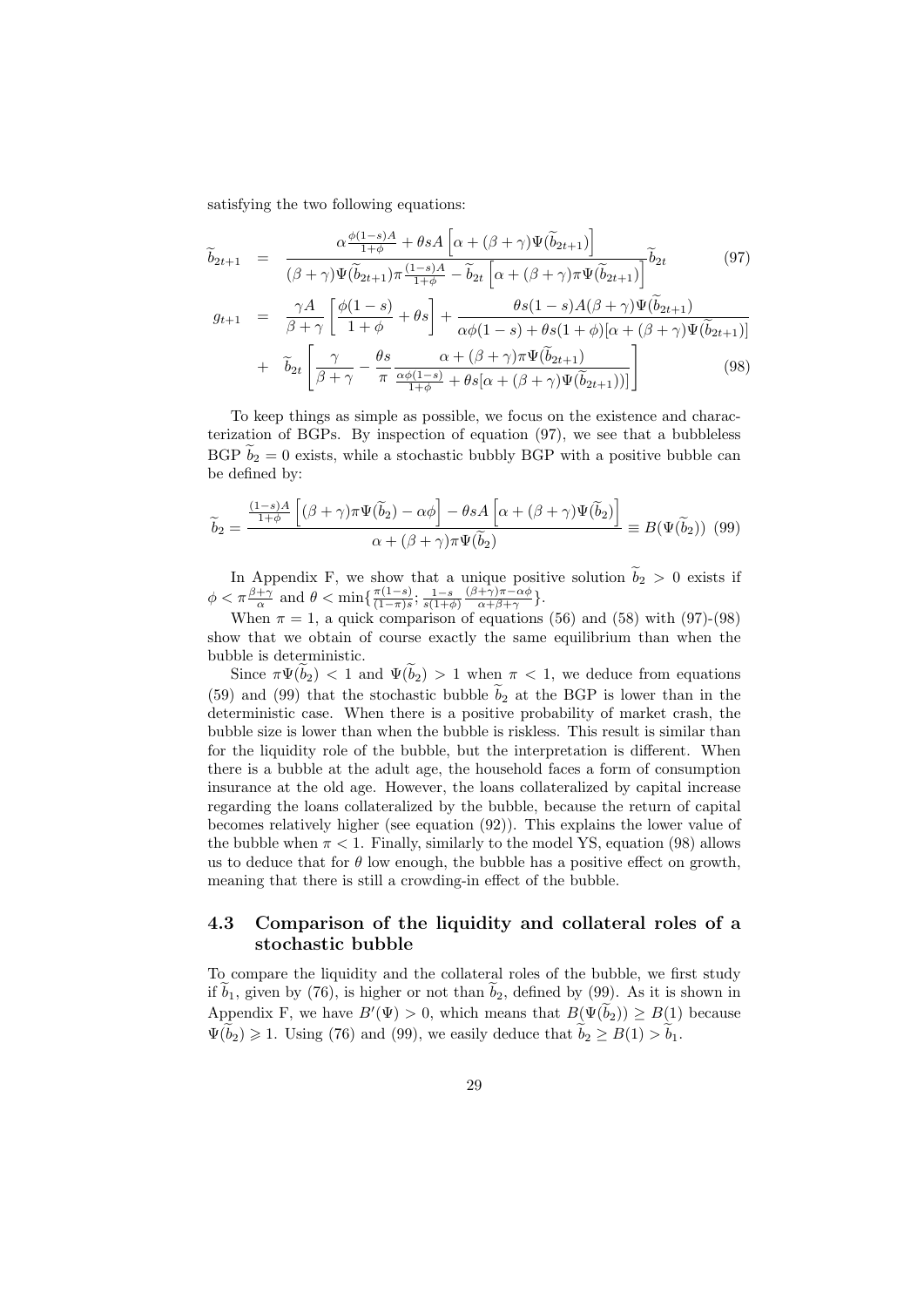satisfying the two following equations:

$$\widetilde{b}_{2t+1} = \frac{\alpha\frac{\phi(1-s)A}{1+\phi} + \theta s A\left[\alpha + (\beta+\gamma)\Psi(\widetilde{b}_{2t+1})\right]}{(\beta+\gamma)\Psi(\widetilde{b}_{2t+1})\pi\frac{(1-s)A}{1+\phi} - \widetilde{b}_{2t}\left[\alpha + (\beta+\gamma)\pi\Psi(\widetilde{b}_{2t+1})\right]}\widetilde{b}_{2t} \tag{97}$$

$$\begin{aligned} g_{t+1} &= \frac{\gamma A}{\beta+\gamma}\left[\frac{\phi(1-s)}{1+\phi} + \theta s\right] + \frac{\theta s(1-s)A(\beta+\gamma)\Psi(\widetilde{b}_{2t+1})}{\alpha\phi(1-s) + \theta s(1+\phi)[\alpha + (\beta+\gamma)\Psi(\widetilde{b}_{2t+1})]} \\ &+ \widetilde{b}_{2t}\left[\frac{\gamma}{\beta+\gamma} - \frac{\theta s}{\pi}\frac{\alpha + (\beta+\gamma)\pi\Psi(\widetilde{b}_{2t+1})}{\frac{\alpha\phi(1-s)}{1+\phi} + \theta s[\alpha + (\beta+\gamma)\Psi(\widetilde{b}_{2t+1}))]}\right] \end{aligned} \tag{98}$$

To keep things as simple as possible, we focus on the existence and characterization of BGPs. By inspection of equation (97), we see that a bubbleless BGP $\widetilde{b}_2 = 0$ exists, while a stochastic bubbly BGP with a positive bubble can be defined by:

$$\widetilde{b}_2 = \frac{\frac{(1-s)A}{1+\phi}\left[(\beta+\gamma)\pi\Psi(\widetilde{b}_2) - \alpha\phi\right] - \theta s A\left[\alpha + (\beta+\gamma)\Psi(\widetilde{b}_2)\right]}{\alpha + (\beta+\gamma)\pi\Psi(\widetilde{b}_2)} \equiv B(\Psi(\widetilde{b}_2)) \tag{99}$$

In Appendix F, we show that a unique positive solution $\widetilde{b}_2 > 0$ exists if $\phi < \pi\frac{\beta+\gamma}{\alpha}$ and $\theta < \min\{\frac{\pi(1-s)}{(1-\pi)s}; \frac{1-s}{s(1+\phi)}\frac{(\beta+\gamma)\pi-\alpha\phi}{\alpha+\beta+\gamma}\}$.

When $\pi = 1$, a quick comparison of equations (56) and (58) with (97)-(98) show that we obtain of course exactly the same equilibrium than when the bubble is deterministic.

Since $\pi\Psi(\widetilde{b}_2) < 1$ and $\Psi(\widetilde{b}_2) > 1$ when $\pi < 1$, we deduce from equations (59) and (99) that the stochastic bubble $\widetilde{b}_2$ at the BGP is lower than in the deterministic case. When there is a positive probability of market crash, the bubble size is lower than when the bubble is riskless. This result is similar than for the liquidity role of the bubble, but the interpretation is different. When there is a bubble at the adult age, the household faces a form of consumption insurance at the old age. However, the loans collateralized by capital increase regarding the loans collateralized by the bubble, because the return of capital becomes relatively higher (see equation (92)). This explains the lower value of the bubble when $\pi < 1$. Finally, similarly to the model YS, equation (98) allows us to deduce that for $\theta$ low enough, the bubble has a positive effect on growth, meaning that there is still a crowding-in effect of the bubble.

## 4.3 Comparison of the liquidity and collateral roles of a stochastic bubble

To compare the liquidity and the collateral roles of the bubble, we first study if $\widetilde{b}_1$, given by (76), is higher or not than $\widetilde{b}_2$, defined by (99). As it is shown in Appendix F, we have $B'(\Psi) > 0$, which means that $B(\Psi(\widetilde{b}_2)) \geq B(1)$ because $\Psi(\widetilde{b}_2) \geqslant 1$. Using (76) and (99), we easily deduce that $\widetilde{b}_2 \geq B(1) > \widetilde{b}_1$.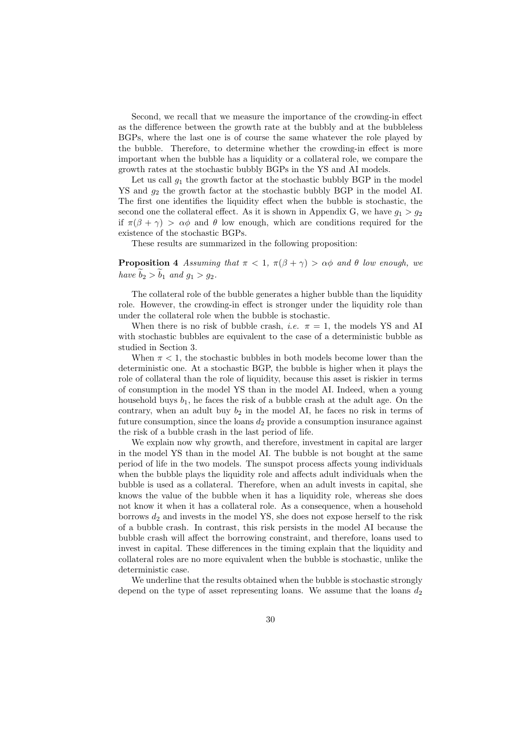Second, we recall that we measure the importance of the crowding-in effect as the difference between the growth rate at the bubbly and at the bubbleless BGPs, where the last one is of course the same whatever the role played by the bubble. Therefore, to determine whether the crowding-in effect is more important when the bubble has a liquidity or a collateral role, we compare the growth rates at the stochastic bubbly BGPs in the YS and AI models.

Let us call $g_1$ the growth factor at the stochastic bubbly BGP in the model YS and $g_2$ the growth factor at the stochastic bubbly BGP in the model AI. The first one identifies the liquidity effect when the bubble is stochastic, the second one the collateral effect. As it is shown in Appendix G, we have $g_1 > g_2$ if $\pi(\beta + \gamma) > \alpha\phi$ and $\theta$ low enough, which are conditions required for the existence of the stochastic BGPs.

These results are summarized in the following proposition:

**Proposition 4** *Assuming that $\pi < 1$, $\pi(\beta + \gamma) > \alpha\phi$ and $\theta$ low enough, we have $\widetilde{b}_2 > \widetilde{b}_1$ and $g_1 > g_2$.*

The collateral role of the bubble generates a higher bubble than the liquidity role. However, the crowding-in effect is stronger under the liquidity role than under the collateral role when the bubble is stochastic.

When there is no risk of bubble crash, *i.e.* $\pi = 1$, the models YS and AI with stochastic bubbles are equivalent to the case of a deterministic bubble as studied in Section 3.

When $\pi < 1$, the stochastic bubbles in both models become lower than the deterministic one. At a stochastic BGP, the bubble is higher when it plays the role of collateral than the role of liquidity, because this asset is riskier in terms of consumption in the model YS than in the model AI. Indeed, when a young household buys $b_1$, he faces the risk of a bubble crash at the adult age. On the contrary, when an adult buy $b_2$ in the model AI, he faces no risk in terms of future consumption, since the loans $d_2$ provide a consumption insurance against the risk of a bubble crash in the last period of life.

We explain now why growth, and therefore, investment in capital are larger in the model YS than in the model AI. The bubble is not bought at the same period of life in the two models. The sunspot process affects young individuals when the bubble plays the liquidity role and affects adult individuals when the bubble is used as a collateral. Therefore, when an adult invests in capital, she knows the value of the bubble when it has a liquidity role, whereas she does not know it when it has a collateral role. As a consequence, when a household borrows $d_2$ and invests in the model YS, she does not expose herself to the risk of a bubble crash. In contrast, this risk persists in the model AI because the bubble crash will affect the borrowing constraint, and therefore, loans used to invest in capital. These differences in the timing explain that the liquidity and collateral roles are no more equivalent when the bubble is stochastic, unlike the deterministic case.

We underline that the results obtained when the bubble is stochastic strongly depend on the type of asset representing loans. We assume that the loans $d_2$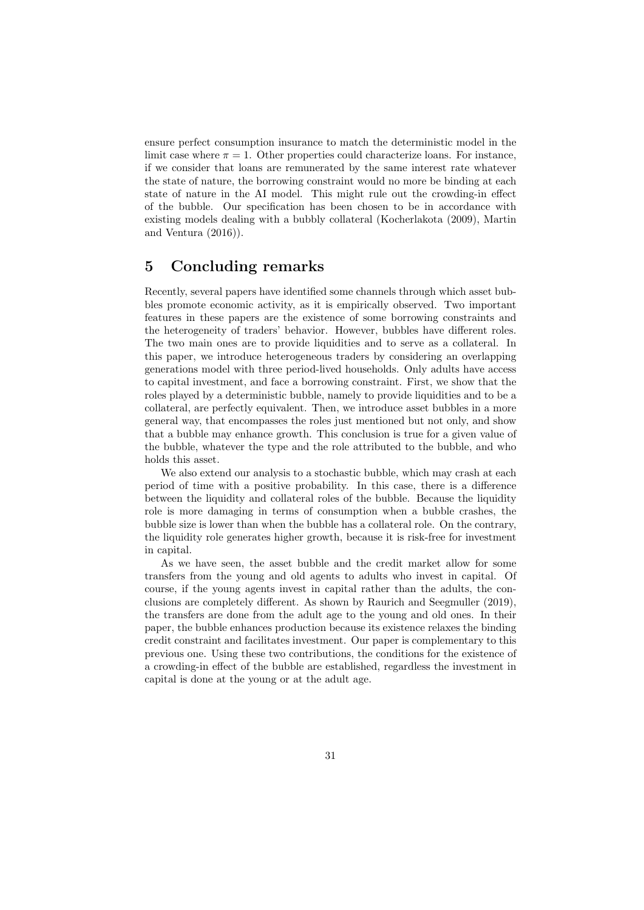ensure perfect consumption insurance to match the deterministic model in the limit case where $\pi = 1$. Other properties could characterize loans. For instance, if we consider that loans are remunerated by the same interest rate whatever the state of nature, the borrowing constraint would no more be binding at each state of nature in the AI model. This might rule out the crowding-in effect of the bubble. Our specification has been chosen to be in accordance with existing models dealing with a bubbly collateral (Kocherlakota (2009), Martin and Ventura (2016)).

# 5 Concluding remarks

Recently, several papers have identified some channels through which asset bubbles promote economic activity, as it is empirically observed. Two important features in these papers are the existence of some borrowing constraints and the heterogeneity of traders' behavior. However, bubbles have different roles. The two main ones are to provide liquidities and to serve as a collateral. In this paper, we introduce heterogeneous traders by considering an overlapping generations model with three period-lived households. Only adults have access to capital investment, and face a borrowing constraint. First, we show that the roles played by a deterministic bubble, namely to provide liquidities and to be a collateral, are perfectly equivalent. Then, we introduce asset bubbles in a more general way, that encompasses the roles just mentioned but not only, and show that a bubble may enhance growth. This conclusion is true for a given value of the bubble, whatever the type and the role attributed to the bubble, and who holds this asset.

We also extend our analysis to a stochastic bubble, which may crash at each period of time with a positive probability. In this case, there is a difference between the liquidity and collateral roles of the bubble. Because the liquidity role is more damaging in terms of consumption when a bubble crashes, the bubble size is lower than when the bubble has a collateral role. On the contrary, the liquidity role generates higher growth, because it is risk-free for investment in capital.

As we have seen, the asset bubble and the credit market allow for some transfers from the young and old agents to adults who invest in capital. Of course, if the young agents invest in capital rather than the adults, the conclusions are completely different. As shown by Raurich and Seegmuller (2019), the transfers are done from the adult age to the young and old ones. In their paper, the bubble enhances production because its existence relaxes the binding credit constraint and facilitates investment. Our paper is complementary to this previous one. Using these two contributions, the conditions for the existence of a crowding-in effect of the bubble are established, regardless the investment in capital is done at the young or at the adult age.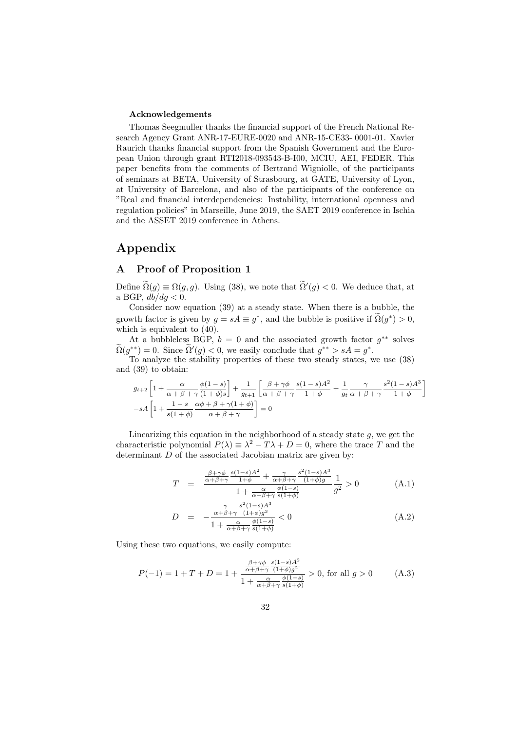**Acknowledgements**

Thomas Seegmuller thanks the financial support of the French National Research Agency Grant ANR-17-EURE-0020 and ANR-15-CE33- 0001-01. Xavier Raurich thanks financial support from the Spanish Government and the European Union through grant RTI2018-093543-B-I00, MCIU, AEI, FEDER. This paper benefits from the comments of Bertrand Wigniolle, of the participants of seminars at BETA, University of Strasbourg, at GATE, University of Lyon, at University of Barcelona, and also of the participants of the conference on "Real and financial interdependencies: Instability, international openness and regulation policies" in Marseille, June 2019, the SAET 2019 conference in Ischia and the ASSET 2019 conference in Athens.

# Appendix

## A Proof of Proposition 1

Define $\widetilde{\Omega}(g) \equiv \Omega(g, g)$. Using (38), we note that $\widetilde{\Omega}'(g) < 0$. We deduce that, at a BGP, $db/dg < 0$.

Consider now equation (39) at a steady state. When there is a bubble, the growth factor is given by $g = sA \equiv g^*$, and the bubble is positive if $\widetilde{\Omega}(g^*) > 0$, which is equivalent to (40).

At a bubbleless BGP, $b = 0$ and the associated growth factor $g^{**}$ solves $\widetilde{\Omega}(g^{**}) = 0$. Since $\widetilde{\Omega}'(g) < 0$, we easily conclude that $g^{**} > sA = g^*$.

To analyze the stability properties of these two steady states, we use (38) and (39) to obtain:

$$g_{t+2}\left[1 + \frac{\alpha}{\alpha+\beta+\gamma}\frac{\phi(1-s)}{(1+\phi)s}\right] + \frac{1}{g_{t+1}}\left[\frac{\beta+\gamma\phi}{\alpha+\beta+\gamma}\frac{s(1-s)A^2}{1+\phi} + \frac{1}{g_t}\frac{\gamma}{\alpha+\beta+\gamma}\frac{s^2(1-s)A^3}{1+\phi}\right]$$
$$-sA\left[1 + \frac{1-s}{s(1+\phi)}\frac{\alpha\phi+\beta+\gamma(1+\phi)}{\alpha+\beta+\gamma}\right] = 0$$

Linearizing this equation in the neighborhood of a steady state $g$, we get the characteristic polynomial $P(\lambda) \equiv \lambda^2 - T\lambda + D = 0$, where the trace $T$ and the determinant $D$ of the associated Jacobian matrix are given by:

$$T = \frac{\frac{\beta+\gamma\phi}{\alpha+\beta+\gamma}\frac{s(1-s)A^2}{1+\phi} + \frac{\gamma}{\alpha+\beta+\gamma}\frac{s^2(1-s)A^3}{(1+\phi)g}}{1 + \frac{\alpha}{\alpha+\beta+\gamma}\frac{\phi(1-s)}{s(1+\phi)}}\frac{1}{g^2} > 0 \tag{A.1}$$

$$D = -\frac{\frac{\gamma}{\alpha+\beta+\gamma}\frac{s^2(1-s)A^3}{(1+\phi)g^3}}{1 + \frac{\alpha}{\alpha+\beta+\gamma}\frac{\phi(1-s)}{s(1+\phi)}} < 0 \tag{A.2}$$

Using these two equations, we easily compute:

$$P(-1) = 1 + T + D = 1 + \frac{\frac{\beta+\gamma\phi}{\alpha+\beta+\gamma}\frac{s(1-s)A^2}{(1+\phi)g^2}}{1 + \frac{\alpha}{\alpha+\beta+\gamma}\frac{\phi(1-s)}{s(1+\phi)}} > 0, \text{ for all } g > 0 \tag{A.3}$$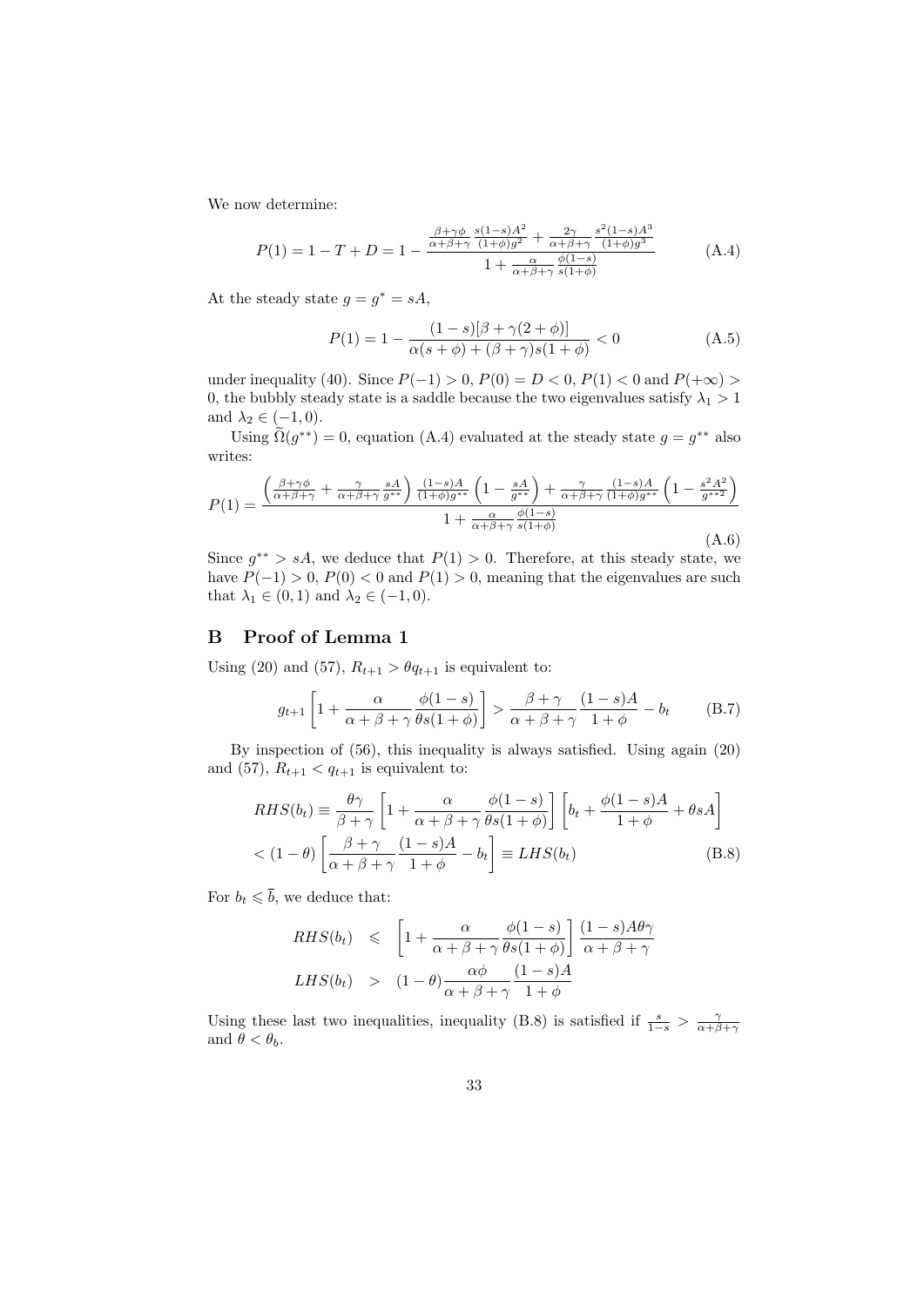We now determine:

$$P(1) = 1 - T + D = 1 - \frac{\frac{\beta+\gamma\phi}{\alpha+\beta+\gamma}\frac{s(1-s)A^2}{(1+\phi)g^2} + \frac{2\gamma}{\alpha+\beta+\gamma}\frac{s^2(1-s)A^3}{(1+\phi)g^3}}{1+\frac{\alpha}{\alpha+\beta+\gamma}\frac{\phi(1-s)}{s(1+\phi)}} \tag{A.4}$$

At the steady state $g = g^* = sA$,

$$P(1) = 1 - \frac{(1-s)[\beta+\gamma(2+\phi)]}{\alpha(s+\phi)+(\beta+\gamma)s(1+\phi)} < 0 \tag{A.5}$$

under inequality (40). Since $P(-1) > 0$, $P(0) = D < 0$, $P(1) < 0$ and $P(+\infty) > 0$, the bubbly steady state is a saddle because the two eigenvalues satisfy $\lambda_1 > 1$ and $\lambda_2 \in (-1, 0)$.

Using $\widetilde{\Omega}(g^{**}) = 0$, equation (A.4) evaluated at the steady state $g = g^{**}$ also writes:

$$P(1) = \frac{\left(\frac{\beta+\gamma\phi}{\alpha+\beta+\gamma} + \frac{\gamma}{\alpha+\beta+\gamma}\frac{sA}{g^{**}}\right)\frac{(1-s)A}{(1+\phi)g^{**}}\left(1-\frac{sA}{g^{**}}\right) + \frac{\gamma}{\alpha+\beta+\gamma}\frac{(1-s)A}{(1+\phi)g^{**}}\left(1-\frac{s^2A^2}{g^{**2}}\right)}{1+\frac{\alpha}{\alpha+\beta+\gamma}\frac{\phi(1-s)}{s(1+\phi)}} \tag{A.6}$$

Since $g^{**} > sA$, we deduce that $P(1) > 0$. Therefore, at this steady state, we have $P(-1) > 0$, $P(0) < 0$ and $P(1) > 0$, meaning that the eigenvalues are such that $\lambda_1 \in (0, 1)$ and $\lambda_2 \in (-1, 0)$.

## B Proof of Lemma 1

Using (20) and (57), $R_{t+1} > \theta q_{t+1}$ is equivalent to:

$$g_{t+1}\left[1 + \frac{\alpha}{\alpha+\beta+\gamma}\frac{\phi(1-s)}{\theta s(1+\phi)}\right] > \frac{\beta+\gamma}{\alpha+\beta+\gamma}\frac{(1-s)A}{1+\phi} - b_t \tag{B.7}$$

By inspection of (56), this inequality is always satisfied. Using again (20) and (57), $R_{t+1} < q_{t+1}$ is equivalent to:

$$\begin{aligned} RHS(b_t) &\equiv \frac{\theta\gamma}{\beta+\gamma}\left[1 + \frac{\alpha}{\alpha+\beta+\gamma}\frac{\phi(1-s)}{\theta s(1+\phi)}\right]\left[b_t + \frac{\phi(1-s)A}{1+\phi} + \theta sA\right] \\ &< (1-\theta)\left[\frac{\beta+\gamma}{\alpha+\beta+\gamma}\frac{(1-s)A}{1+\phi} - b_t\right] \equiv LHS(b_t) \end{aligned} \tag{B.8}$$

For $b_t \leqslant \overline{b}$, we deduce that:

$$\begin{aligned} RHS(b_t) &\leqslant \left[1 + \frac{\alpha}{\alpha+\beta+\gamma}\frac{\phi(1-s)}{\theta s(1+\phi)}\right]\frac{(1-s)A\theta\gamma}{\alpha+\beta+\gamma} \\ LHS(b_t) &> (1-\theta)\frac{\alpha\phi}{\alpha+\beta+\gamma}\frac{(1-s)A}{1+\phi} \end{aligned}$$

Using these last two inequalities, inequality (B.8) is satisfied if $\frac{s}{1-s} > \frac{\gamma}{\alpha+\beta+\gamma}$ and $\theta < \theta_b$.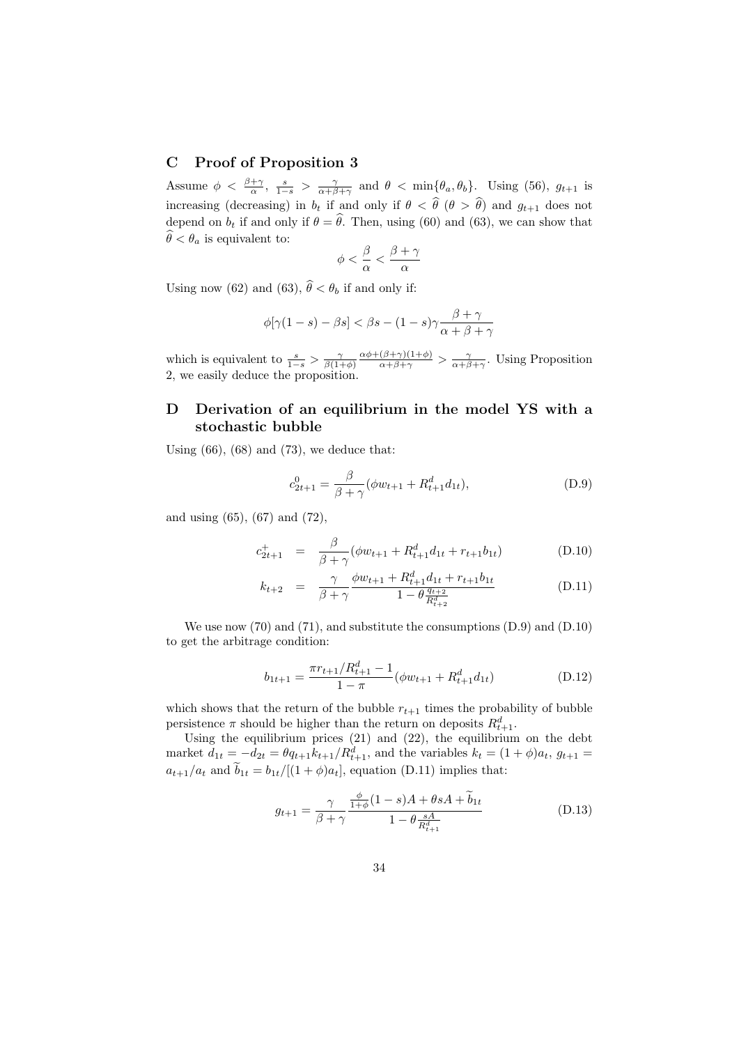## C Proof of Proposition 3

Assume $\phi < \frac{\beta+\gamma}{\alpha}$, $\frac{s}{1-s} > \frac{\gamma}{\alpha+\beta+\gamma}$ and $\theta < \min\{\theta_a, \theta_b\}$. Using (56), $g_{t+1}$ is increasing (decreasing) in $b_t$ if and only if $\theta < \widehat{\theta}$ ($\theta > \widehat{\theta}$) and $g_{t+1}$ does not depend on $b_t$ if and only if $\theta = \widehat{\theta}$. Then, using (60) and (63), we can show that $\widehat{\theta} < \theta_a$ is equivalent to:

$$\phi < \frac{\beta}{\alpha} < \frac{\beta+\gamma}{\alpha}$$

Using now (62) and (63), $\widehat{\theta} < \theta_b$ if and only if:

$$\phi[\gamma(1-s) - \beta s] < \beta s - (1-s)\gamma \frac{\beta+\gamma}{\alpha+\beta+\gamma}$$

which is equivalent to $\frac{s}{1-s} > \frac{\gamma}{\beta(1+\phi)} \frac{\alpha\phi+(\beta+\gamma)(1+\phi)}{\alpha+\beta+\gamma} > \frac{\gamma}{\alpha+\beta+\gamma}$. Using Proposition 2, we easily deduce the proposition.

## D Derivation of an equilibrium in the model YS with a stochastic bubble

Using (66), (68) and (73), we deduce that:

$$c_{2t+1}^{0} = \frac{\beta}{\beta+\gamma}(\phi w_{t+1} + R_{t+1}^{d} d_{1t}), \tag{D.9}$$

and using (65), (67) and (72),

$$c_{2t+1}^{+} = \frac{\beta}{\beta+\gamma}(\phi w_{t+1} + R_{t+1}^{d} d_{1t} + r_{t+1} b_{1t}) \tag{D.10}$$

$$k_{t+2} = \frac{\gamma}{\beta+\gamma} \frac{\phi w_{t+1} + R_{t+1}^{d} d_{1t} + r_{t+1} b_{1t}}{1 - \theta \frac{q_{t+2}}{R_{t+2}^{d}}} \tag{D.11}$$

We use now (70) and (71), and substitute the consumptions (D.9) and (D.10) to get the arbitrage condition:

$$b_{1t+1} = \frac{\pi r_{t+1}/R_{t+1}^{d} - 1}{1-\pi}(\phi w_{t+1} + R_{t+1}^{d} d_{1t}) \tag{D.12}$$

which shows that the return of the bubble $r_{t+1}$ times the probability of bubble persistence $\pi$ should be higher than the return on deposits $R_{t+1}^{d}$.

Using the equilibrium prices (21) and (22), the equilibrium on the debt market $d_{1t} = -d_{2t} = \theta q_{t+1} k_{t+1}/R_{t+1}^{d}$, and the variables $k_t = (1+\phi)a_t$, $g_{t+1} = a_{t+1}/a_t$ and $\widetilde{b}_{1t} = b_{1t}/[(1+\phi)a_t]$, equation (D.11) implies that:

$$g_{t+1} = \frac{\gamma}{\beta+\gamma} \frac{\frac{\phi}{1+\phi}(1-s)A + \theta s A + \widetilde{b}_{1t}}{1 - \theta \frac{sA}{R_{t+1}^{d}}} \tag{D.13}$$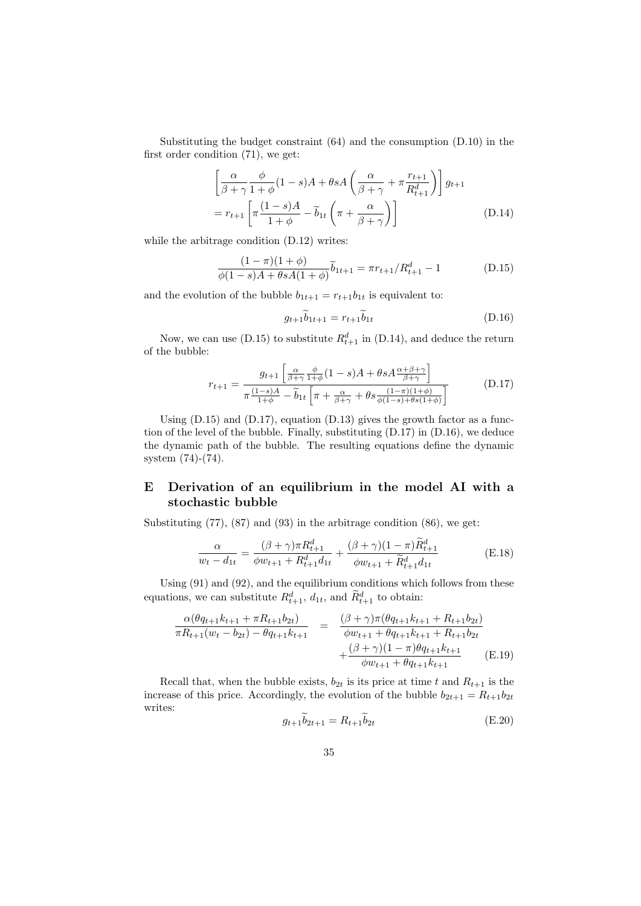Substituting the budget constraint (64) and the consumption (D.10) in the first order condition (71), we get:

$$\left[\frac{\alpha}{\beta+\gamma}\frac{\phi}{1+\phi}(1-s)A+\theta sA\left(\frac{\alpha}{\beta+\gamma}+\pi\frac{r_{t+1}}{R^d_{t+1}}\right)\right]g_{t+1} = r_{t+1}\left[\pi\frac{(1-s)A}{1+\phi}-\widetilde{b}_{1t}\left(\pi+\frac{\alpha}{\beta+\gamma}\right)\right] \tag{D.14}$$

while the arbitrage condition (D.12) writes:

$$\frac{(1-\pi)(1+\phi)}{\phi(1-s)A+\theta sA(1+\phi)}\widetilde{b}_{1t+1} = \pi r_{t+1}/R^d_{t+1}-1 \tag{D.15}$$

and the evolution of the bubble $b_{1t+1} = r_{t+1}b_{1t}$ is equivalent to:

$$g_{t+1}\widetilde{b}_{1t+1} = r_{t+1}\widetilde{b}_{1t} \tag{D.16}$$

Now, we can use (D.15) to substitute $R^d_{t+1}$ in (D.14), and deduce the return of the bubble:

$$r_{t+1} = \frac{g_{t+1}\left[\frac{\alpha}{\beta+\gamma}\frac{\phi}{1+\phi}(1-s)A+\theta sA\frac{\alpha+\beta+\gamma}{\beta+\gamma}\right]}{\pi\frac{(1-s)A}{1+\phi}-\widetilde{b}_{1t}\left[\pi+\frac{\alpha}{\beta+\gamma}+\theta s\frac{(1-\pi)(1+\phi)}{\phi(1-s)+\theta s(1+\phi)}\right]} \tag{D.17}$$

Using (D.15) and (D.17), equation (D.13) gives the growth factor as a function of the level of the bubble. Finally, substituting (D.17) in (D.16), we deduce the dynamic path of the bubble. The resulting equations define the dynamic system (74)-(74).

## E Derivation of an equilibrium in the model AI with a stochastic bubble

Substituting (77), (87) and (93) in the arbitrage condition (86), we get:

$$\frac{\alpha}{w_t-d_{1t}} = \frac{(\beta+\gamma)\pi R^d_{t+1}}{\phi w_{t+1}+R^d_{t+1}d_{1t}}+\frac{(\beta+\gamma)(1-\pi)\widetilde{R}^d_{t+1}}{\phi w_{t+1}+\widetilde{R}^d_{t+1}d_{1t}} \tag{E.18}$$

Using (91) and (92), and the equilibrium conditions which follows from these equations, we can substitute $R^d_{t+1}$, $d_{1t}$, and $\widetilde{R}^d_{t+1}$ to obtain:

$$\begin{aligned}\frac{\alpha(\theta q_{t+1}k_{t+1}+\pi R_{t+1}b_{2t})}{\pi R_{t+1}(w_t-b_{2t})-\theta q_{t+1}k_{t+1}} \quad &= \quad \frac{(\beta+\gamma)\pi(\theta q_{t+1}k_{t+1}+R_{t+1}b_{2t})}{\phi w_{t+1}+\theta q_{t+1}k_{t+1}+R_{t+1}b_{2t}} \\ &\quad +\frac{(\beta+\gamma)(1-\pi)\theta q_{t+1}k_{t+1}}{\phi w_{t+1}+\theta q_{t+1}k_{t+1}}\end{aligned} \tag{E.19}$$

Recall that, when the bubble exists, $b_{2t}$ is its price at time $t$ and $R_{t+1}$ is the increase of this price. Accordingly, the evolution of the bubble $b_{2t+1} = R_{t+1}b_{2t}$ writes:

$$g_{t+1}\widetilde{b}_{2t+1} = R_{t+1}\widetilde{b}_{2t} \tag{E.20}$$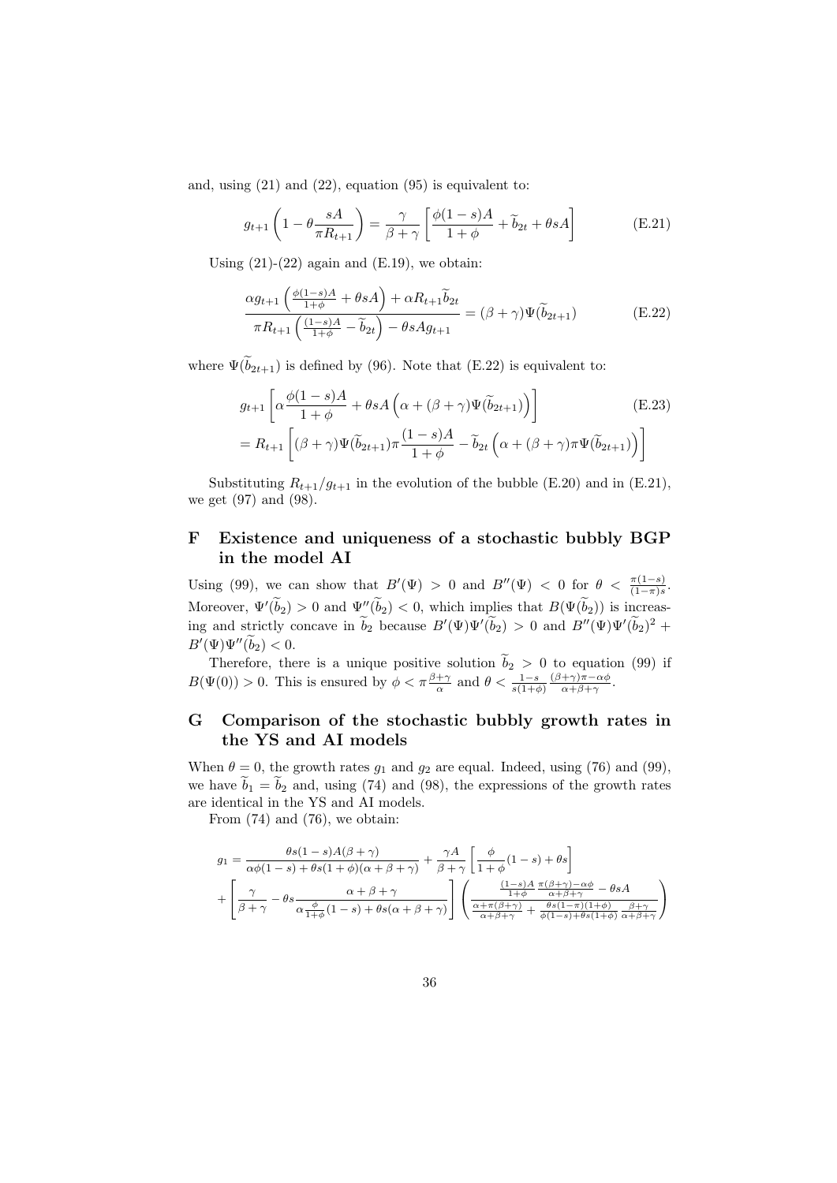and, using (21) and (22), equation (95) is equivalent to:

$$g_{t+1}\left(1-\theta\frac{sA}{\pi R_{t+1}}\right)=\frac{\gamma}{\beta+\gamma}\left[\frac{\phi(1-s)A}{1+\phi}+\widetilde{b}_{2t}+\theta sA\right] \tag{E.21}$$

Using (21)-(22) again and (E.19), we obtain:

$$\frac{\alpha g_{t+1}\left(\frac{\phi(1-s)A}{1+\phi}+\theta sA\right)+\alpha R_{t+1}\widetilde{b}_{2t}}{\pi R_{t+1}\left(\frac{(1-s)A}{1+\phi}-\widetilde{b}_{2t}\right)-\theta sAg_{t+1}}=(\beta+\gamma)\Psi(\widetilde{b}_{2t+1}) \tag{E.22}$$

where $\Psi(\widetilde{b}_{2t+1})$ is defined by (96). Note that (E.22) is equivalent to:

$$\begin{aligned} & g_{t+1}\left[\alpha\frac{\phi(1-s)A}{1+\phi}+\theta sA\left(\alpha+(\beta+\gamma)\Psi(\widetilde{b}_{2t+1})\right)\right] \qquad\qquad \text{(E.23)}\\ & =R_{t+1}\left[(\beta+\gamma)\Psi(\widetilde{b}_{2t+1})\pi\frac{(1-s)A}{1+\phi}-\widetilde{b}_{2t}\left(\alpha+(\beta+\gamma)\pi\Psi(\widetilde{b}_{2t+1})\right)\right] \end{aligned}$$

Substituting $R_{t+1}/g_{t+1}$ in the evolution of the bubble (E.20) and in (E.21), we get (97) and (98).

## F Existence and uniqueness of a stochastic bubbly BGP in the model AI

Using (99), we can show that $B'(\Psi)>0$ and $B''(\Psi)<0$ for $\theta<\frac{\pi(1-s)}{(1-\pi)s}$. Moreover, $\Psi'(\widetilde{b}_2)>0$ and $\Psi''(\widetilde{b}_2)<0$, which implies that $B(\Psi(\widetilde{b}_2))$ is increasing and strictly concave in $\widetilde{b}_2$ because $B'(\Psi)\Psi'(\widetilde{b}_2)>0$ and $B''(\Psi)\Psi'(\widetilde{b}_2)^2+B'(\Psi)\Psi''(\widetilde{b}_2)<0$.

Therefore, there is a unique positive solution $\widetilde{b}_2>0$ to equation (99) if $B(\Psi(0))>0$. This is ensured by $\phi<\pi\frac{\beta+\gamma}{\alpha}$ and $\theta<\frac{1-s}{s(1+\phi)}\frac{(\beta+\gamma)\pi-\alpha\phi}{\alpha+\beta+\gamma}$.

## G Comparison of the stochastic bubbly growth rates in the YS and AI models

When $\theta=0$, the growth rates $g_1$ and $g_2$ are equal. Indeed, using (76) and (99), we have $\widetilde{b}_1=\widetilde{b}_2$ and, using (74) and (98), the expressions of the growth rates are identical in the YS and AI models.

From (74) and (76), we obtain:

$$\begin{aligned} g_1= & \frac{\theta s(1-s)A(\beta+\gamma)}{\alpha\phi(1-s)+\theta s(1+\phi)(\alpha+\beta+\gamma)}+\frac{\gamma A}{\beta+\gamma}\left[\frac{\phi}{1+\phi}(1-s)+\theta s\right]\\ & +\left[\frac{\gamma}{\beta+\gamma}-\theta s\frac{\alpha+\beta+\gamma}{\alpha\frac{\phi}{1+\phi}(1-s)+\theta s(\alpha+\beta+\gamma)}\right]\left(\frac{\frac{(1-s)A}{1+\phi}\frac{\pi(\beta+\gamma)-\alpha\phi}{\alpha+\beta+\gamma}-\theta sA}{\frac{\alpha+\pi(\beta+\gamma)}{\alpha+\beta+\gamma}+\frac{\theta s(1-\pi)(1+\phi)}{\phi(1-s)+\theta s(1+\phi)}\frac{\beta+\gamma}{\alpha+\beta+\gamma}}\right) \end{aligned}$$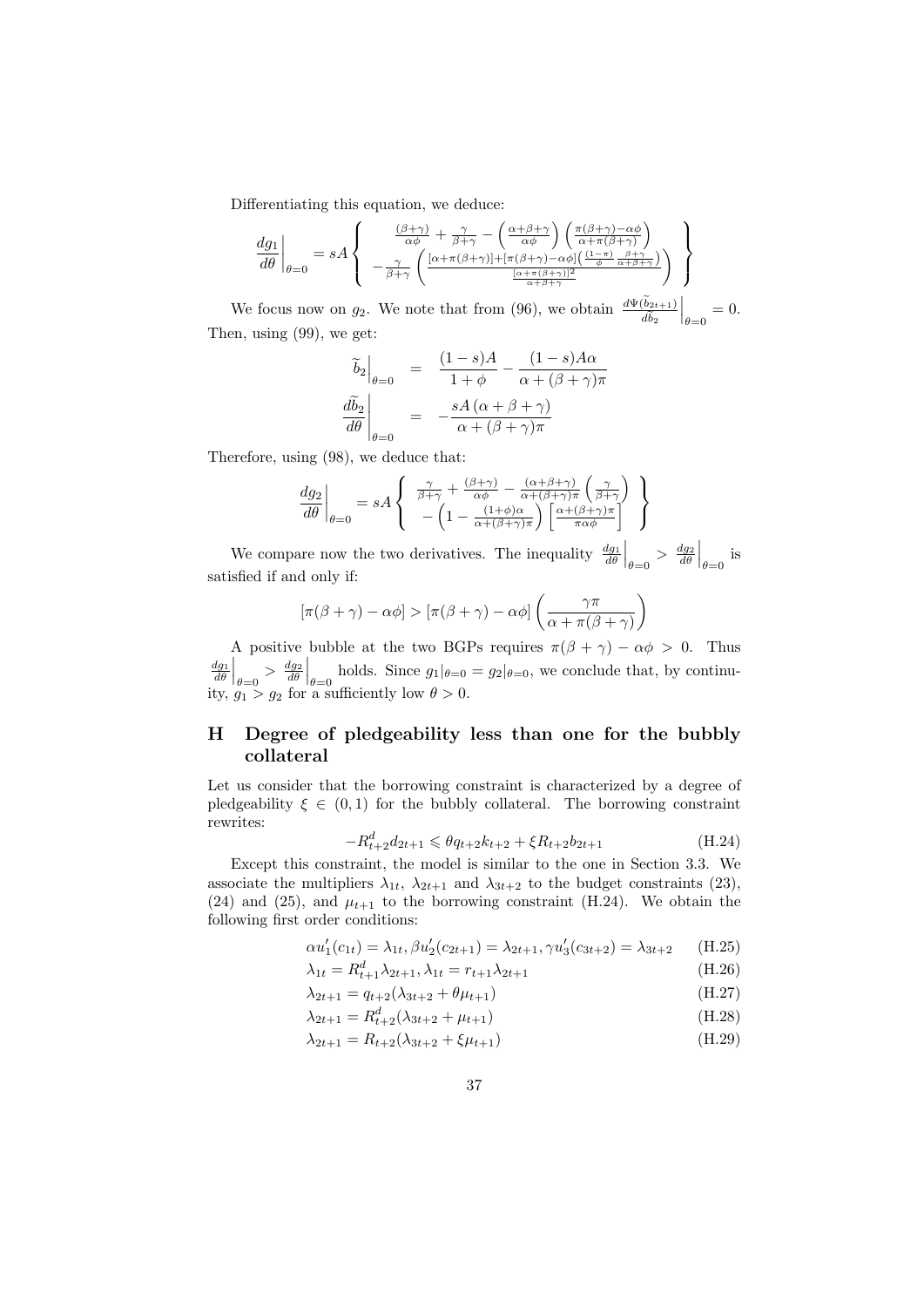Differentiating this equation, we deduce:

$$\left.\frac{dg_1}{d\theta}\right|_{\theta=0} = sA\left\{ \begin{array}{c} \frac{(\beta+\gamma)}{\alpha\phi} + \frac{\gamma}{\beta+\gamma} - \left(\frac{\alpha+\beta+\gamma}{\alpha\phi}\right)\left(\frac{\pi(\beta+\gamma)-\alpha\phi}{\alpha+\pi(\beta+\gamma)}\right) \\ -\frac{\gamma}{\beta+\gamma}\left(\frac{[\alpha+\pi(\beta+\gamma)]+[\pi(\beta+\gamma)-\alpha\phi]\left(\frac{(1-\pi)}{\phi}\frac{\beta+\gamma}{\alpha+\beta+\gamma}\right)}{\frac{[\alpha+\pi(\beta+\gamma)]^2}{\alpha+\beta+\gamma}}\right) \end{array} \right\}$$

We focus now on $g_2$. We note that from (96), we obtain $\left.\frac{d\Psi(\widetilde{b}_{2t+1})}{d\widetilde{b}_2}\right|_{\theta=0} = 0$. Then, using (99), we get:

$$\begin{aligned} \left.\widetilde{b}_2\right|_{\theta=0} &= \frac{(1-s)A}{1+\phi} - \frac{(1-s)A\alpha}{\alpha+(\beta+\gamma)\pi} \\ \left.\frac{d\widetilde{b}_2}{d\theta}\right|_{\theta=0} &= -\frac{sA\left(\alpha+\beta+\gamma\right)}{\alpha+(\beta+\gamma)\pi} \end{aligned}$$

Therefore, using (98), we deduce that:

$$\left.\frac{dg_2}{d\theta}\right|_{\theta=0} = sA\left\{ \begin{array}{c} \frac{\gamma}{\beta+\gamma} + \frac{(\beta+\gamma)}{\alpha\phi} - \frac{(\alpha+\beta+\gamma)}{\alpha+(\beta+\gamma)\pi}\left(\frac{\gamma}{\beta+\gamma}\right) \\ -\left(1-\frac{(1+\phi)\alpha}{\alpha+(\beta+\gamma)\pi}\right)\left[\frac{\alpha+(\beta+\gamma)\pi}{\pi\alpha\phi}\right] \end{array} \right\}$$

We compare now the two derivatives. The inequality $\left.\frac{dg_1}{d\theta}\right|_{\theta=0} > \left.\frac{dg_2}{d\theta}\right|_{\theta=0}$ is satisfied if and only if:

$$[\pi(\beta+\gamma)-\alpha\phi] > [\pi(\beta+\gamma)-\alpha\phi]\left(\frac{\gamma\pi}{\alpha+\pi(\beta+\gamma)}\right)$$

A positive bubble at the two BGPs requires $\pi(\beta+\gamma)-\alpha\phi > 0$. Thus $\left.\frac{dg_1}{d\theta}\right|_{\theta=0} > \left.\frac{dg_2}{d\theta}\right|_{\theta=0}$ holds. Since $g_1|_{\theta=0} = g_2|_{\theta=0}$, we conclude that, by continuity, $g_1 > g_2$ for a sufficiently low $\theta > 0$.

# H Degree of pledgeability less than one for the bubbly collateral

Let us consider that the borrowing constraint is characterized by a degree of pledgeability $\xi \in (0,1)$ for the bubbly collateral. The borrowing constraint rewrites:

$$-R^d_{t+2}d_{2t+1} \leqslant \theta q_{t+2}k_{t+2} + \xi R_{t+2}b_{2t+1} \tag{H.24}$$

Except this constraint, the model is similar to the one in Section 3.3. We associate the multipliers $\lambda_{1t}$, $\lambda_{2t+1}$ and $\lambda_{3t+2}$ to the budget constraints (23), (24) and (25), and $\mu_{t+1}$ to the borrowing constraint (H.24). We obtain the following first order conditions:

$$\alpha u_1'(c_{1t}) = \lambda_{1t}, \beta u_2'(c_{2t+1}) = \lambda_{2t+1}, \gamma u_3'(c_{3t+2}) = \lambda_{3t+2} \tag{H.25}$$

$$\lambda_{1t} = R^d_{t+1}\lambda_{2t+1}, \lambda_{1t} = r_{t+1}\lambda_{2t+1} \tag{H.26}$$

$$\lambda_{2t+1} = q_{t+2}(\lambda_{3t+2} + \theta\mu_{t+1}) \tag{H.27}$$

$$\lambda_{2t+1} = R^d_{t+2}(\lambda_{3t+2} + \mu_{t+1}) \tag{H.28}$$

$$\lambda_{2t+1} = R_{t+2}(\lambda_{3t+2} + \xi\mu_{t+1}) \tag{H.29}$$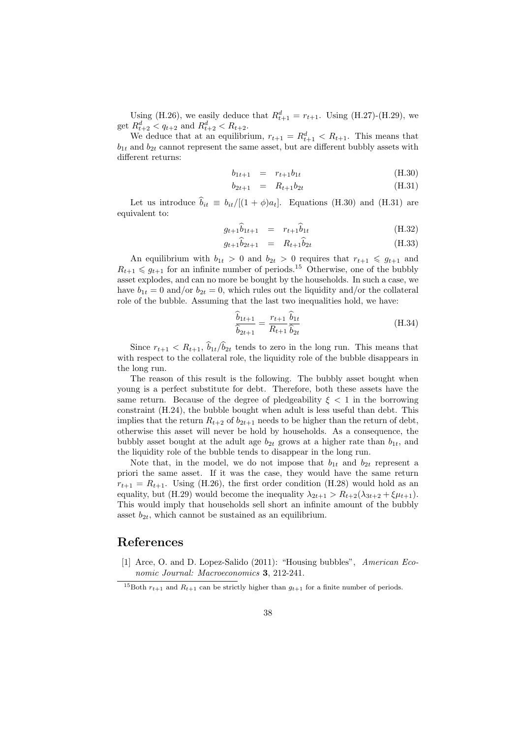Using (H.26), we easily deduce that $R^d_{t+1} = r_{t+1}$. Using (H.27)-(H.29), we get $R^d_{t+2} < q_{t+2}$ and $R^d_{t+2} < R_{t+2}$.

We deduce that at an equilibrium, $r_{t+1} = R^d_{t+1} < R_{t+1}$. This means that $b_{1t}$ and $b_{2t}$ cannot represent the same asset, but are different bubbly assets with different returns:

$$b_{1t+1} = r_{t+1} b_{1t} \tag{H.30}$$

$$b_{2t+1} = R_{t+1} b_{2t} \tag{H.31}$$

Let us introduce $\widehat{b}_{it} \equiv b_{it}/[(1+\phi)a_t]$. Equations (H.30) and (H.31) are equivalent to:

$$g_{t+1}\widehat{b}_{1t+1} = r_{t+1}\widehat{b}_{1t} \tag{H.32}$$

$$g_{t+1}\widehat{b}_{2t+1} = R_{t+1}\widehat{b}_{2t} \tag{H.33}$$

An equilibrium with $b_{1t} > 0$ and $b_{2t} > 0$ requires that $r_{t+1} \leqslant g_{t+1}$ and $R_{t+1} \leqslant g_{t+1}$ for an infinite number of periods.[15] Otherwise, one of the bubbly asset explodes, and can no more be bought by the households. In such a case, we have $b_{1t} = 0$ and/or $b_{2t} = 0$, which rules out the liquidity and/or the collateral role of the bubble. Assuming that the last two inequalities hold, we have:

$$\frac{\widehat{b}_{1t+1}}{\widehat{b}_{2t+1}} = \frac{r_{t+1}}{R_{t+1}}\frac{\widehat{b}_{1t}}{\widehat{b}_{2t}} \tag{H.34}$$

Since $r_{t+1} < R_{t+1}$, $\widehat{b}_{1t}/\widehat{b}_{2t}$ tends to zero in the long run. This means that with respect to the collateral role, the liquidity role of the bubble disappears in the long run.

The reason of this result is the following. The bubbly asset bought when young is a perfect substitute for debt. Therefore, both these assets have the same return. Because of the degree of pledgeability $\xi < 1$ in the borrowing constraint (H.24), the bubble bought when adult is less useful than debt. This implies that the return $R_{t+2}$ of $b_{2t+1}$ needs to be higher than the return of debt, otherwise this asset will never be hold by households. As a consequence, the bubbly asset bought at the adult age $b_{2t}$ grows at a higher rate than $b_{1t}$, and the liquidity role of the bubble tends to disappear in the long run.

Note that, in the model, we do not impose that $b_{1t}$ and $b_{2t}$ represent a priori the same asset. If it was the case, they would have the same return $r_{t+1} = R_{t+1}$. Using (H.26), the first order condition (H.28) would hold as an equality, but (H.29) would become the inequality $\lambda_{2t+1} > R_{t+2}(\lambda_{3t+2} + \xi\mu_{t+1})$. This would imply that households sell short an infinite amount of the bubbly asset $b_{2t}$, which cannot be sustained as an equilibrium.

# References

[1] Arce, O. and D. Lopez-Salido (2011): "Housing bubbles", *American Economic Journal: Macroeconomics* **3**, 212-241.

[15] Both $r_{t+1}$ and $R_{t+1}$ can be strictly higher than $g_{t+1}$ for a finite number of periods.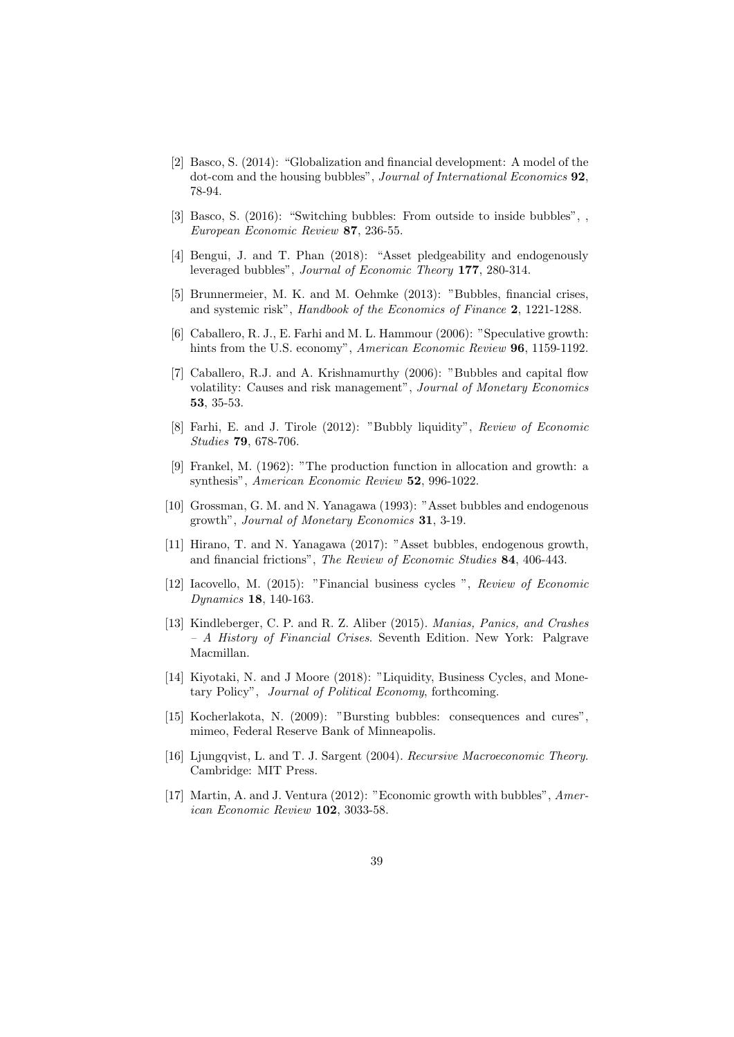[2] Basco, S. (2014): "Globalization and financial development: A model of the dot-com and the housing bubbles", *Journal of International Economics* **92**, 78-94.

[3] Basco, S. (2016): "Switching bubbles: From outside to inside bubbles", , *European Economic Review* **87**, 236-55.

[4] Bengui, J. and T. Phan (2018): "Asset pledgeability and endogenously leveraged bubbles", *Journal of Economic Theory* **177**, 280-314.

[5] Brunnermeier, M. K. and M. Oehmke (2013): "Bubbles, financial crises, and systemic risk", *Handbook of the Economics of Finance* **2**, 1221-1288.

[6] Caballero, R. J., E. Farhi and M. L. Hammour (2006): "Speculative growth: hints from the U.S. economy", *American Economic Review* **96**, 1159-1192.

[7] Caballero, R.J. and A. Krishnamurthy (2006): "Bubbles and capital flow volatility: Causes and risk management", *Journal of Monetary Economics* **53**, 35-53.

[8] Farhi, E. and J. Tirole (2012): "Bubbly liquidity", *Review of Economic Studies* **79**, 678-706.

[9] Frankel, M. (1962): "The production function in allocation and growth: a synthesis", *American Economic Review* **52**, 996-1022.

[10] Grossman, G. M. and N. Yanagawa (1993): "Asset bubbles and endogenous growth", *Journal of Monetary Economics* **31**, 3-19.

[11] Hirano, T. and N. Yanagawa (2017): "Asset bubbles, endogenous growth, and financial frictions", *The Review of Economic Studies* **84**, 406-443.

[12] Iacovello, M. (2015): "Financial business cycles ", *Review of Economic Dynamics* **18**, 140-163.

[13] Kindleberger, C. P. and R. Z. Aliber (2015). *Manias, Panics, and Crashes – A History of Financial Crises*. Seventh Edition. New York: Palgrave Macmillan.

[14] Kiyotaki, N. and J Moore (2018): "Liquidity, Business Cycles, and Monetary Policy", *Journal of Political Economy*, forthcoming.

[15] Kocherlakota, N. (2009): "Bursting bubbles: consequences and cures", mimeo, Federal Reserve Bank of Minneapolis.

[16] Ljungqvist, L. and T. J. Sargent (2004). *Recursive Macroeconomic Theory.* Cambridge: MIT Press.

[17] Martin, A. and J. Ventura (2012): "Economic growth with bubbles", *American Economic Review* **102**, 3033-58.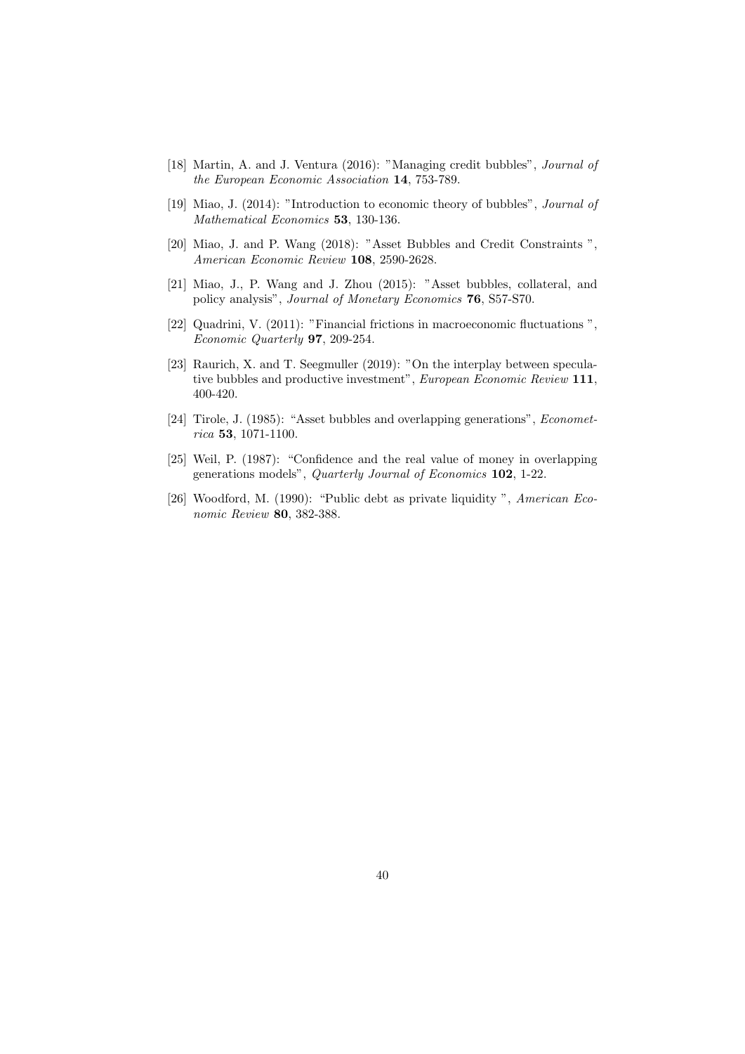[18] Martin, A. and J. Ventura (2016): "Managing credit bubbles", *Journal of the European Economic Association* **14**, 753-789.

[19] Miao, J. (2014): "Introduction to economic theory of bubbles", *Journal of Mathematical Economics* **53**, 130-136.

[20] Miao, J. and P. Wang (2018): "Asset Bubbles and Credit Constraints ", *American Economic Review* **108**, 2590-2628.

[21] Miao, J., P. Wang and J. Zhou (2015): "Asset bubbles, collateral, and policy analysis", *Journal of Monetary Economics* **76**, S57-S70.

[22] Quadrini, V. (2011): "Financial frictions in macroeconomic fluctuations ", *Economic Quarterly* **97**, 209-254.

[23] Raurich, X. and T. Seegmuller (2019): "On the interplay between speculative bubbles and productive investment", *European Economic Review* **111**, 400-420.

[24] Tirole, J. (1985): "Asset bubbles and overlapping generations", *Econometrica* **53**, 1071-1100.

[25] Weil, P. (1987): "Confidence and the real value of money in overlapping generations models", *Quarterly Journal of Economics* **102**, 1-22.

[26] Woodford, M. (1990): "Public debt as private liquidity ", *American Economic Review* **80**, 382-388.